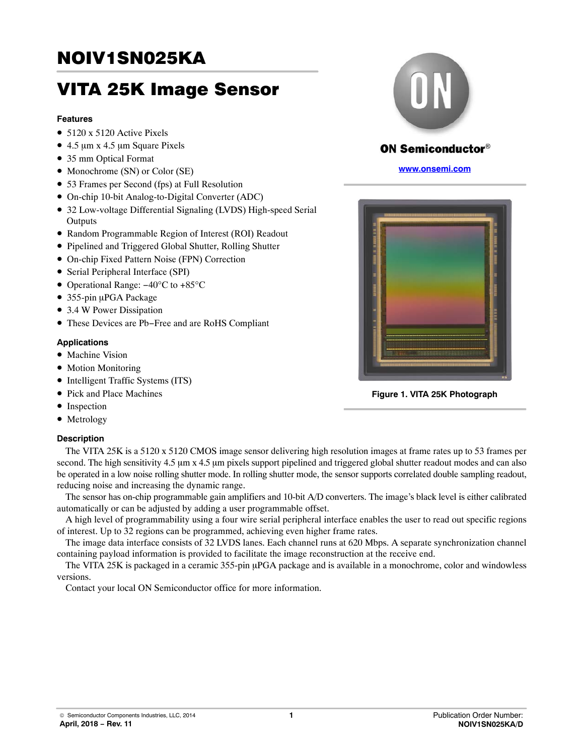# NOIV1SN025KA

# VITA 25K Image Sensor

ON Semiconductor®

www.onsemi.com

### Features

- 5120 x 5120 Active Pixels
- 4.5 μm x 4.5 μm Square Pixels
- 35 mm Optical Format
- Monochrome (SN) or Color (SE)
- 53 Frames per Second (fps) at Full Resolution
- On-chip 10-bit Analog-to-Digital Converter (ADC)
- 32 Low-voltage Differential Signaling (LVDS) High-speed Serial Outputs
- Random Programmable Region of Interest (ROI) Readout
- Pipelined and Triggered Global Shutter, Rolling Shutter
- On-chip Fixed Pattern Noise (FPN) Correction
- Serial Peripheral Interface (SPI)
- Operational Range: −40°C to +85°C
- 355-pin μPGA Package
- 3.4 W Power Dissipation
- These Devices are Pb−Free and are RoHS Compliant

### Applications

- Machine Vision
- Motion Monitoring
- Intelligent Traffic Systems (ITS)
- Pick and Place Machines
- Inspection
- Metrology

Figure 1. VITA 25K Photograph

### Description

The VITA 25K is a 5120 x 5120 CMOS image sensor delivering high resolution images at frame rates up to 53 frames per second. The high sensitivity 4.5 μm x 4.5 μm pixels support pipelined and triggered global shutter readout modes and can also be operated in a low noise rolling shutter mode. In rolling shutter mode, the sensor supports correlated double sampling readout, reducing noise and increasing the dynamic range.

The sensor has on-chip programmable gain amplifiers and 10-bit A/D converters. The image's black level is either calibrated automatically or can be adjusted by adding a user programmable offset.

A high level of programmability using a four wire serial peripheral interface enables the user to read out specific regions of interest. Up to 32 regions can be programmed, achieving even higher frame rates.

The image data interface consists of 32 LVDS lanes. Each channel runs at 620 Mbps. A separate synchronization channel containing payload information is provided to facilitate the image reconstruction at the receive end.

The VITA 25K is packaged in a ceramic 355-pin μPGA package and is available in a monochrome, color and windowless versions.

Contact your local ON Semiconductor office for more information.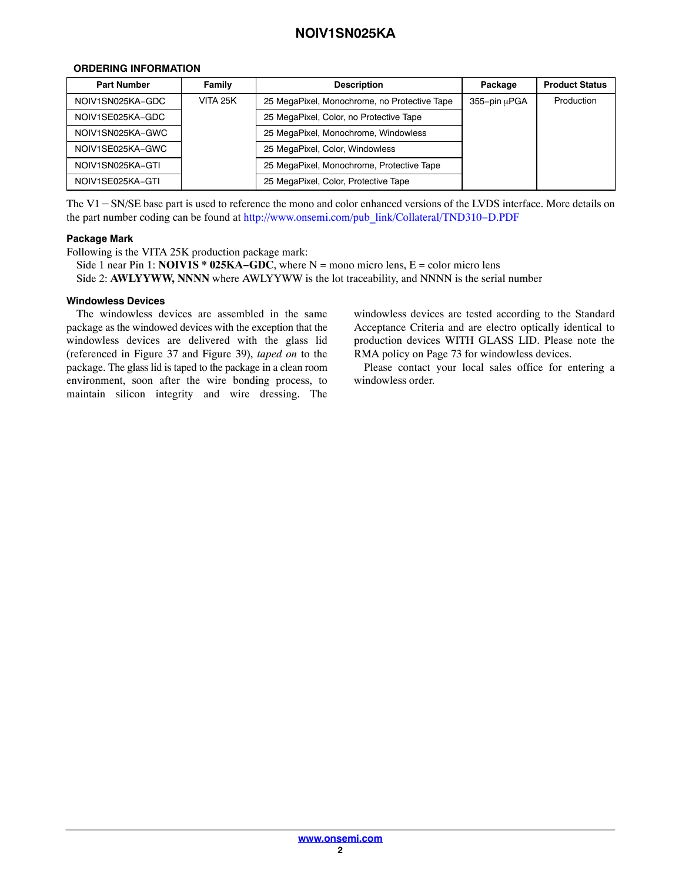### ORDERING INFORMATION

| Part Number | Family | Description | Package | Product Status |
| --- | --- | --- | --- | --- |
| NOIV1SN025KA−GDC | VITA 25K | 25 MegaPixel, Monochrome, no Protective Tape | 355−pin μPGA | Production |
| NOIV1SE025KA−GDC | | 25 MegaPixel, Color, no Protective Tape | | |
| NOIV1SN025KA−GWC | | 25 MegaPixel, Monochrome, Windowless | | |
| NOIV1SE025KA−GWC | | 25 MegaPixel, Color, Windowless | | |
| NOIV1SN025KA−GTI | | 25 MegaPixel, Monochrome, Protective Tape | | |
| NOIV1SE025KA−GTI | | 25 MegaPixel, Color, Protective Tape | | |

The V1 − SN/SE base part is used to reference the mono and color enhanced versions of the LVDS interface. More details on the part number coding can be found at http://www.onsemi.com/pub_link/Collateral/TND310−D.PDF

#### Package Mark

Following is the VITA 25K production package mark:

Side 1 near Pin 1: **NOIV1S * 025KA−GDC**, where N = mono micro lens, E = color micro lens

Side 2: **AWLYYWW, NNNN** where AWLYYWW is the lot traceability, and NNNN is the serial number

#### Windowless Devices

The windowless devices are assembled in the same package as the windowed devices with the exception that the windowless devices are delivered with the glass lid (referenced in Figure 37 and Figure 39), *taped on* to the package. The glass lid is taped to the package in a clean room environment, soon after the wire bonding process, to maintain silicon integrity and wire dressing. The windowless devices are tested according to the Standard Acceptance Criteria and are electro optically identical to production devices WITH GLASS LID. Please note the RMA policy on Page 73 for windowless devices.

Please contact your local sales office for entering a windowless order.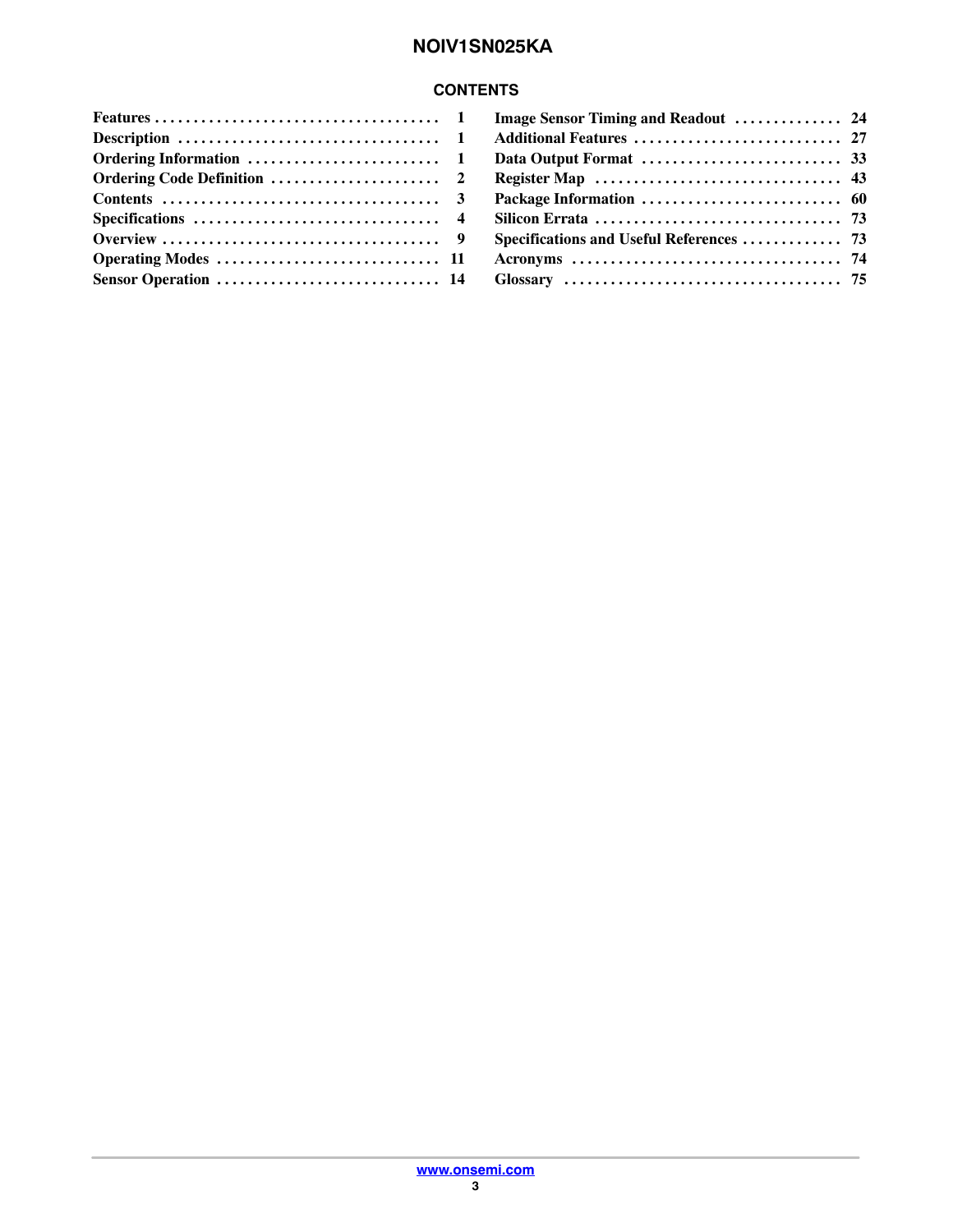## CONTENTS

| | |
|---|---|
| Features | 1 |
| Description | 1 |
| Ordering Information | 1 |
| Ordering Code Definition | 2 |
| Contents | 3 |
| Specifications | 4 |
| Overview | 9 |
| Operating Modes | 11 |
| Sensor Operation | 14 |
| Image Sensor Timing and Readout | 24 |
| Additional Features | 27 |
| Data Output Format | 33 |
| Register Map | 43 |
| Package Information | 60 |
| Silicon Errata | 73 |
| Specifications and Useful References | 73 |
| Acronyms | 74 |
| Glossary | 75 |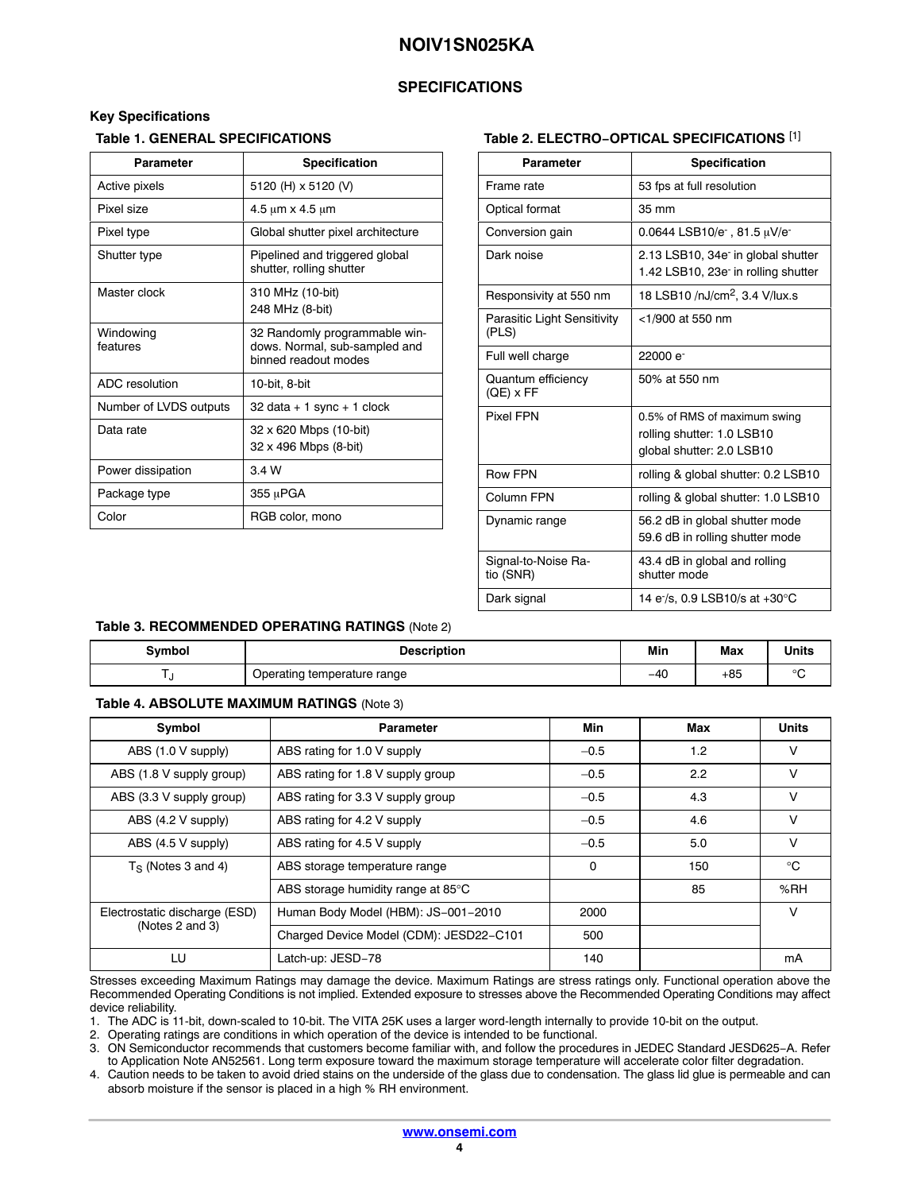## SPECIFICATIONS

### Key Specifications

**Table 1. GENERAL SPECIFICATIONS**

| Parameter | Specification |
|---|---|
| Active pixels | 5120 (H) x 5120 (V) |
| Pixel size | 4.5 μm x 4.5 μm |
| Pixel type | Global shutter pixel architecture |
| Shutter type | Pipelined and triggered global shutter, rolling shutter |
| Master clock | 310 MHz (10-bit)<br>248 MHz (8-bit) |
| Windowing features | 32 Randomly programmable windows. Normal, sub-sampled and binned readout modes |
| ADC resolution | 10-bit, 8-bit |
| Number of LVDS outputs | 32 data + 1 sync + 1 clock |
| Data rate | 32 x 620 Mbps (10-bit)<br>32 x 496 Mbps (8-bit) |
| Power dissipation | 3.4 W |
| Package type | 355 μPGA |
| Color | RGB color, mono |

**Table 2. ELECTRO−OPTICAL SPECIFICATIONS** [1]

| Parameter | Specification |
|---|---|
| Frame rate | 53 fps at full resolution |
| Optical format | 35 mm |
| Conversion gain | 0.0644 LSB10/e$^-$ , 81.5 μV/e$^-$ |
| Dark noise | 2.13 LSB10, 34e$^-$ in global shutter<br>1.42 LSB10, 23e$^-$ in rolling shutter |
| Responsivity at 550 nm | 18 LSB10 /nJ/cm$^2$, 3.4 V/lux.s |
| Parasitic Light Sensitivity (PLS) | <1/900 at 550 nm |
| Full well charge | 22000 e$^-$ |
| Quantum efficiency (QE) x FF | 50% at 550 nm |
| Pixel FPN | 0.5% of RMS of maximum swing<br>rolling shutter: 1.0 LSB10<br>global shutter: 2.0 LSB10 |
| Row FPN | rolling & global shutter: 0.2 LSB10 |
| Column FPN | rolling & global shutter: 1.0 LSB10 |
| Dynamic range | 56.2 dB in global shutter mode<br>59.6 dB in rolling shutter mode |
| Signal-to-Noise Ratio (SNR) | 43.4 dB in global and rolling shutter mode |
| Dark signal | 14 e$^-$/s, 0.9 LSB10/s at +30°C |

**Table 3. RECOMMENDED OPERATING RATINGS** (Note 2)

| Symbol | Description | Min | Max | Units |
|---|---|---|---|---|
| $T_J$ | Operating temperature range | −40 | +85 | °C |

**Table 4. ABSOLUTE MAXIMUM RATINGS** (Note 3)

| Symbol | Parameter | Min | Max | Units |
|---|---|---|---|---|
| ABS (1.0 V supply) | ABS rating for 1.0 V supply | −0.5 | 1.2 | V |
| ABS (1.8 V supply group) | ABS rating for 1.8 V supply group | −0.5 | 2.2 | V |
| ABS (3.3 V supply group) | ABS rating for 3.3 V supply group | −0.5 | 4.3 | V |
| ABS (4.2 V supply) | ABS rating for 4.2 V supply | −0.5 | 4.6 | V |
| ABS (4.5 V supply) | ABS rating for 4.5 V supply | −0.5 | 5.0 | V |
| $T_S$ (Notes 3 and 4) | ABS storage temperature range | 0 | 150 | °C |
| | ABS storage humidity range at 85°C | | 85 | %RH |
| Electrostatic discharge (ESD) (Notes 2 and 3) | Human Body Model (HBM): JS−001−2010 | 2000 | | V |
| | Charged Device Model (CDM): JESD22−C101 | 500 | | |
| LU | Latch-up: JESD−78 | 140 | | mA |

Stresses exceeding Maximum Ratings may damage the device. Maximum Ratings are stress ratings only. Functional operation above the Recommended Operating Conditions is not implied. Extended exposure to stresses above the Recommended Operating Conditions may affect device reliability.

1. The ADC is 11-bit, down-scaled to 10-bit. The VITA 25K uses a larger word-length internally to provide 10-bit on the output.
2. Operating ratings are conditions in which operation of the device is intended to be functional.
3. ON Semiconductor recommends that customers become familiar with, and follow the procedures in JEDEC Standard JESD625−A. Refer to Application Note AN52561. Long term exposure toward the maximum storage temperature will accelerate color filter degradation.
4. Caution needs to be taken to avoid dried stains on the underside of the glass due to condensation. The glass lid glue is permeable and can absorb moisture if the sensor is placed in a high % RH environment.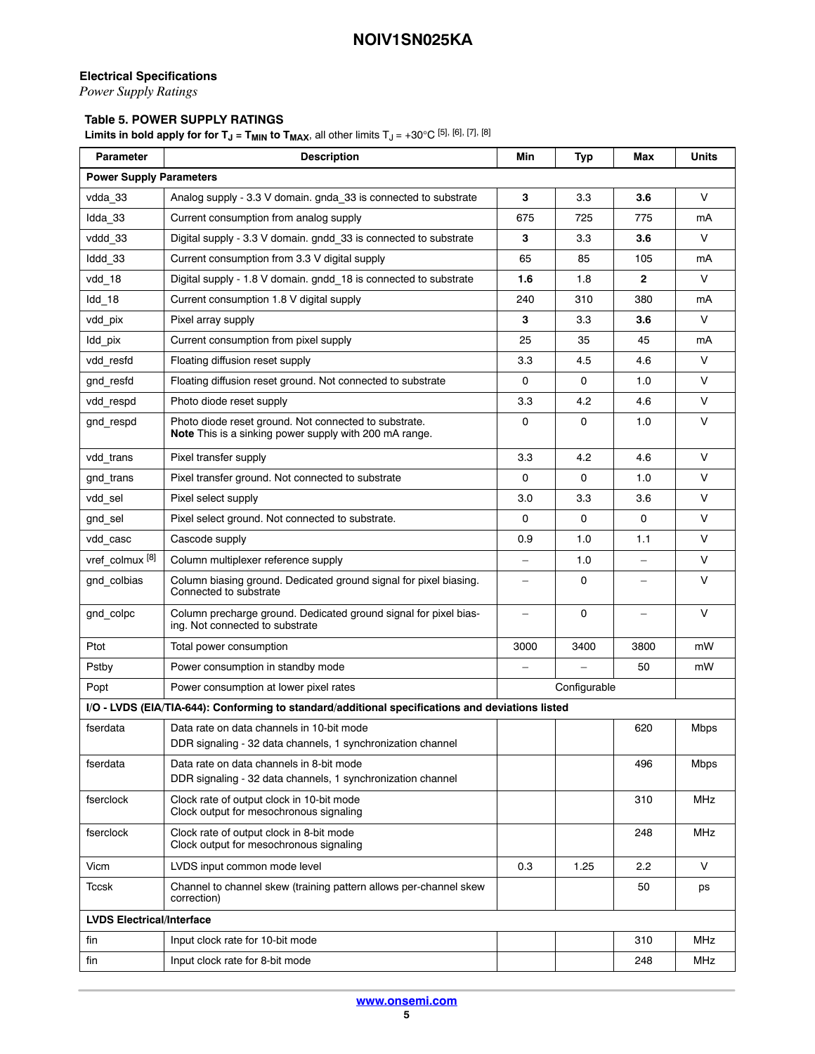## Electrical Specifications

*Power Supply Ratings*

**Table 5. POWER SUPPLY RATINGS**

**Limits in bold apply for for $T_J = T_{MIN}$ to $T_{MAX}$**, all other limits $T_J = +30°C$ [5], [6], [7], [8]

| Parameter | Description | Min | Typ | Max | Units |
|---|---|---|---|---|---|
| **Power Supply Parameters** | | | | | |
| vdda_33 | Analog supply - 3.3 V domain. gnda_33 is connected to substrate | **3** | 3.3 | **3.6** | V |
| Idda_33 | Current consumption from analog supply | 675 | 725 | 775 | mA |
| vddd_33 | Digital supply - 3.3 V domain. gndd_33 is connected to substrate | **3** | 3.3 | **3.6** | V |
| Iddd_33 | Current consumption from 3.3 V digital supply | 65 | 85 | 105 | mA |
| vdd_18 | Digital supply - 1.8 V domain. gndd_18 is connected to substrate | **1.6** | 1.8 | **2** | V |
| Idd_18 | Current consumption 1.8 V digital supply | 240 | 310 | 380 | mA |
| vdd_pix | Pixel array supply | **3** | 3.3 | **3.6** | V |
| Idd_pix | Current consumption from pixel supply | 25 | 35 | 45 | mA |
| vdd_resfd | Floating diffusion reset supply | 3.3 | 4.5 | 4.6 | V |
| gnd_resfd | Floating diffusion reset ground. Not connected to substrate | 0 | 0 | 1.0 | V |
| vdd_respd | Photo diode reset supply | 3.3 | 4.2 | 4.6 | V |
| gnd_respd | Photo diode reset ground. Not connected to substrate. **Note** This is a sinking power supply with 200 mA range. | 0 | 0 | 1.0 | V |
| vdd_trans | Pixel transfer supply | 3.3 | 4.2 | 4.6 | V |
| gnd_trans | Pixel transfer ground. Not connected to substrate | 0 | 0 | 1.0 | V |
| vdd_sel | Pixel select supply | 3.0 | 3.3 | 3.6 | V |
| gnd_sel | Pixel select ground. Not connected to substrate. | 0 | 0 | 0 | V |
| vdd_casc | Cascode supply | 0.9 | 1.0 | 1.1 | V |
| vref_colmux [8] | Column multiplexer reference supply | – | 1.0 | – | V |
| gnd_colbias | Column biasing ground. Dedicated ground signal for pixel biasing. Connected to substrate | – | 0 | – | V |
| gnd_colpc | Column precharge ground. Dedicated ground signal for pixel biasing. Not connected to substrate | – | 0 | – | V |
| Ptot | Total power consumption | 3000 | 3400 | 3800 | mW |
| Pstby | Power consumption in standby mode | – | – | 50 | mW |
| Popt | Power consumption at lower pixel rates | | Configurable | | |
| **I/O - LVDS (EIA/TIA-644): Conforming to standard/additional specifications and deviations listed** | | | | | |
| fserdata | Data rate on data channels in 10-bit mode<br>DDR signaling - 32 data channels, 1 synchronization channel | | | 620 | Mbps |
| fserdata | Data rate on data channels in 8-bit mode<br>DDR signaling - 32 data channels, 1 synchronization channel | | | 496 | Mbps |
| fserclock | Clock rate of output clock in 10-bit mode<br>Clock output for mesochronous signaling | | | 310 | MHz |
| fserclock | Clock rate of output clock in 8-bit mode<br>Clock output for mesochronous signaling | | | 248 | MHz |
| Vicm | LVDS input common mode level | 0.3 | 1.25 | 2.2 | V |
| Tccsk | Channel to channel skew (training pattern allows per-channel skew correction) | | | 50 | ps |
| **LVDS Electrical/Interface** | | | | | |
| fin | Input clock rate for 10-bit mode | | | 310 | MHz |
| fin | Input clock rate for 8-bit mode | | | 248 | MHz |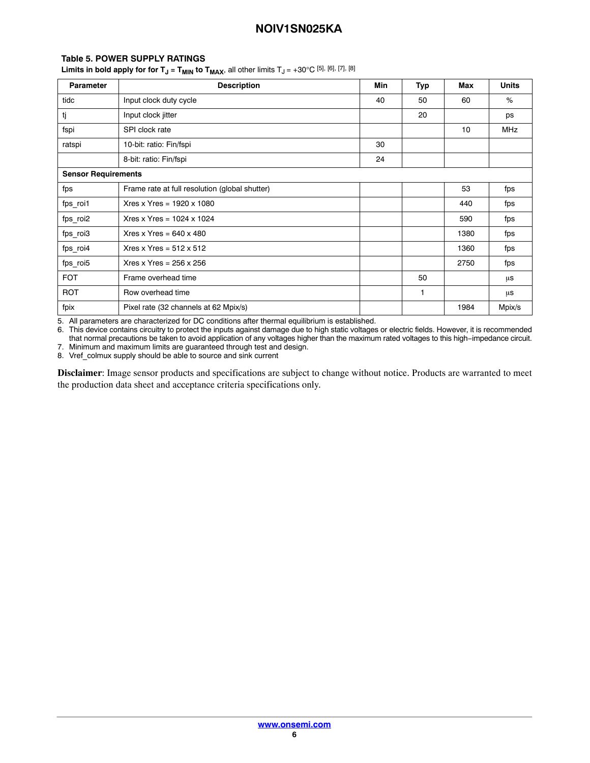**Table 5. POWER SUPPLY RATINGS**

**Limits in bold apply for for $T_J$ = $T_{MIN}$ to $T_{MAX}$**, all other limits $T_J$ = +30°C [5], [6], [7], [8]

| Parameter | Description | Min | Typ | Max | Units |
|---|---|---|---|---|---|
| tidc | Input clock duty cycle | 40 | 50 | 60 | % |
| tj | Input clock jitter | | 20 | | ps |
| fspi | SPI clock rate | | | 10 | MHz |
| ratspi | 10-bit: ratio: Fin/fspi | 30 | | | |
| | 8-bit: ratio: Fin/fspi | 24 | | | |
| **Sensor Requirements** | | | | | |
| fps | Frame rate at full resolution (global shutter) | | | 53 | fps |
| fps_roi1 | Xres x Yres = 1920 x 1080 | | | 440 | fps |
| fps_roi2 | Xres x Yres = 1024 x 1024 | | | 590 | fps |
| fps_roi3 | Xres x Yres = 640 x 480 | | | 1380 | fps |
| fps_roi4 | Xres x Yres = 512 x 512 | | | 1360 | fps |
| fps_roi5 | Xres x Yres = 256 x 256 | | | 2750 | fps |
| FOT | Frame overhead time | | 50 | | μs |
| ROT | Row overhead time | | 1 | | μs |
| fpix | Pixel rate (32 channels at 62 Mpix/s) | | | 1984 | Mpix/s |

5. All parameters are characterized for DC conditions after thermal equilibrium is established.
6. This device contains circuitry to protect the inputs against damage due to high static voltages or electric fields. However, it is recommended that normal precautions be taken to avoid application of any voltages higher than the maximum rated voltages to this high−impedance circuit.
7. Minimum and maximum limits are guaranteed through test and design.
8. Vref_colmux supply should be able to source and sink current

**Disclaimer**: Image sensor products and specifications are subject to change without notice. Products are warranted to meet the production data sheet and acceptance criteria specifications only.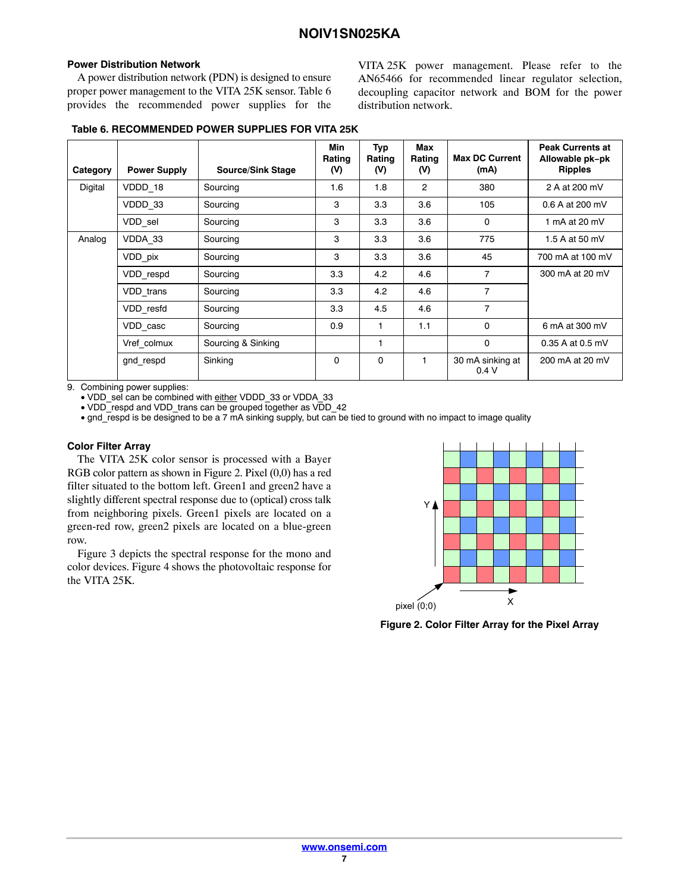### Power Distribution Network

A power distribution network (PDN) is designed to ensure proper power management to the VITA 25K sensor. Table 6 provides the recommended power supplies for the VITA 25K power management. Please refer to the AN65466 for recommended linear regulator selection, decoupling capacitor network and BOM for the power distribution network.

**Table 6. RECOMMENDED POWER SUPPLIES FOR VITA 25K**

| Category | Power Supply | Source/Sink Stage | Min Rating (V) | Typ Rating (V) | Max Rating (V) | Max DC Current (mA) | Peak Currents at Allowable pk–pk Ripples |
|---|---|---|---|---|---|---|---|
| Digital | VDDD_18 | Sourcing | 1.6 | 1.8 | 2 | 380 | 2 A at 200 mV |
| | VDDD_33 | Sourcing | 3 | 3.3 | 3.6 | 105 | 0.6 A at 200 mV |
| | VDD_sel | Sourcing | 3 | 3.3 | 3.6 | 0 | 1 mA at 20 mV |
| Analog | VDDA_33 | Sourcing | 3 | 3.3 | 3.6 | 775 | 1.5 A at 50 mV |
| | VDD_pix | Sourcing | 3 | 3.3 | 3.6 | 45 | 700 mA at 100 mV |
| | VDD_respd | Sourcing | 3.3 | 4.2 | 4.6 | 7 | 300 mA at 20 mV |
| | VDD_trans | Sourcing | 3.3 | 4.2 | 4.6 | 7 | |
| | VDD_resfd | Sourcing | 3.3 | 4.5 | 4.6 | 7 | |
| | VDD_casc | Sourcing | 0.9 | 1 | 1.1 | 0 | 6 mA at 300 mV |
| | Vref_colmux | Sourcing & Sinking | | 1 | | 0 | 0.35 A at 0.5 mV |
| | gnd_respd | Sinking | 0 | 0 | 1 | 30 mA sinking at 0.4 V | 200 mA at 20 mV |

9. Combining power supplies:
   - VDD_sel can be combined with either VDDD_33 or VDDA_33
   - VDD_respd and VDD_trans can be grouped together as VDD_42
   - gnd_respd is be designed to be a 7 mA sinking supply, but can be tied to ground with no impact to image quality

### Color Filter Array

The VITA 25K color sensor is processed with a Bayer RGB color pattern as shown in Figure 2. Pixel (0,0) has a red filter situated to the bottom left. Green1 and green2 have a slightly different spectral response due to (optical) cross talk from neighboring pixels. Green1 pixels are located on a green-red row, green2 pixels are located on a blue-green row.

Figure 3 depicts the spectral response for the mono and color devices. Figure 4 shows the photovoltaic response for the VITA 25K.

**Figure 2. Color Filter Array for the Pixel Array**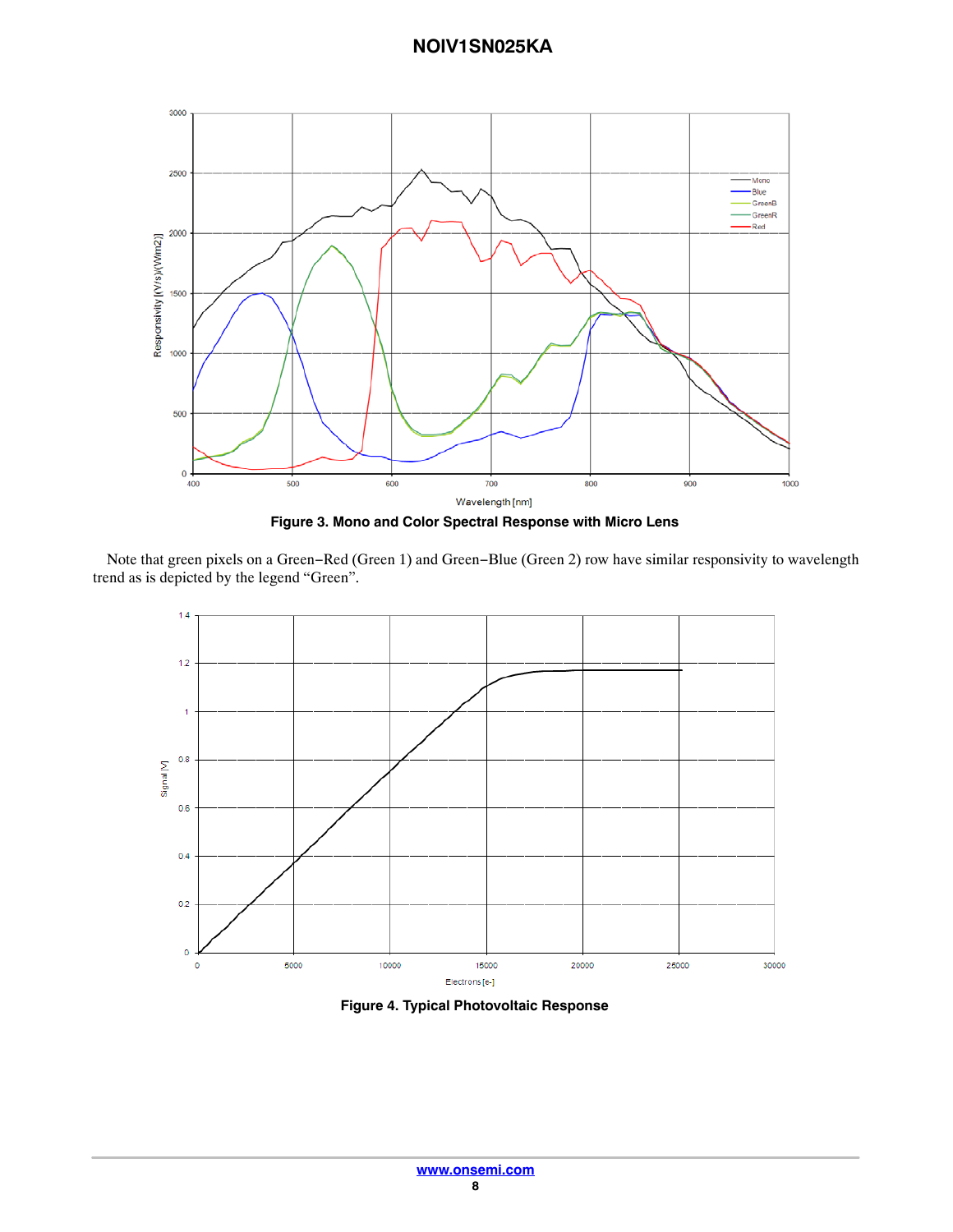**Figure 3. Mono and Color Spectral Response with Micro Lens**

Note that green pixels on a Green−Red (Green 1) and Green−Blue (Green 2) row have similar responsivity to wavelength trend as is depicted by the legend “Green”.

**Figure 4. Typical Photovoltaic Response**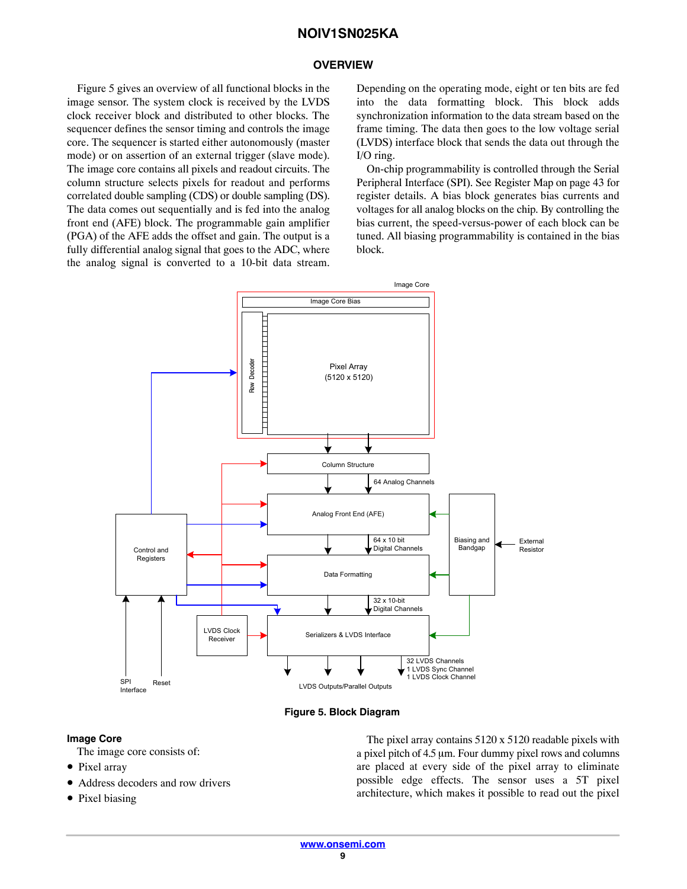## OVERVIEW

Figure 5 gives an overview of all functional blocks in the image sensor. The system clock is received by the LVDS clock receiver block and distributed to other blocks. The sequencer defines the sensor timing and controls the image core. The sequencer is started either autonomously (master mode) or on assertion of an external trigger (slave mode). The image core contains all pixels and readout circuits. The column structure selects pixels for readout and performs correlated double sampling (CDS) or double sampling (DS). The data comes out sequentially and is fed into the analog front end (AFE) block. The programmable gain amplifier (PGA) of the AFE adds the offset and gain. The output is a fully differential analog signal that goes to the ADC, where the analog signal is converted to a 10-bit data stream. Depending on the operating mode, eight or ten bits are fed into the data formatting block. This block adds synchronization information to the data stream based on the frame timing. The data then goes to the low voltage serial (LVDS) interface block that sends the data out through the I/O ring.

On-chip programmability is controlled through the Serial Peripheral Interface (SPI). See Register Map on page 43 for register details. A bias block generates bias currents and voltages for all analog blocks on the chip. By controlling the bias current, the speed-versus-power of each block can be tuned. All biasing programmability is contained in the bias block.

Figure 5. Block Diagram

### Image Core

The image core consists of:

- Pixel array
- Address decoders and row drivers
- Pixel biasing

The pixel array contains 5120 x 5120 readable pixels with a pixel pitch of 4.5 μm. Four dummy pixel rows and columns are placed at every side of the pixel array to eliminate possible edge effects. The sensor uses a 5T pixel architecture, which makes it possible to read out the pixel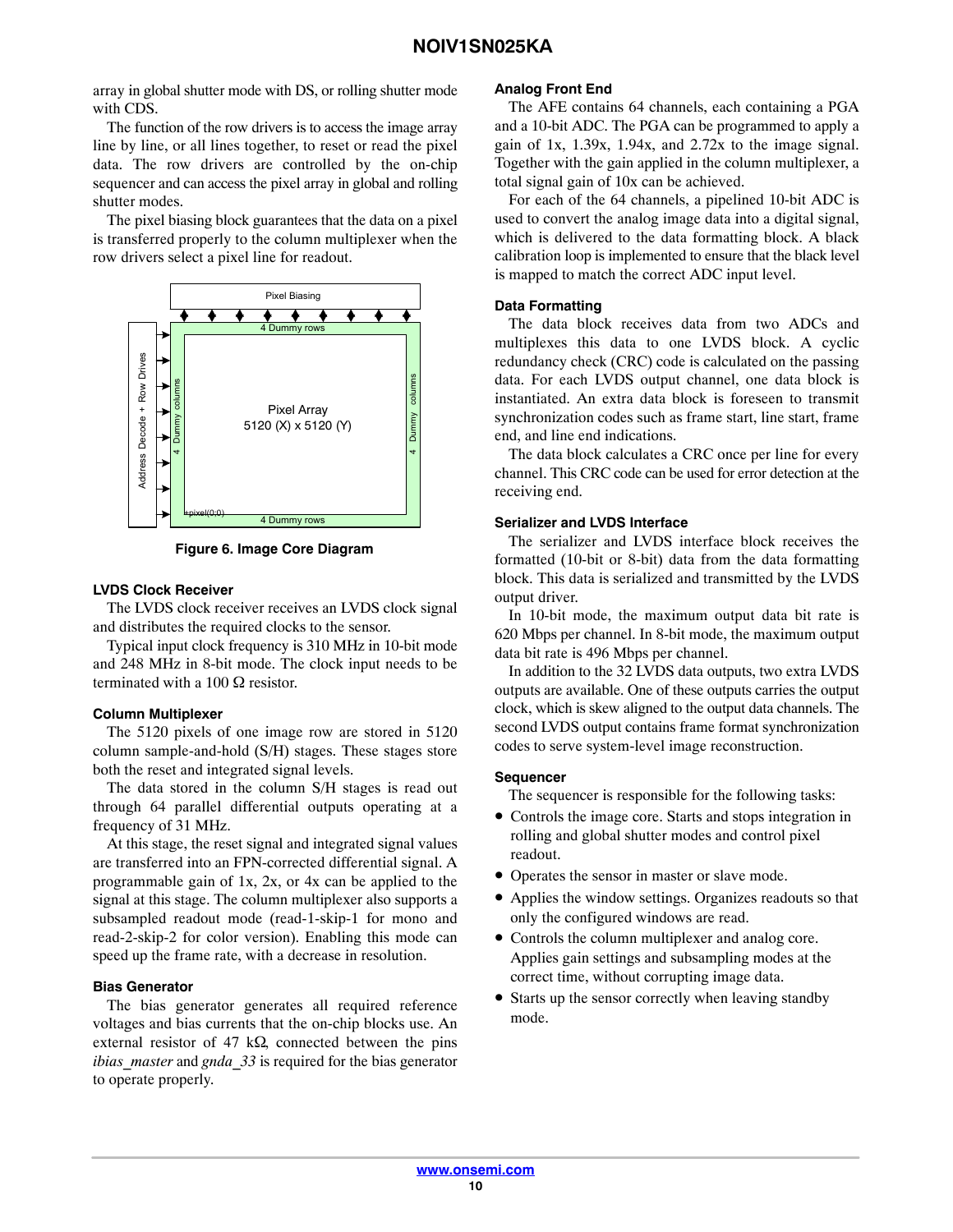array in global shutter mode with DS, or rolling shutter mode with CDS.

The function of the row drivers is to access the image array line by line, or all lines together, to reset or read the pixel data. The row drivers are controlled by the on-chip sequencer and can access the pixel array in global and rolling shutter modes.

The pixel biasing block guarantees that the data on a pixel is transferred properly to the column multiplexer when the row drivers select a pixel line for readout.

**Figure 6. Image Core Diagram**

### LVDS Clock Receiver

The LVDS clock receiver receives an LVDS clock signal and distributes the required clocks to the sensor.

Typical input clock frequency is 310 MHz in 10-bit mode and 248 MHz in 8-bit mode. The clock input needs to be terminated with a 100 Ω resistor.

### Column Multiplexer

The 5120 pixels of one image row are stored in 5120 column sample-and-hold (S/H) stages. These stages store both the reset and integrated signal levels.

The data stored in the column S/H stages is read out through 64 parallel differential outputs operating at a frequency of 31 MHz.

At this stage, the reset signal and integrated signal values are transferred into an FPN-corrected differential signal. A programmable gain of 1x, 2x, or 4x can be applied to the signal at this stage. The column multiplexer also supports a subsampled readout mode (read-1-skip-1 for mono and read-2-skip-2 for color version). Enabling this mode can speed up the frame rate, with a decrease in resolution.

### Bias Generator

The bias generator generates all required reference voltages and bias currents that the on-chip blocks use. An external resistor of 47 kΩ, connected between the pins *ibias_master* and *gnda_33* is required for the bias generator to operate properly.

### Analog Front End

The AFE contains 64 channels, each containing a PGA and a 10-bit ADC. The PGA can be programmed to apply a gain of 1x, 1.39x, 1.94x, and 2.72x to the image signal. Together with the gain applied in the column multiplexer, a total signal gain of 10x can be achieved.

For each of the 64 channels, a pipelined 10-bit ADC is used to convert the analog image data into a digital signal, which is delivered to the data formatting block. A black calibration loop is implemented to ensure that the black level is mapped to match the correct ADC input level.

### Data Formatting

The data block receives data from two ADCs and multiplexes this data to one LVDS block. A cyclic redundancy check (CRC) code is calculated on the passing data. For each LVDS output channel, one data block is instantiated. An extra data block is foreseen to transmit synchronization codes such as frame start, line start, frame end, and line end indications.

The data block calculates a CRC once per line for every channel. This CRC code can be used for error detection at the receiving end.

### Serializer and LVDS Interface

The serializer and LVDS interface block receives the formatted (10-bit or 8-bit) data from the data formatting block. This data is serialized and transmitted by the LVDS output driver.

In 10-bit mode, the maximum output data bit rate is 620 Mbps per channel. In 8-bit mode, the maximum output data bit rate is 496 Mbps per channel.

In addition to the 32 LVDS data outputs, two extra LVDS outputs are available. One of these outputs carries the output clock, which is skew aligned to the output data channels. The second LVDS output contains frame format synchronization codes to serve system-level image reconstruction.

### Sequencer

The sequencer is responsible for the following tasks:

- Controls the image core. Starts and stops integration in rolling and global shutter modes and control pixel readout.
- Operates the sensor in master or slave mode.
- Applies the window settings. Organizes readouts so that only the configured windows are read.
- Controls the column multiplexer and analog core. Applies gain settings and subsampling modes at the correct time, without corrupting image data.
- Starts up the sensor correctly when leaving standby mode.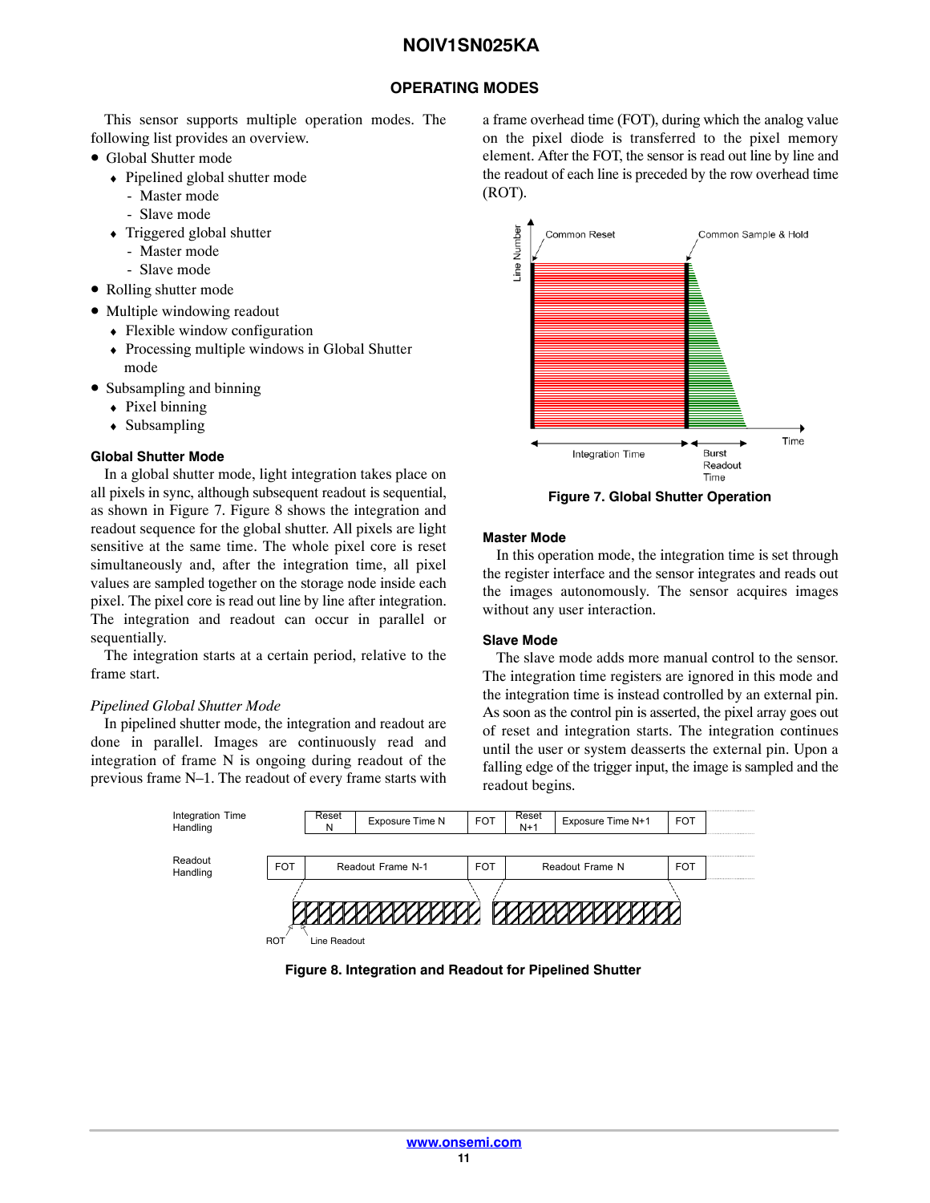## OPERATING MODES

This sensor supports multiple operation modes. The following list provides an overview.

- Global Shutter mode
  - Pipelined global shutter mode
    - Master mode
    - Slave mode
  - Triggered global shutter
    - Master mode
    - Slave mode
- Rolling shutter mode
- Multiple windowing readout
  - Flexible window configuration
  - Processing multiple windows in Global Shutter mode
- Subsampling and binning
  - Pixel binning
  - Subsampling

### Global Shutter Mode

In a global shutter mode, light integration takes place on all pixels in sync, although subsequent readout is sequential, as shown in Figure 7. Figure 8 shows the integration and readout sequence for the global shutter. All pixels are light sensitive at the same time. The whole pixel core is reset simultaneously and, after the integration time, all pixel values are sampled together on the storage node inside each pixel. The pixel core is read out line by line after integration. The integration and readout can occur in parallel or sequentially.

The integration starts at a certain period, relative to the frame start.

*Pipelined Global Shutter Mode*

In pipelined shutter mode, the integration and readout are done in parallel. Images are continuously read and integration of frame N is ongoing during readout of the previous frame N–1. The readout of every frame starts with a frame overhead time (FOT), during which the analog value on the pixel diode is transferred to the pixel memory element. After the FOT, the sensor is read out line by line and the readout of each line is preceded by the row overhead time (ROT).

Figure 7. Global Shutter Operation

### Master Mode

In this operation mode, the integration time is set through the register interface and the sensor integrates and reads out the images autonomously. The sensor acquires images without any user interaction.

### Slave Mode

The slave mode adds more manual control to the sensor. The integration time registers are ignored in this mode and the integration time is instead controlled by an external pin. As soon as the control pin is asserted, the pixel array goes out of reset and integration starts. The integration continues until the user or system deasserts the external pin. Upon a falling edge of the trigger input, the image is sampled and the readout begins.

Figure 8. Integration and Readout for Pipelined Shutter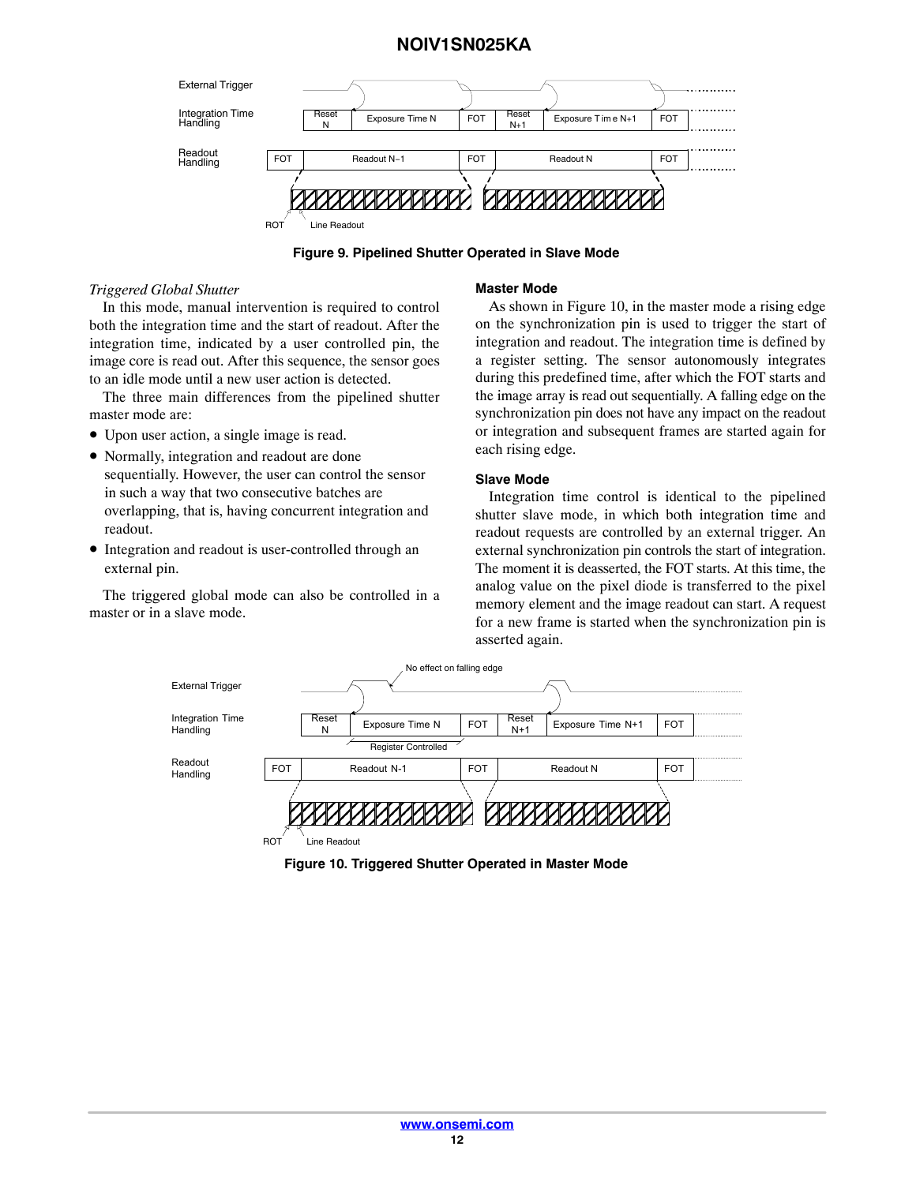Figure 9. Pipelined Shutter Operated in Slave Mode

*Triggered Global Shutter*

In this mode, manual intervention is required to control both the integration time and the start of readout. After the integration time, indicated by a user controlled pin, the image core is read out. After this sequence, the sensor goes to an idle mode until a new user action is detected.

The three main differences from the pipelined shutter master mode are:

- Upon user action, a single image is read.
- Normally, integration and readout are done sequentially. However, the user can control the sensor in such a way that two consecutive batches are overlapping, that is, having concurrent integration and readout.
- Integration and readout is user-controlled through an external pin.

The triggered global mode can also be controlled in a master or in a slave mode.

**Master Mode**

As shown in Figure 10, in the master mode a rising edge on the synchronization pin is used to trigger the start of integration and readout. The integration time is defined by a register setting. The sensor autonomously integrates during this predefined time, after which the FOT starts and the image array is read out sequentially. A falling edge on the synchronization pin does not have any impact on the readout or integration and subsequent frames are started again for each rising edge.

**Slave Mode**

Integration time control is identical to the pipelined shutter slave mode, in which both integration time and readout requests are controlled by an external trigger. An external synchronization pin controls the start of integration. The moment it is deasserted, the FOT starts. At this time, the analog value on the pixel diode is transferred to the pixel memory element and the image readout can start. A request for a new frame is started when the synchronization pin is asserted again.

Figure 10. Triggered Shutter Operated in Master Mode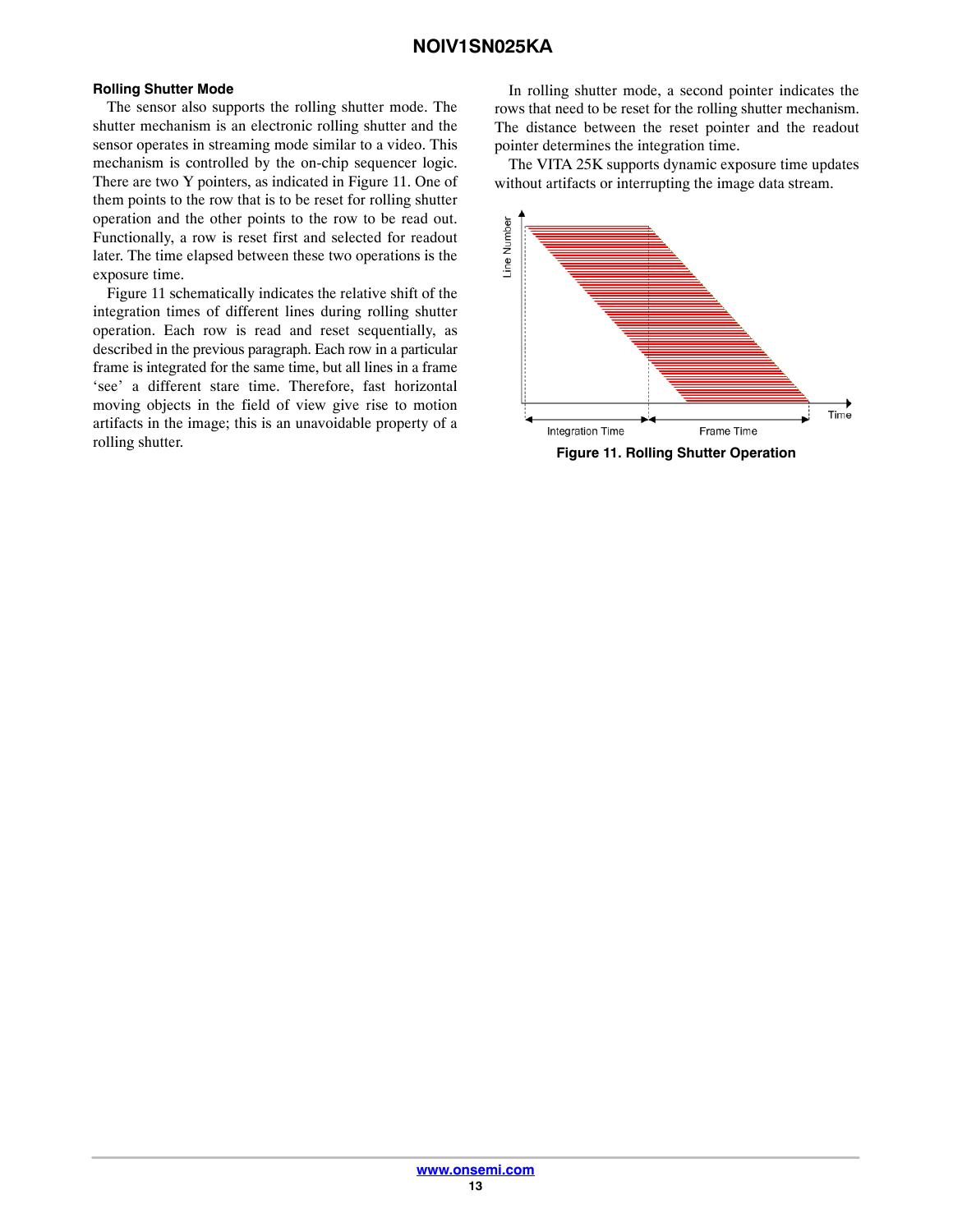### Rolling Shutter Mode

The sensor also supports the rolling shutter mode. The shutter mechanism is an electronic rolling shutter and the sensor operates in streaming mode similar to a video. This mechanism is controlled by the on-chip sequencer logic. There are two Y pointers, as indicated in Figure 11. One of them points to the row that is to be reset for rolling shutter operation and the other points to the row to be read out. Functionally, a row is reset first and selected for readout later. The time elapsed between these two operations is the exposure time.

Figure 11 schematically indicates the relative shift of the integration times of different lines during rolling shutter operation. Each row is read and reset sequentially, as described in the previous paragraph. Each row in a particular frame is integrated for the same time, but all lines in a frame 'see' a different stare time. Therefore, fast horizontal moving objects in the field of view give rise to motion artifacts in the image; this is an unavoidable property of a rolling shutter.

In rolling shutter mode, a second pointer indicates the rows that need to be reset for the rolling shutter mechanism. The distance between the reset pointer and the readout pointer determines the integration time.

The VITA 25K supports dynamic exposure time updates without artifacts or interrupting the image data stream.

**Figure 11. Rolling Shutter Operation**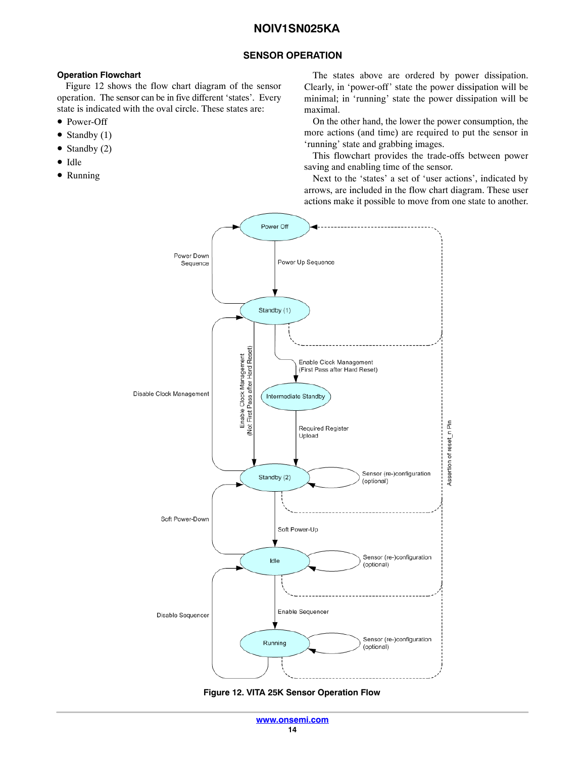## SENSOR OPERATION

### Operation Flowchart

Figure 12 shows the flow chart diagram of the sensor operation. The sensor can be in five different 'states'. Every state is indicated with the oval circle. These states are:

- Power-Off
- Standby (1)
- Standby (2)
- Idle
- Running

The states above are ordered by power dissipation. Clearly, in 'power-off' state the power dissipation will be minimal; in 'running' state the power dissipation will be maximal.

On the other hand, the lower the power consumption, the more actions (and time) are required to put the sensor in 'running' state and grabbing images.

This flowchart provides the trade-offs between power saving and enabling time of the sensor.

Next to the 'states' a set of 'user actions', indicated by arrows, are included in the flow chart diagram. These user actions make it possible to move from one state to another.

**Figure 12. VITA 25K Sensor Operation Flow**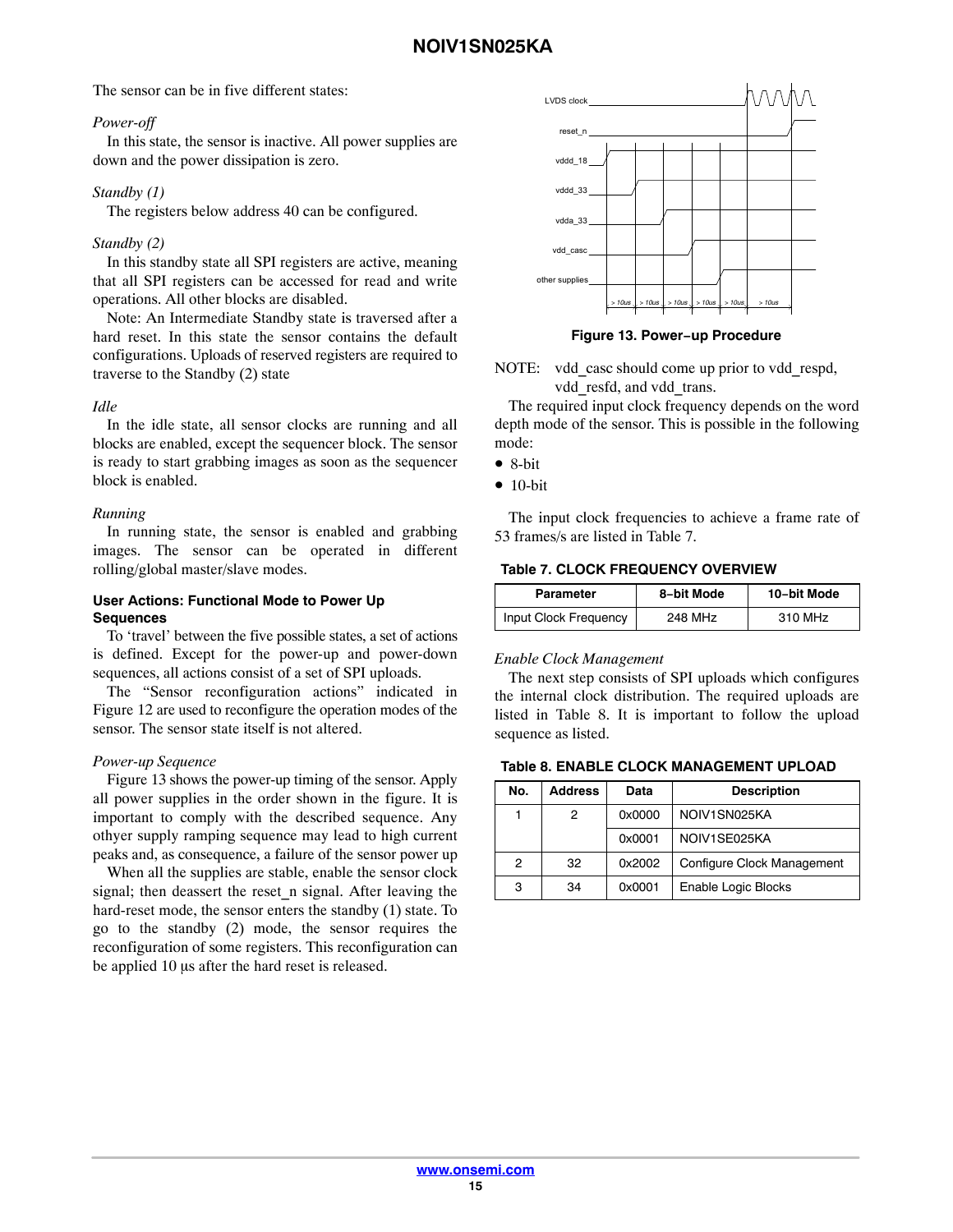The sensor can be in five different states:

*Power-off*

In this state, the sensor is inactive. All power supplies are down and the power dissipation is zero.

*Standby (1)*

The registers below address 40 can be configured.

*Standby (2)*

In this standby state all SPI registers are active, meaning that all SPI registers can be accessed for read and write operations. All other blocks are disabled.

Note: An Intermediate Standby state is traversed after a hard reset. In this state the sensor contains the default configurations. Uploads of reserved registers are required to traverse to the Standby (2) state

*Idle*

In the idle state, all sensor clocks are running and all blocks are enabled, except the sequencer block. The sensor is ready to start grabbing images as soon as the sequencer block is enabled.

*Running*

In running state, the sensor is enabled and grabbing images. The sensor can be operated in different rolling/global master/slave modes.

### User Actions: Functional Mode to Power Up Sequences

To 'travel' between the five possible states, a set of actions is defined. Except for the power-up and power-down sequences, all actions consist of a set of SPI uploads.

The "Sensor reconfiguration actions" indicated in Figure 12 are used to reconfigure the operation modes of the sensor. The sensor state itself is not altered.

*Power-up Sequence*

Figure 13 shows the power-up timing of the sensor. Apply all power supplies in the order shown in the figure. It is important to comply with the described sequence. Any othyer supply ramping sequence may lead to high current peaks and, as consequence, a failure of the sensor power up

When all the supplies are stable, enable the sensor clock signal; then deassert the reset_n signal. After leaving the hard-reset mode, the sensor enters the standby (1) state. To go to the standby (2) mode, the sensor requires the reconfiguration of some registers. This reconfiguration can be applied 10 μs after the hard reset is released.

LVDS clock
reset_n
vddd_18
vddd_33
vdda_33
vdd_casc
other supplies
> 10us > 10us > 10us > 10us > 10us > 10us

**Figure 13. Power−up Procedure**

NOTE: vdd_casc should come up prior to vdd_respd, vdd_resfd, and vdd_trans.

The required input clock frequency depends on the word depth mode of the sensor. This is possible in the following mode:

- 8-bit
- 10-bit

The input clock frequencies to achieve a frame rate of 53 frames/s are listed in Table 7.

**Table 7. CLOCK FREQUENCY OVERVIEW**

| Parameter | 8−bit Mode | 10−bit Mode |
|---|---|---|
| Input Clock Frequency | 248 MHz | 310 MHz |

*Enable Clock Management*

The next step consists of SPI uploads which configures the internal clock distribution. The required uploads are listed in Table 8. It is important to follow the upload sequence as listed.

**Table 8. ENABLE CLOCK MANAGEMENT UPLOAD**

| No. | Address | Data | Description |
|---|---|---|---|
| 1 | 2 | 0x0000 | NOIV1SN025KA |
| | | 0x0001 | NOIV1SE025KA |
| 2 | 32 | 0x2002 | Configure Clock Management |
| 3 | 34 | 0x0001 | Enable Logic Blocks |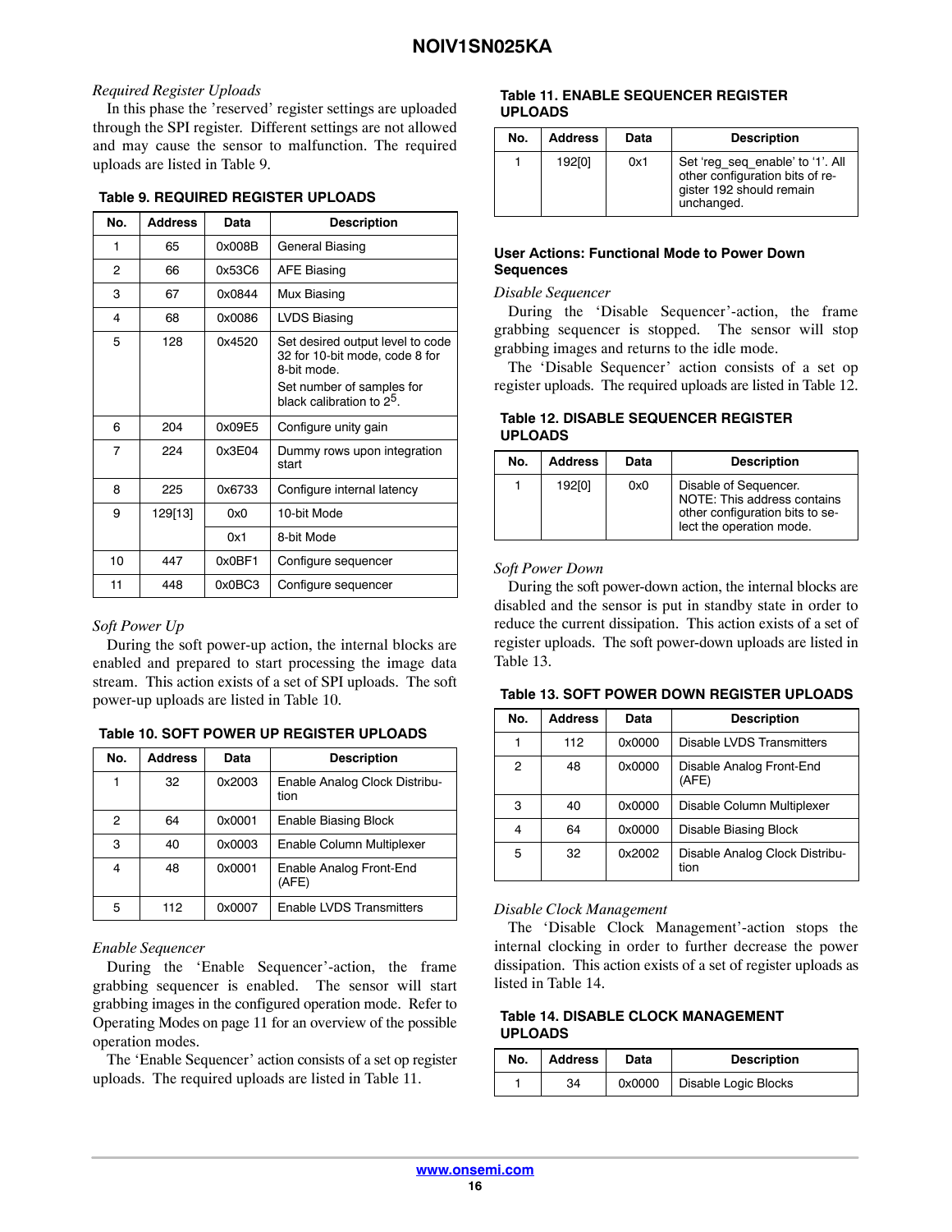*Required Register Uploads*

In this phase the 'reserved' register settings are uploaded through the SPI register. Different settings are not allowed and may cause the sensor to malfunction. The required uploads are listed in Table 9.

**Table 9. REQUIRED REGISTER UPLOADS**

| No. | Address | Data | Description |
|---|---|---|---|
| 1 | 65 | 0x008B | General Biasing |
| 2 | 66 | 0x53C6 | AFE Biasing |
| 3 | 67 | 0x0844 | Mux Biasing |
| 4 | 68 | 0x0086 | LVDS Biasing |
| 5 | 128 | 0x4520 | Set desired output level to code 32 for 10-bit mode, code 8 for 8-bit mode. Set number of samples for black calibration to $2^5$. |
| 6 | 204 | 0x09E5 | Configure unity gain |
| 7 | 224 | 0x3E04 | Dummy rows upon integration start |
| 8 | 225 | 0x6733 | Configure internal latency |
| 9 | 129[13] | 0x0 | 10-bit Mode |
| | | 0x1 | 8-bit Mode |
| 10 | 447 | 0x0BF1 | Configure sequencer |
| 11 | 448 | 0x0BC3 | Configure sequencer |

*Soft Power Up*

During the soft power-up action, the internal blocks are enabled and prepared to start processing the image data stream. This action exists of a set of SPI uploads. The soft power-up uploads are listed in Table 10.

**Table 10. SOFT POWER UP REGISTER UPLOADS**

| No. | Address | Data | Description |
|---|---|---|---|
| 1 | 32 | 0x2003 | Enable Analog Clock Distribution |
| 2 | 64 | 0x0001 | Enable Biasing Block |
| 3 | 40 | 0x0003 | Enable Column Multiplexer |
| 4 | 48 | 0x0001 | Enable Analog Front-End (AFE) |
| 5 | 112 | 0x0007 | Enable LVDS Transmitters |

*Enable Sequencer*

During the 'Enable Sequencer'-action, the frame grabbing sequencer is enabled. The sensor will start grabbing images in the configured operation mode. Refer to Operating Modes on page 11 for an overview of the possible operation modes.

The 'Enable Sequencer' action consists of a set op register uploads. The required uploads are listed in Table 11.

**Table 11. ENABLE SEQUENCER REGISTER UPLOADS**

| No. | Address | Data | Description |
|---|---|---|---|
| 1 | 192[0] | 0x1 | Set 'reg_seq_enable' to '1'. All other configuration bits of register 192 should remain unchanged. |

### User Actions: Functional Mode to Power Down Sequences

*Disable Sequencer*

During the 'Disable Sequencer'-action, the frame grabbing sequencer is stopped. The sensor will stop grabbing images and returns to the idle mode.

The 'Disable Sequencer' action consists of a set op register uploads. The required uploads are listed in Table 12.

**Table 12. DISABLE SEQUENCER REGISTER UPLOADS**

| No. | Address | Data | Description |
|---|---|---|---|
| 1 | 192[0] | 0x0 | Disable of Sequencer. NOTE: This address contains other configuration bits to select the operation mode. |

*Soft Power Down*

During the soft power-down action, the internal blocks are disabled and the sensor is put in standby state in order to reduce the current dissipation. This action exists of a set of register uploads. The soft power-down uploads are listed in Table 13.

**Table 13. SOFT POWER DOWN REGISTER UPLOADS**

| No. | Address | Data | Description |
|---|---|---|---|
| 1 | 112 | 0x0000 | Disable LVDS Transmitters |
| 2 | 48 | 0x0000 | Disable Analog Front-End (AFE) |
| 3 | 40 | 0x0000 | Disable Column Multiplexer |
| 4 | 64 | 0x0000 | Disable Biasing Block |
| 5 | 32 | 0x2002 | Disable Analog Clock Distribution |

*Disable Clock Management*

The 'Disable Clock Management'-action stops the internal clocking in order to further decrease the power dissipation. This action exists of a set of register uploads as listed in Table 14.

**Table 14. DISABLE CLOCK MANAGEMENT UPLOADS**

| No. | Address | Data | Description |
|---|---|---|---|
| 1 | 34 | 0x0000 | Disable Logic Blocks |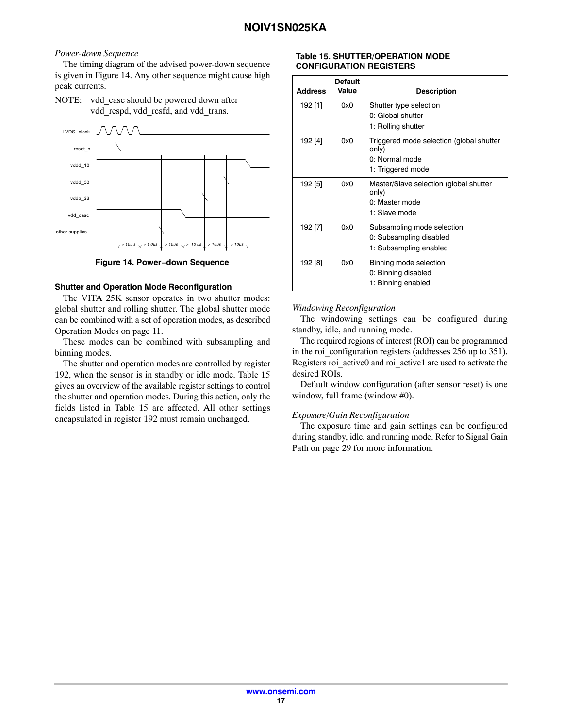*Power-down Sequence*

The timing diagram of the advised power-down sequence is given in Figure 14. Any other sequence might cause high peak currents.

NOTE: vdd_casc should be powered down after vdd_respd, vdd_resfd, and vdd_trans.

Figure 14. Power−down Sequence

### Shutter and Operation Mode Reconfiguration

The VITA 25K sensor operates in two shutter modes: global shutter and rolling shutter. The global shutter mode can be combined with a set of operation modes, as described Operation Modes on page 11.

These modes can be combined with subsampling and binning modes.

The shutter and operation modes are controlled by register 192, when the sensor is in standby or idle mode. Table 15 gives an overview of the available register settings to control the shutter and operation modes. During this action, only the fields listed in Table 15 are affected. All other settings encapsulated in register 192 must remain unchanged.

**Table 15. SHUTTER/OPERATION MODE CONFIGURATION REGISTERS**

| Address | Default Value | Description |
|---|---|---|
| 192 [1] | 0x0 | Shutter type selection<br>0: Global shutter<br>1: Rolling shutter |
| 192 [4] | 0x0 | Triggered mode selection (global shutter only)<br>0: Normal mode<br>1: Triggered mode |
| 192 [5] | 0x0 | Master/Slave selection (global shutter only)<br>0: Master mode<br>1: Slave mode |
| 192 [7] | 0x0 | Subsampling mode selection<br>0: Subsampling disabled<br>1: Subsampling enabled |
| 192 [8] | 0x0 | Binning mode selection<br>0: Binning disabled<br>1: Binning enabled |

*Windowing Reconfiguration*

The windowing settings can be configured during standby, idle, and running mode.

The required regions of interest (ROI) can be programmed in the roi_configuration registers (addresses 256 up to 351). Registers roi_active0 and roi_active1 are used to activate the desired ROIs.

Default window configuration (after sensor reset) is one window, full frame (window #0).

*Exposure/Gain Reconfiguration*

The exposure time and gain settings can be configured during standby, idle, and running mode. Refer to Signal Gain Path on page 29 for more information.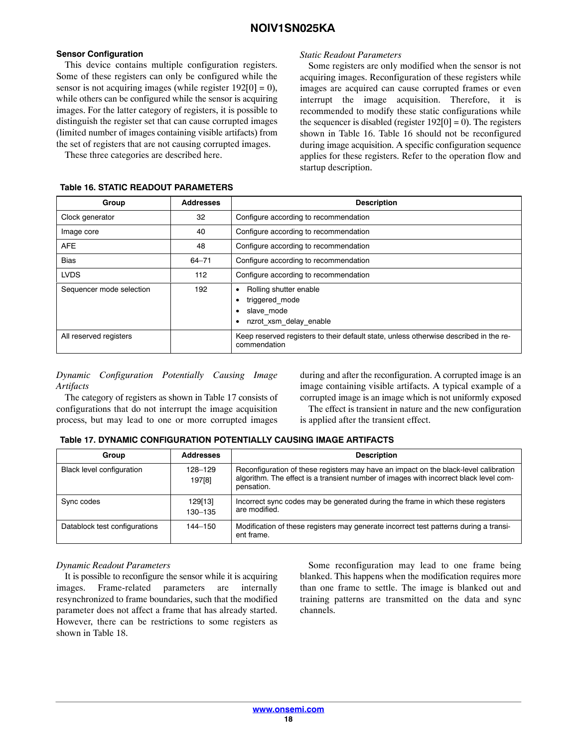### Sensor Configuration

This device contains multiple configuration registers. Some of these registers can only be configured while the sensor is not acquiring images (while register 192[0] = 0), while others can be configured while the sensor is acquiring images. For the latter category of registers, it is possible to distinguish the register set that can cause corrupted images (limited number of images containing visible artifacts) from the set of registers that are not causing corrupted images.

These three categories are described here.

#### *Static Readout Parameters*

Some registers are only modified when the sensor is not acquiring images. Reconfiguration of these registers while images are acquired can cause corrupted frames or even interrupt the image acquisition. Therefore, it is recommended to modify these static configurations while the sequencer is disabled (register 192[0] = 0). The registers shown in Table 16. Table 16 should not be reconfigured during image acquisition. A specific configuration sequence applies for these registers. Refer to the operation flow and startup description.

**Table 16. STATIC READOUT PARAMETERS**

| Group | Addresses | Description |
|---|---|---|
| Clock generator | 32 | Configure according to recommendation |
| Image core | 40 | Configure according to recommendation |
| AFE | 48 | Configure according to recommendation |
| Bias | 64–71 | Configure according to recommendation |
| LVDS | 112 | Configure according to recommendation |
| Sequencer mode selection | 192 | • Rolling shutter enable<br>• triggered_mode<br>• slave_mode<br>• nzrot_xsm_delay_enable |
| All reserved registers | | Keep reserved registers to their default state, unless otherwise described in the recommendation |

#### *Dynamic Configuration Potentially Causing Image Artifacts*

The category of registers as shown in Table 17 consists of configurations that do not interrupt the image acquisition process, but may lead to one or more corrupted images during and after the reconfiguration. A corrupted image is an image containing visible artifacts. A typical example of a corrupted image is an image which is not uniformly exposed

The effect is transient in nature and the new configuration is applied after the transient effect.

**Table 17. DYNAMIC CONFIGURATION POTENTIALLY CAUSING IMAGE ARTIFACTS**

| Group | Addresses | Description |
|---|---|---|
| Black level configuration | 128–129<br>197[8] | Reconfiguration of these registers may have an impact on the black-level calibration algorithm. The effect is a transient number of images with incorrect black level compensation. |
| Sync codes | 129[13]<br>130–135 | Incorrect sync codes may be generated during the frame in which these registers are modified. |
| Datablock test configurations | 144–150 | Modification of these registers may generate incorrect test patterns during a transient frame. |

#### *Dynamic Readout Parameters*

It is possible to reconfigure the sensor while it is acquiring images. Frame-related parameters are internally resynchronized to frame boundaries, such that the modified parameter does not affect a frame that has already started. However, there can be restrictions to some registers as shown in Table 18.

Some reconfiguration may lead to one frame being blanked. This happens when the modification requires more than one frame to settle. The image is blanked out and training patterns are transmitted on the data and sync channels.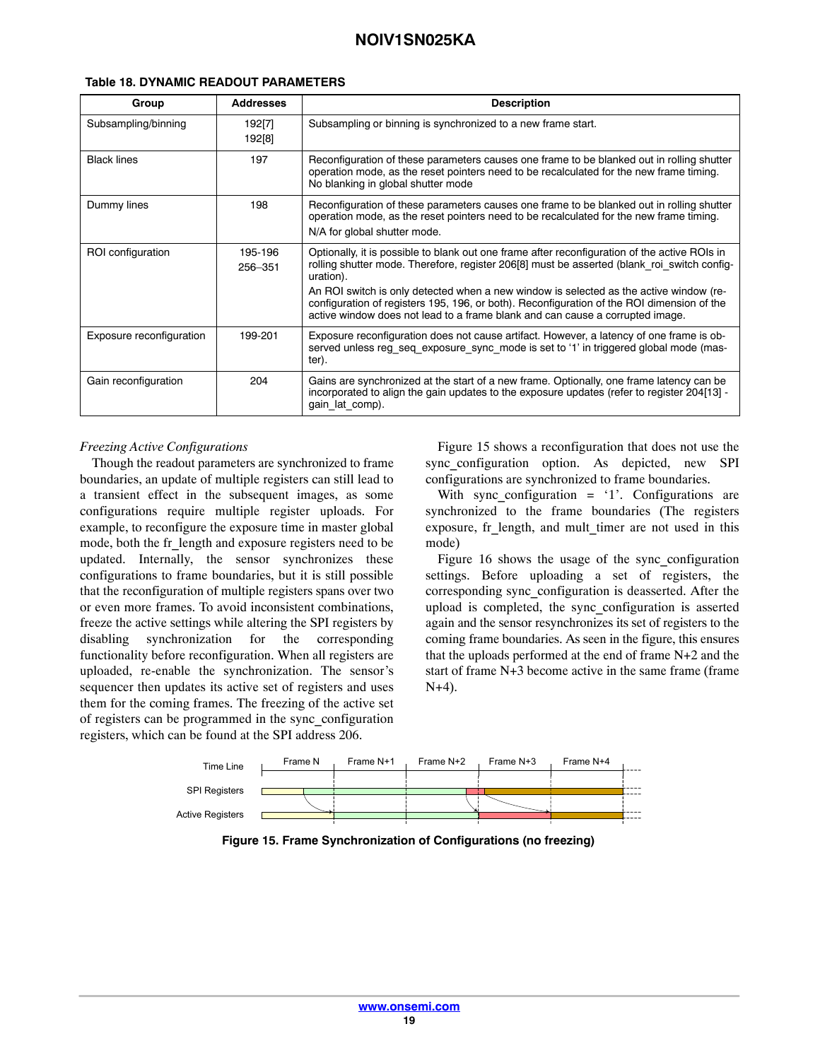**Table 18. DYNAMIC READOUT PARAMETERS**

| Group | Addresses | Description |
|---|---|---|
| Subsampling/binning | 192[7] 192[8] | Subsampling or binning is synchronized to a new frame start. |
| Black lines | 197 | Reconfiguration of these parameters causes one frame to be blanked out in rolling shutter operation mode, as the reset pointers need to be recalculated for the new frame timing. No blanking in global shutter mode |
| Dummy lines | 198 | Reconfiguration of these parameters causes one frame to be blanked out in rolling shutter operation mode, as the reset pointers need to be recalculated for the new frame timing. N/A for global shutter mode. |
| ROI configuration | 195-196 256–351 | Optionally, it is possible to blank out one frame after reconfiguration of the active ROIs in rolling shutter mode. Therefore, register 206[8] must be asserted (blank_roi_switch configuration). An ROI switch is only detected when a new window is selected as the active window (reconfiguration of registers 195, 196, or both). Reconfiguration of the ROI dimension of the active window does not lead to a frame blank and can cause a corrupted image. |
| Exposure reconfiguration | 199-201 | Exposure reconfiguration does not cause artifact. However, a latency of one frame is observed unless reg_seq_exposure_sync_mode is set to '1' in triggered global mode (master). |
| Gain reconfiguration | 204 | Gains are synchronized at the start of a new frame. Optionally, one frame latency can be incorporated to align the gain updates to the exposure updates (refer to register 204[13] - gain_lat_comp). |

*Freezing Active Configurations*

Though the readout parameters are synchronized to frame boundaries, an update of multiple registers can still lead to a transient effect in the subsequent images, as some configurations require multiple register uploads. For example, to reconfigure the exposure time in master global mode, both the fr_length and exposure registers need to be updated. Internally, the sensor synchronizes these configurations to frame boundaries, but it is still possible that the reconfiguration of multiple registers spans over two or even more frames. To avoid inconsistent combinations, freeze the active settings while altering the SPI registers by disabling synchronization for the corresponding functionality before reconfiguration. When all registers are uploaded, re-enable the synchronization. The sensor's sequencer then updates its active set of registers and uses them for the coming frames. The freezing of the active set of registers can be programmed in the sync_configuration registers, which can be found at the SPI address 206.

Figure 15 shows a reconfiguration that does not use the sync_configuration option. As depicted, new SPI configurations are synchronized to frame boundaries.

With sync_configuration = '1'. Configurations are synchronized to the frame boundaries (The registers exposure, fr_length, and mult_timer are not used in this mode)

Figure 16 shows the usage of the sync_configuration settings. Before uploading a set of registers, the corresponding sync_configuration is deasserted. After the upload is completed, the sync_configuration is asserted again and the sensor resynchronizes its set of registers to the coming frame boundaries. As seen in the figure, this ensures that the uploads performed at the end of frame N+2 and the start of frame N+3 become active in the same frame (frame N+4).

**Figure 15. Frame Synchronization of Configurations (no freezing)**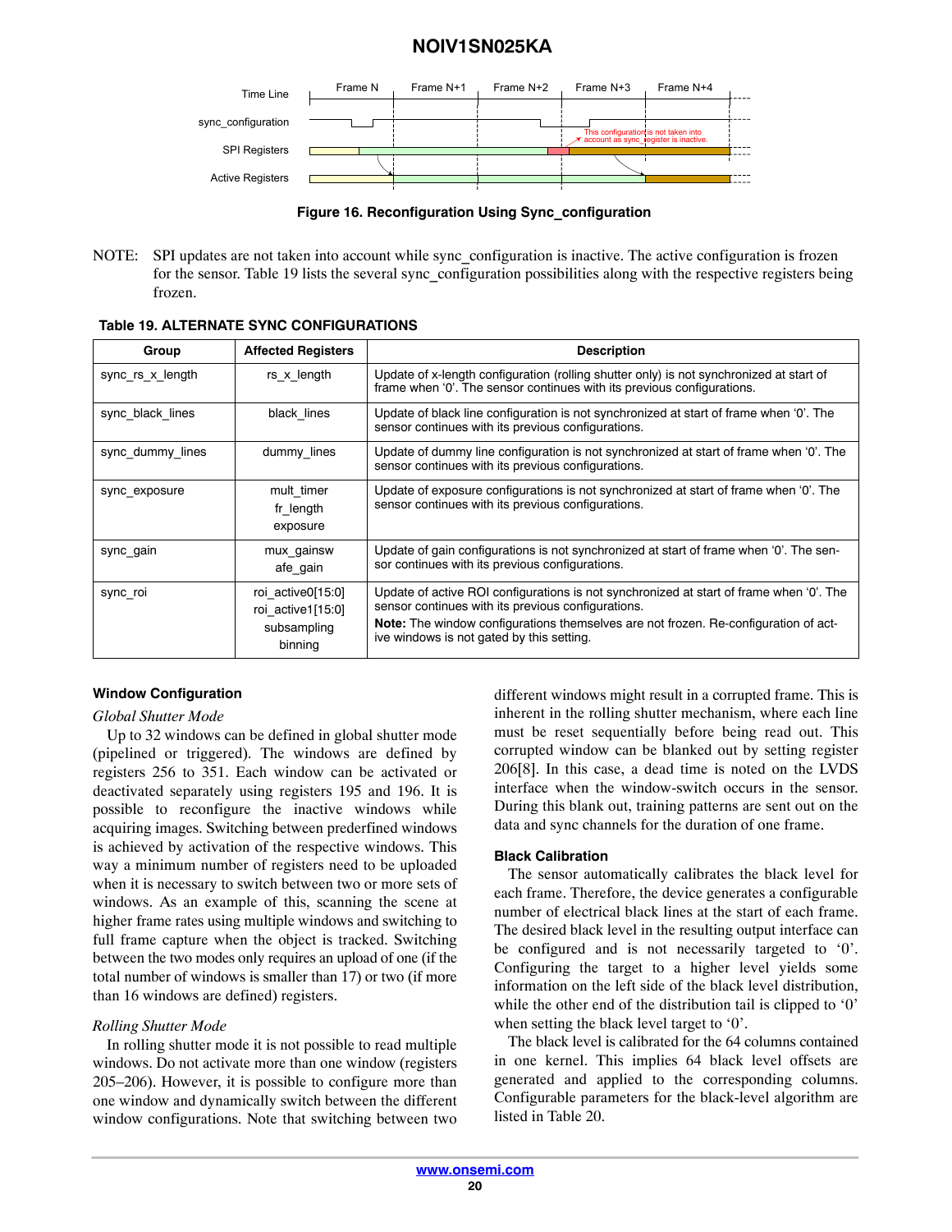Figure 16. Reconfiguration Using Sync_configuration

NOTE: SPI updates are not taken into account while sync_configuration is inactive. The active configuration is frozen for the sensor. Table 19 lists the several sync_configuration possibilities along with the respective registers being frozen.

**Table 19. ALTERNATE SYNC CONFIGURATIONS**

| Group | Affected Registers | Description |
|---|---|---|
| sync_rs_x_length | rs_x_length | Update of x-length configuration (rolling shutter only) is not synchronized at start of frame when '0'. The sensor continues with its previous configurations. |
| sync_black_lines | black_lines | Update of black line configuration is not synchronized at start of frame when '0'. The sensor continues with its previous configurations. |
| sync_dummy_lines | dummy_lines | Update of dummy line configuration is not synchronized at start of frame when '0'. The sensor continues with its previous configurations. |
| sync_exposure | mult_timer<br>fr_length<br>exposure | Update of exposure configurations is not synchronized at start of frame when '0'. The sensor continues with its previous configurations. |
| sync_gain | mux_gainsw<br>afe_gain | Update of gain configurations is not synchronized at start of frame when '0'. The sensor continues with its previous configurations. |
| sync_roi | roi_active0[15:0]<br>roi_active1[15:0]<br>subsampling<br>binning | Update of active ROI configurations is not synchronized at start of frame when '0'. The sensor continues with its previous configurations.<br>**Note:** The window configurations themselves are not frozen. Re-configuration of active windows is not gated by this setting. |

## Window Configuration

*Global Shutter Mode*

Up to 32 windows can be defined in global shutter mode (pipelined or triggered). The windows are defined by registers 256 to 351. Each window can be activated or deactivated separately using registers 195 and 196. It is possible to reconfigure the inactive windows while acquiring images. Switching between predefined windows is achieved by activation of the respective windows. This way a minimum number of registers need to be uploaded when it is necessary to switch between two or more sets of windows. As an example of this, scanning the scene at higher frame rates using multiple windows and switching to full frame capture when the object is tracked. Switching between the two modes only requires an upload of one (if the total number of windows is smaller than 17) or two (if more than 16 windows are defined) registers.

*Rolling Shutter Mode*

In rolling shutter mode it is not possible to read multiple windows. Do not activate more than one window (registers 205–206). However, it is possible to configure more than one window and dynamically switch between the different window configurations. Note that switching between two different windows might result in a corrupted frame. This is inherent in the rolling shutter mechanism, where each line must be reset sequentially before being read out. This corrupted window can be blanked out by setting register 206[8]. In this case, a dead time is noted on the LVDS interface when the window-switch occurs in the sensor. During this blank out, training patterns are sent out on the data and sync channels for the duration of one frame.

## Black Calibration

The sensor automatically calibrates the black level for each frame. Therefore, the device generates a configurable number of electrical black lines at the start of each frame. The desired black level in the resulting output interface can be configured and is not necessarily targeted to '0'. Configuring the target to a higher level yields some information on the left side of the black level distribution, while the other end of the distribution tail is clipped to '0' when setting the black level target to '0'.

The black level is calibrated for the 64 columns contained in one kernel. This implies 64 black level offsets are generated and applied to the corresponding columns. Configurable parameters for the black-level algorithm are listed in Table 20.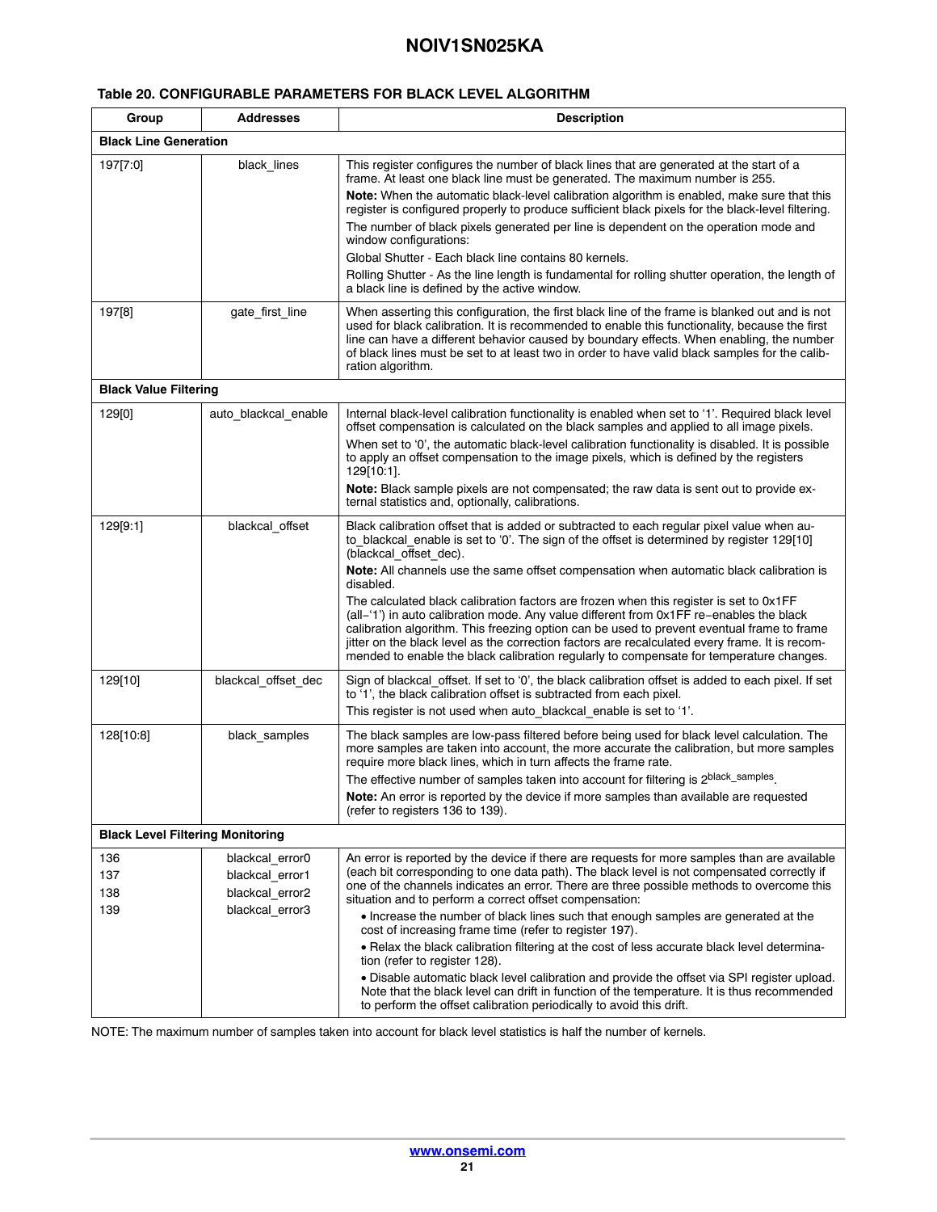**Table 20. CONFIGURABLE PARAMETERS FOR BLACK LEVEL ALGORITHM**

| Group | Addresses | Description |
|---|---|---|
| **Black Line Generation** | | |
| 197[7:0] | black_lines | This register configures the number of black lines that are generated at the start of a frame. At least one black line must be generated. The maximum number is 255. <br> **Note:** When the automatic black-level calibration algorithm is enabled, make sure that this register is configured properly to produce sufficient black pixels for the black-level filtering. <br> The number of black pixels generated per line is dependent on the operation mode and window configurations: <br> Global Shutter - Each black line contains 80 kernels. <br> Rolling Shutter - As the line length is fundamental for rolling shutter operation, the length of a black line is defined by the active window. |
| 197[8] | gate_first_line | When asserting this configuration, the first black line of the frame is blanked out and is not used for black calibration. It is recommended to enable this functionality, because the first line can have a different behavior caused by boundary effects. When enabling, the number of black lines must be set to at least two in order to have valid black samples for the calibration algorithm. |
| **Black Value Filtering** | | |
| 129[0] | auto_blackcal_enable | Internal black-level calibration functionality is enabled when set to '1'. Required black level offset compensation is calculated on the black samples and applied to all image pixels. <br> When set to '0', the automatic black-level calibration functionality is disabled. It is possible to apply an offset compensation to the image pixels, which is defined by the registers 129[10:1]. <br> **Note:** Black sample pixels are not compensated; the raw data is sent out to provide external statistics and, optionally, calibrations. |
| 129[9:1] | blackcal_offset | Black calibration offset that is added or subtracted to each regular pixel value when auto_blackcal_enable is set to '0'. The sign of the offset is determined by register 129[10] (blackcal_offset_dec). <br> **Note:** All channels use the same offset compensation when automatic black calibration is disabled. <br> The calculated black calibration factors are frozen when this register is set to 0x1FF (all−'1') in auto calibration mode. Any value different from 0x1FF re−enables the black calibration algorithm. This freezing option can be used to prevent eventual frame to frame jitter on the black level as the correction factors are recalculated every frame. It is recommended to enable the black calibration regularly to compensate for temperature changes. |
| 129[10] | blackcal_offset_dec | Sign of blackcal_offset. If set to '0', the black calibration offset is added to each pixel. If set to '1', the black calibration offset is subtracted from each pixel. <br> This register is not used when auto_blackcal_enable is set to '1'. |
| 128[10:8] | black_samples | The black samples are low-pass filtered before being used for black level calculation. The more samples are taken into account, the more accurate the calibration, but more samples require more black lines, which in turn affects the frame rate. <br> The effective number of samples taken into account for filtering is $2^{black\_samples}$. <br> **Note:** An error is reported by the device if more samples than available are requested (refer to registers 136 to 139). |
| **Black Level Filtering Monitoring** | | |
| 136 <br> 137 <br> 138 <br> 139 | blackcal_error0 <br> blackcal_error1 <br> blackcal_error2 <br> blackcal_error3 | An error is reported by the device if there are requests for more samples than are available (each bit corresponding to one data path). The black level is not compensated correctly if one of the channels indicates an error. There are three possible methods to overcome this situation and to perform a correct offset compensation: <br> • Increase the number of black lines such that enough samples are generated at the cost of increasing frame time (refer to register 197). <br> • Relax the black calibration filtering at the cost of less accurate black level determination (refer to register 128). <br> • Disable automatic black level calibration and provide the offset via SPI register upload. Note that the black level can drift in function of the temperature. It is thus recommended to perform the offset calibration periodically to avoid this drift. |

NOTE: The maximum number of samples taken into account for black level statistics is half the number of kernels.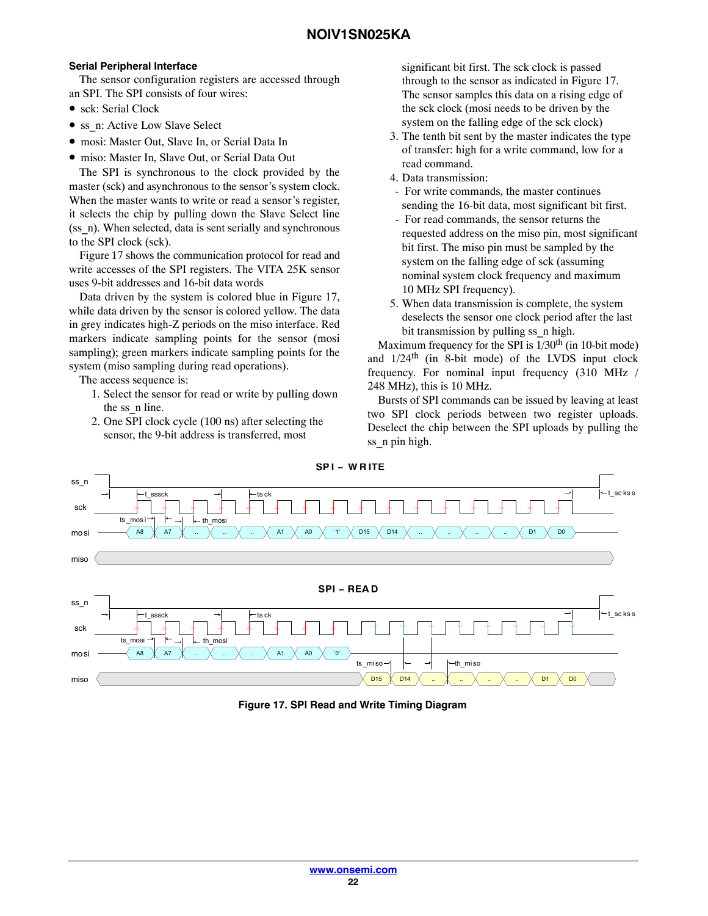### Serial Peripheral Interface

The sensor configuration registers are accessed through an SPI. The SPI consists of four wires:

- sck: Serial Clock
- ss_n: Active Low Slave Select
- mosi: Master Out, Slave In, or Serial Data In
- miso: Master In, Slave Out, or Serial Data Out

The SPI is synchronous to the clock provided by the master (sck) and asynchronous to the sensor's system clock. When the master wants to write or read a sensor's register, it selects the chip by pulling down the Slave Select line (ss_n). When selected, data is sent serially and synchronous to the SPI clock (sck).

Figure 17 shows the communication protocol for read and write accesses of the SPI registers. The VITA 25K sensor uses 9-bit addresses and 16-bit data words

Data driven by the system is colored blue in Figure 17, while data driven by the sensor is colored yellow. The data in grey indicates high-Z periods on the miso interface. Red markers indicate sampling points for the sensor (mosi sampling); green markers indicate sampling points for the system (miso sampling during read operations).

The access sequence is:

1. Select the sensor for read or write by pulling down the ss_n line.
2. One SPI clock cycle (100 ns) after selecting the sensor, the 9-bit address is transferred, most significant bit first. The sck clock is passed through to the sensor as indicated in Figure 17. The sensor samples this data on a rising edge of the sck clock (mosi needs to be driven by the system on the falling edge of the sck clock)
3. The tenth bit sent by the master indicates the type of transfer: high for a write command, low for a read command.
4. Data transmission:
   - For write commands, the master continues sending the 16-bit data, most significant bit first.
   - For read commands, the sensor returns the requested address on the miso pin, most significant bit first. The miso pin must be sampled by the system on the falling edge of sck (assuming nominal system clock frequency and maximum 10 MHz SPI frequency).
5. When data transmission is complete, the system deselects the sensor one clock period after the last bit transmission by pulling ss_n high.

Maximum frequency for the SPI is 1/30th (in 10-bit mode) and 1/24th (in 8-bit mode) of the LVDS input clock frequency. For nominal input frequency (310 MHz / 248 MHz), this is 10 MHz.

Bursts of SPI commands can be issued by leaving at least two SPI clock periods between two register uploads. Deselect the chip between the SPI uploads by pulling the ss_n pin high.

**Figure 17. SPI Read and Write Timing Diagram**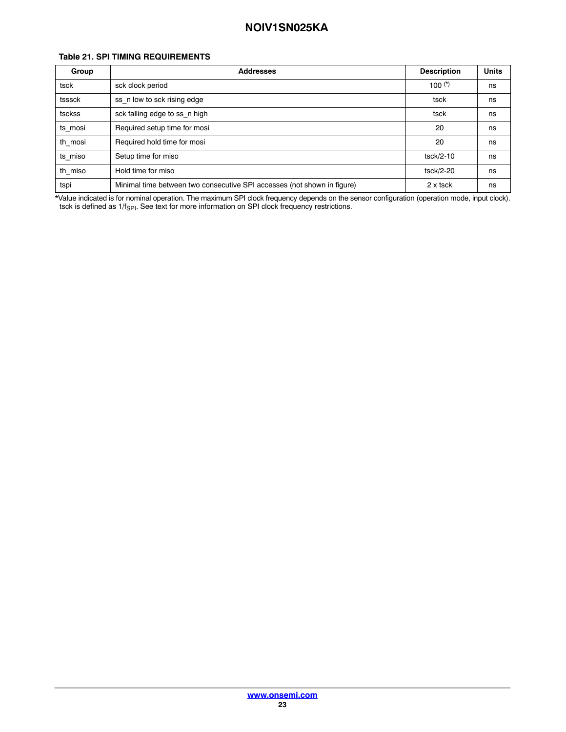**Table 21. SPI TIMING REQUIREMENTS**

| Group | Addresses | Description | Units |
|---|---|---|---|
| tsck | sck clock period | 100 (*) | ns |
| tsssck | ss_n low to sck rising edge | tsck | ns |
| tsckss | sck falling edge to ss_n high | tsck | ns |
| ts_mosi | Required setup time for mosi | 20 | ns |
| th_mosi | Required hold time for mosi | 20 | ns |
| ts_miso | Setup time for miso | tsck/2-10 | ns |
| th_miso | Hold time for miso | tsck/2-20 | ns |
| tspi | Minimal time between two consecutive SPI accesses (not shown in figure) | 2 x tsck | ns |

*Value indicated is for nominal operation. The maximum SPI clock frequency depends on the sensor configuration (operation mode, input clock). tsck is defined as $1/f_{SPI}$. See text for more information on SPI clock frequency restrictions.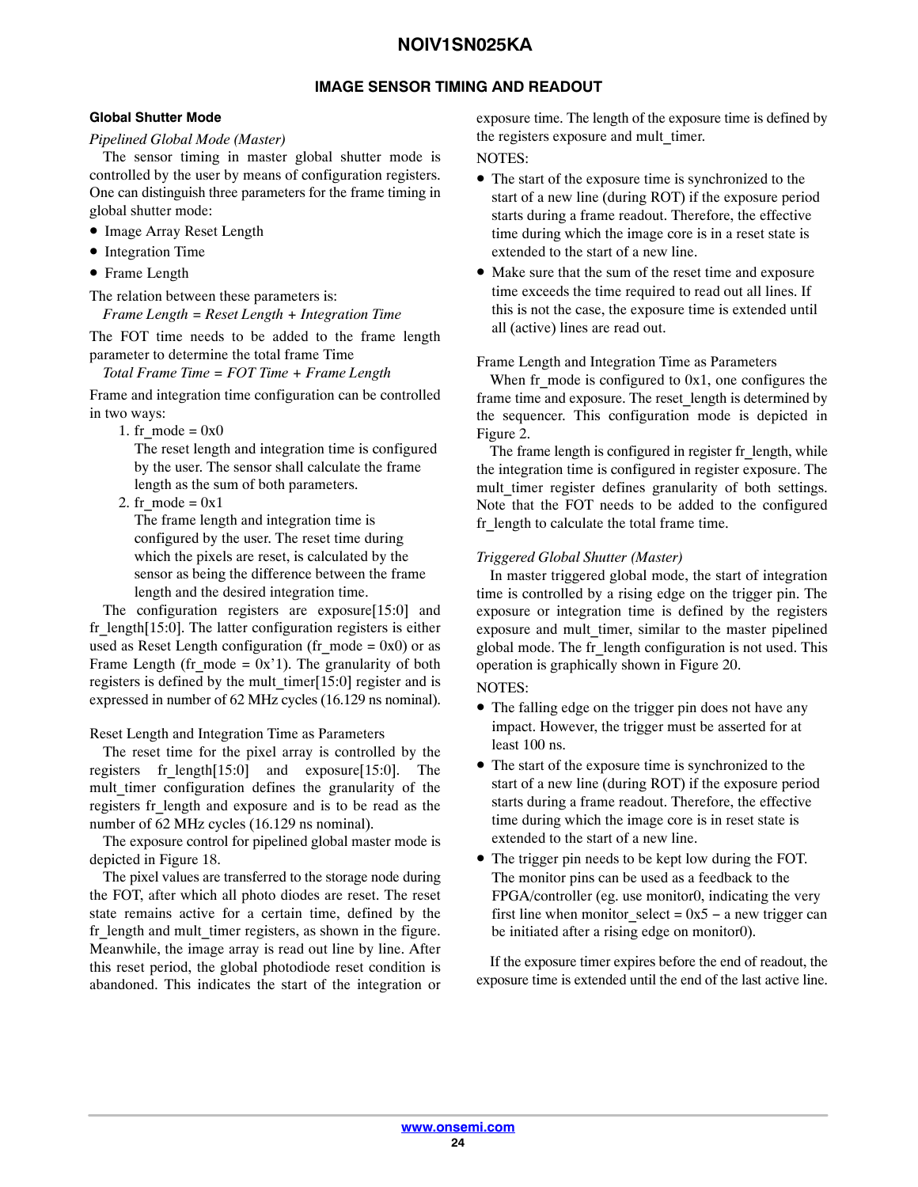## IMAGE SENSOR TIMING AND READOUT

### Global Shutter Mode

*Pipelined Global Mode (Master)*

The sensor timing in master global shutter mode is controlled by the user by means of configuration registers. One can distinguish three parameters for the frame timing in global shutter mode:

- Image Array Reset Length
- Integration Time
- Frame Length

The relation between these parameters is:

*Frame Length = Reset Length + Integration Time*

The FOT time needs to be added to the frame length parameter to determine the total frame Time

*Total Frame Time = FOT Time + Frame Length*

Frame and integration time configuration can be controlled in two ways:

1. fr_mode = 0x0
   The reset length and integration time is configured by the user. The sensor shall calculate the frame length as the sum of both parameters.
2. fr_mode = 0x1
   The frame length and integration time is configured by the user. The reset time during which the pixels are reset, is calculated by the sensor as being the difference between the frame length and the desired integration time.

The configuration registers are exposure[15:0] and fr_length[15:0]. The latter configuration registers is either used as Reset Length configuration (fr_mode = 0x0) or as Frame Length (fr_mode = 0x'1). The granularity of both registers is defined by the mult_timer[15:0] register and is expressed in number of 62 MHz cycles (16.129 ns nominal).

Reset Length and Integration Time as Parameters

The reset time for the pixel array is controlled by the registers fr_length[15:0] and exposure[15:0]. The mult_timer configuration defines the granularity of the registers fr_length and exposure and is to be read as the number of 62 MHz cycles (16.129 ns nominal).

The exposure control for pipelined global master mode is depicted in Figure 18.

The pixel values are transferred to the storage node during the FOT, after which all photo diodes are reset. The reset state remains active for a certain time, defined by the fr_length and mult_timer registers, as shown in the figure. Meanwhile, the image array is read out line by line. After this reset period, the global photodiode reset condition is abandoned. This indicates the start of the integration or exposure time. The length of the exposure time is defined by the registers exposure and mult_timer.

NOTES:

- The start of the exposure time is synchronized to the start of a new line (during ROT) if the exposure period starts during a frame readout. Therefore, the effective time during which the image core is in a reset state is extended to the start of a new line.
- Make sure that the sum of the reset time and exposure time exceeds the time required to read out all lines. If this is not the case, the exposure time is extended until all (active) lines are read out.

Frame Length and Integration Time as Parameters

When fr_mode is configured to 0x1, one configures the frame time and exposure. The reset_length is determined by the sequencer. This configuration mode is depicted in Figure 2.

The frame length is configured in register fr_length, while the integration time is configured in register exposure. The mult_timer register defines granularity of both settings. Note that the FOT needs to be added to the configured fr_length to calculate the total frame time.

*Triggered Global Shutter (Master)*

In master triggered global mode, the start of integration time is controlled by a rising edge on the trigger pin. The exposure or integration time is defined by the registers exposure and mult_timer, similar to the master pipelined global mode. The fr_length configuration is not used. This operation is graphically shown in Figure 20.

NOTES:

- The falling edge on the trigger pin does not have any impact. However, the trigger must be asserted for at least 100 ns.
- The start of the exposure time is synchronized to the start of a new line (during ROT) if the exposure period starts during a frame readout. Therefore, the effective time during which the image core is in reset state is extended to the start of a new line.
- The trigger pin needs to be kept low during the FOT. The monitor pins can be used as a feedback to the FPGA/controller (eg. use monitor0, indicating the very first line when monitor_select = 0x5 − a new trigger can be initiated after a rising edge on monitor0).

If the exposure timer expires before the end of readout, the exposure time is extended until the end of the last active line.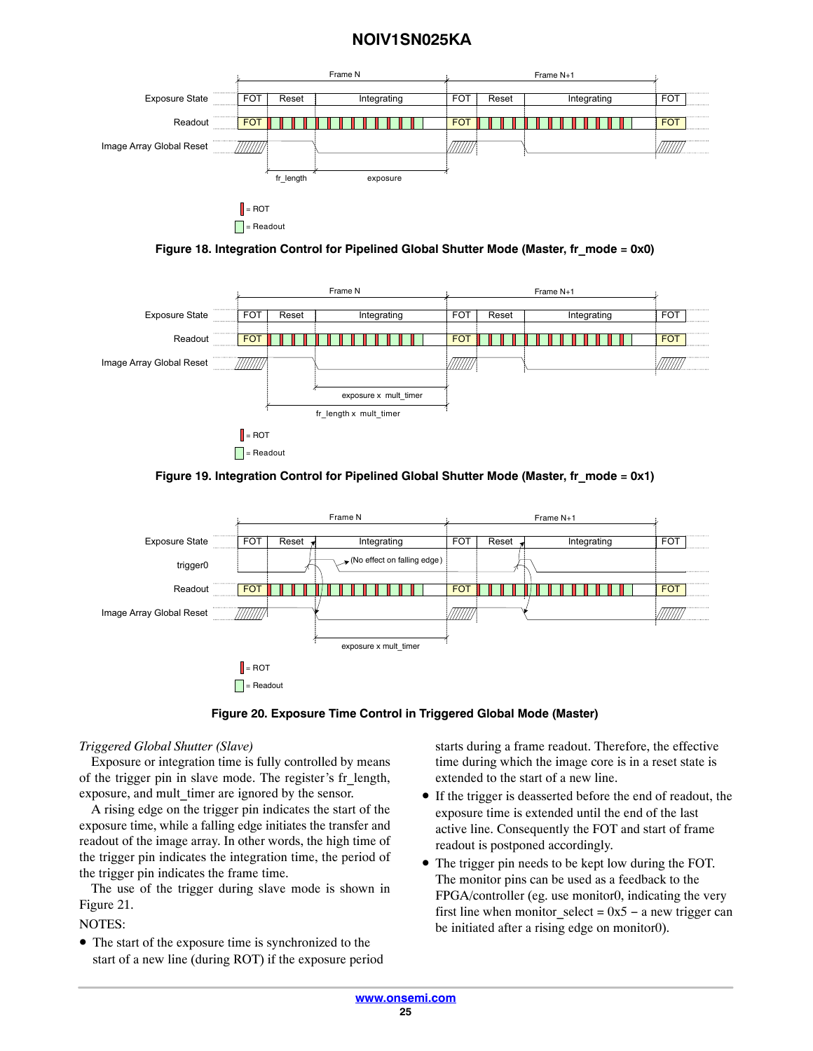Figure 18. Integration Control for Pipelined Global Shutter Mode (Master, fr_mode = 0x0)

Figure 19. Integration Control for Pipelined Global Shutter Mode (Master, fr_mode = 0x1)

Figure 20. Exposure Time Control in Triggered Global Mode (Master)

*Triggered Global Shutter (Slave)*

Exposure or integration time is fully controlled by means of the trigger pin in slave mode. The register's fr_length, exposure, and mult_timer are ignored by the sensor.

A rising edge on the trigger pin indicates the start of the exposure time, while a falling edge initiates the transfer and readout of the image array. In other words, the high time of the trigger pin indicates the integration time, the period of the trigger pin indicates the frame time.

The use of the trigger during slave mode is shown in Figure 21.

NOTES:

- The start of the exposure time is synchronized to the start of a new line (during ROT) if the exposure period starts during a frame readout. Therefore, the effective time during which the image core is in a reset state is extended to the start of a new line.
- If the trigger is deasserted before the end of readout, the exposure time is extended until the end of the last active line. Consequently the FOT and start of frame readout is postponed accordingly.
- The trigger pin needs to be kept low during the FOT. The monitor pins can be used as a feedback to the FPGA/controller (eg. use monitor0, indicating the very first line when monitor_select = 0x5 – a new trigger can be initiated after a rising edge on monitor0).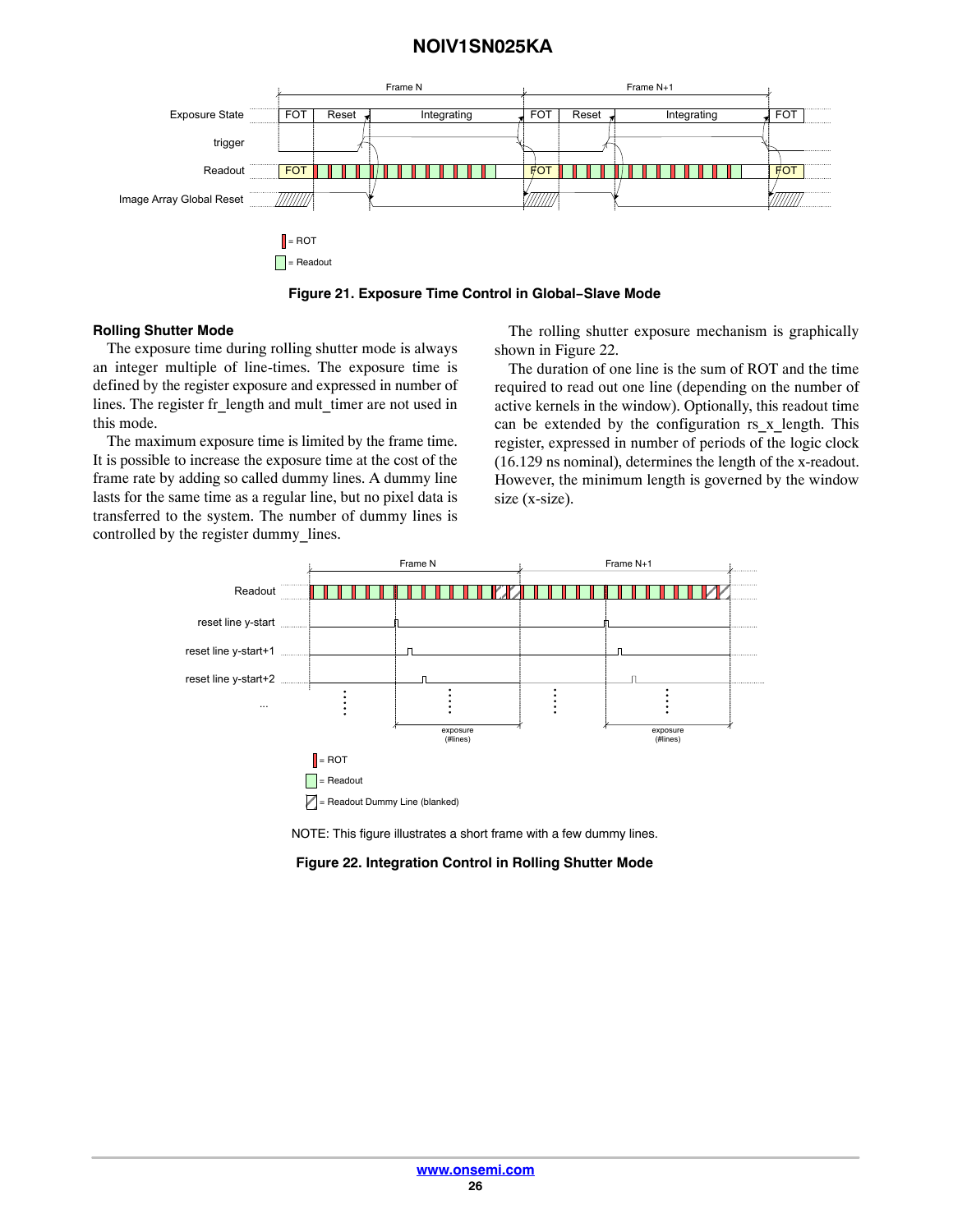Figure 21. Exposure Time Control in Global−Slave Mode

### Rolling Shutter Mode

The exposure time during rolling shutter mode is always an integer multiple of line-times. The exposure time is defined by the register exposure and expressed in number of lines. The register fr_length and mult_timer are not used in this mode.

The maximum exposure time is limited by the frame time. It is possible to increase the exposure time at the cost of the frame rate by adding so called dummy lines. A dummy line lasts for the same time as a regular line, but no pixel data is transferred to the system. The number of dummy lines is controlled by the register dummy_lines.

The rolling shutter exposure mechanism is graphically shown in Figure 22.

The duration of one line is the sum of ROT and the time required to read out one line (depending on the number of active kernels in the window). Optionally, this readout time can be extended by the configuration rs_x_length. This register, expressed in number of periods of the logic clock (16.129 ns nominal), determines the length of the x-readout. However, the minimum length is governed by the window size (x-size).

NOTE: This figure illustrates a short frame with a few dummy lines.

Figure 22. Integration Control in Rolling Shutter Mode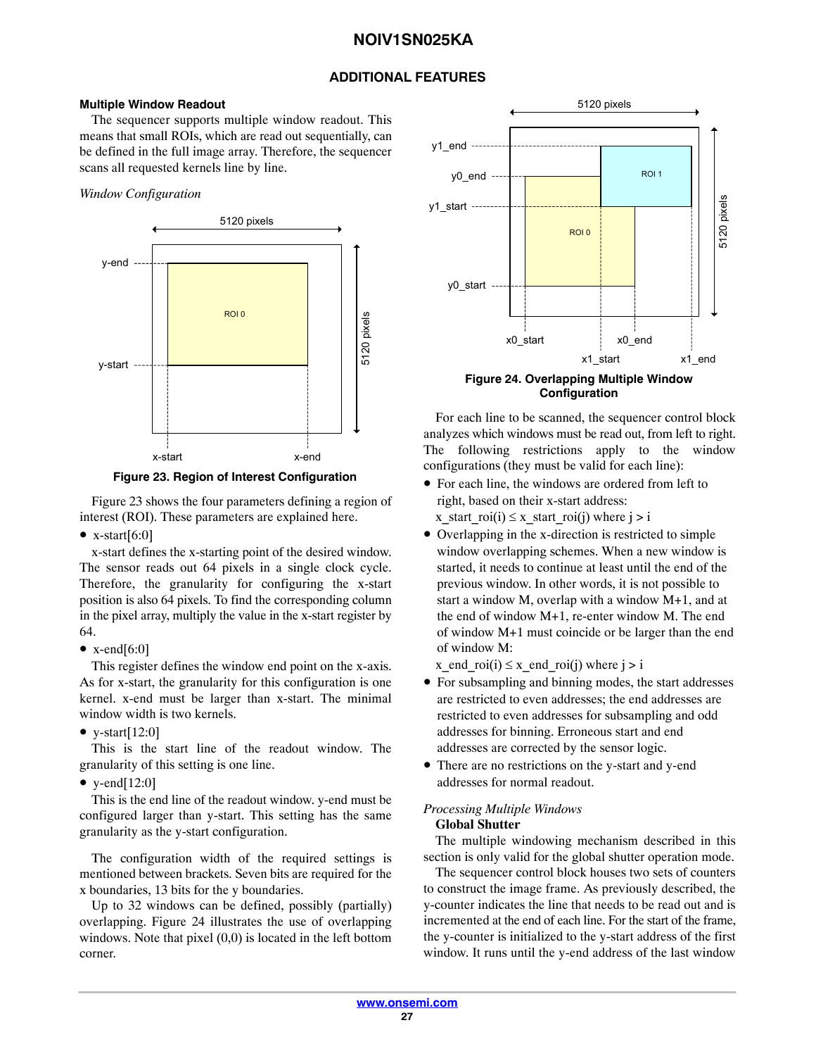## ADDITIONAL FEATURES

### Multiple Window Readout

The sequencer supports multiple window readout. This means that small ROIs, which are read out sequentially, can be defined in the full image array. Therefore, the sequencer scans all requested kernels line by line.

*Window Configuration*

**Figure 23. Region of Interest Configuration**

Figure 23 shows the four parameters defining a region of interest (ROI). These parameters are explained here.

- x-start[6:0]

x-start defines the x-starting point of the desired window. The sensor reads out 64 pixels in a single clock cycle. Therefore, the granularity for configuring the x-start position is also 64 pixels. To find the corresponding column in the pixel array, multiply the value in the x-start register by 64.

- x-end[6:0]

This register defines the window end point on the x-axis. As for x-start, the granularity for this configuration is one kernel. x-end must be larger than x-start. The minimal window width is two kernels.

- y-start[12:0]

This is the start line of the readout window. The granularity of this setting is one line.

- y-end[12:0]

This is the end line of the readout window. y-end must be configured larger than y-start. This setting has the same granularity as the y-start configuration.

The configuration width of the required settings is mentioned between brackets. Seven bits are required for the x boundaries, 13 bits for the y boundaries.

Up to 32 windows can be defined, possibly (partially) overlapping. Figure 24 illustrates the use of overlapping windows. Note that pixel (0,0) is located in the left bottom corner.

**Figure 24. Overlapping Multiple Window Configuration**

For each line to be scanned, the sequencer control block analyzes which windows must be read out, from left to right. The following restrictions apply to the window configurations (they must be valid for each line):

- For each line, the windows are ordered from left to right, based on their x-start address:
  x_start_roi(i) ≤ x_start_roi(j) where j > i
- Overlapping in the x-direction is restricted to simple window overlapping schemes. When a new window is started, it needs to continue at least until the end of the previous window. In other words, it is not possible to start a window M, overlap with a window M+1, and at the end of window M+1, re-enter window M. The end of window M+1 must coincide or be larger than the end of window M:
  x_end_roi(i) ≤ x_end_roi(j) where j > i
- For subsampling and binning modes, the start addresses are restricted to even addresses; the end addresses are restricted to even addresses for subsampling and odd addresses for binning. Erroneous start and end addresses are corrected by the sensor logic.
- There are no restrictions on the y-start and y-end addresses for normal readout.

*Processing Multiple Windows*

**Global Shutter**

The multiple windowing mechanism described in this section is only valid for the global shutter operation mode.

The sequencer control block houses two sets of counters to construct the image frame. As previously described, the y-counter indicates the line that needs to be read out and is incremented at the end of each line. For the start of the frame, the y-counter is initialized to the y-start address of the first window. It runs until the y-end address of the last window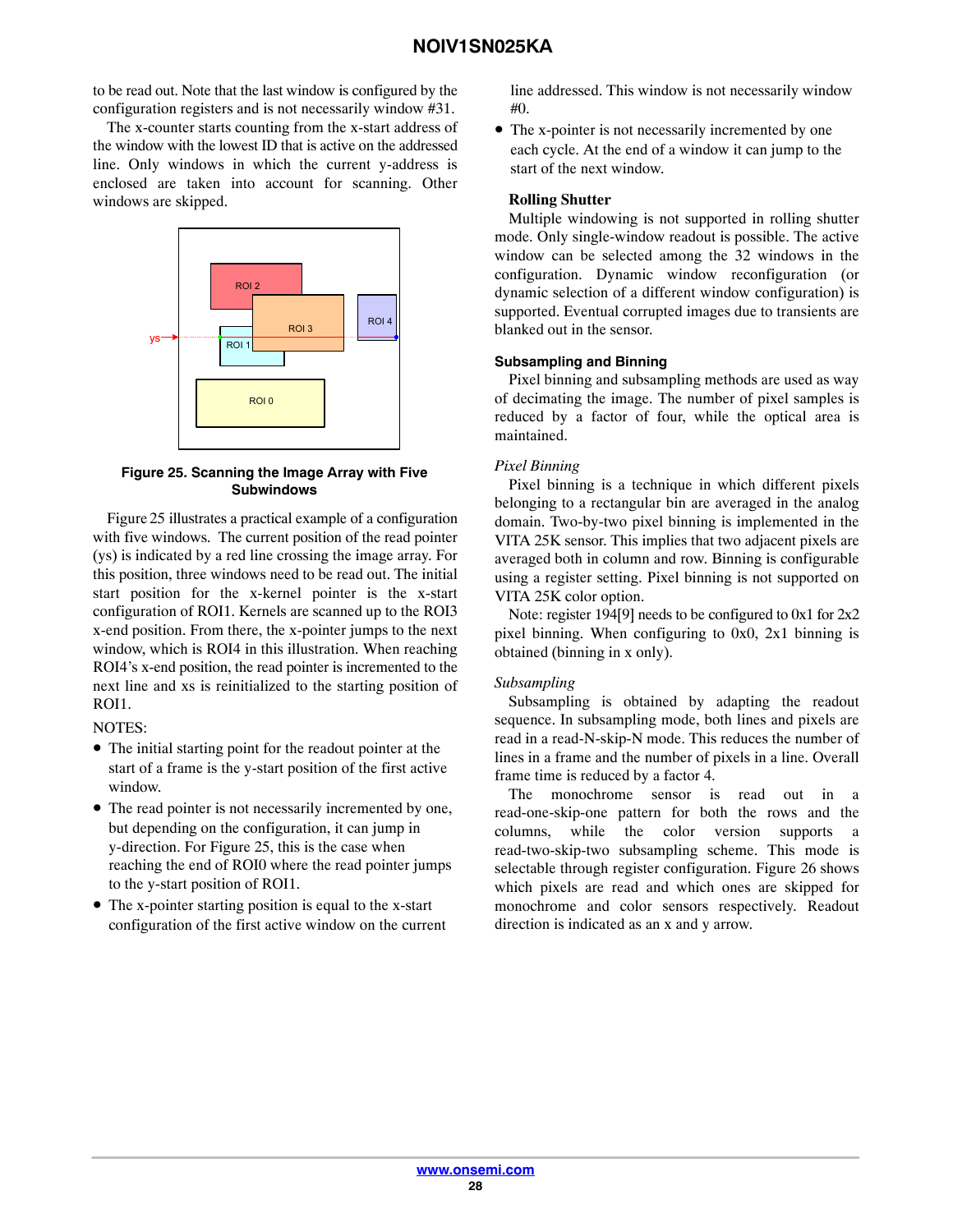to be read out. Note that the last window is configured by the configuration registers and is not necessarily window #31.

The x-counter starts counting from the x-start address of the window with the lowest ID that is active on the addressed line. Only windows in which the current y-address is enclosed are taken into account for scanning. Other windows are skipped.

**Figure 25. Scanning the Image Array with Five Subwindows**

Figure 25 illustrates a practical example of a configuration with five windows. The current position of the read pointer (ys) is indicated by a red line crossing the image array. For this position, three windows need to be read out. The initial start position for the x-kernel pointer is the x-start configuration of ROI1. Kernels are scanned up to the ROI3 x-end position. From there, the x-pointer jumps to the next window, which is ROI4 in this illustration. When reaching ROI4's x-end position, the read pointer is incremented to the next line and xs is reinitialized to the starting position of ROI1.

NOTES:

- The initial starting point for the readout pointer at the start of a frame is the y-start position of the first active window.
- The read pointer is not necessarily incremented by one, but depending on the configuration, it can jump in y-direction. For Figure 25, this is the case when reaching the end of ROI0 where the read pointer jumps to the y-start position of ROI1.
- The x-pointer starting position is equal to the x-start configuration of the first active window on the current line addressed. This window is not necessarily window #0.
- The x-pointer is not necessarily incremented by one each cycle. At the end of a window it can jump to the start of the next window.

**Rolling Shutter**

Multiple windowing is not supported in rolling shutter mode. Only single-window readout is possible. The active window can be selected among the 32 windows in the configuration. Dynamic window reconfiguration (or dynamic selection of a different window configuration) is supported. Eventual corrupted images due to transients are blanked out in the sensor.

### Subsampling and Binning

Pixel binning and subsampling methods are used as way of decimating the image. The number of pixel samples is reduced by a factor of four, while the optical area is maintained.

*Pixel Binning*

Pixel binning is a technique in which different pixels belonging to a rectangular bin are averaged in the analog domain. Two-by-two pixel binning is implemented in the VITA 25K sensor. This implies that two adjacent pixels are averaged both in column and row. Binning is configurable using a register setting. Pixel binning is not supported on VITA 25K color option.

Note: register 194[9] needs to be configured to 0x1 for 2x2 pixel binning. When configuring to 0x0, 2x1 binning is obtained (binning in x only).

*Subsampling*

Subsampling is obtained by adapting the readout sequence. In subsampling mode, both lines and pixels are read in a read-N-skip-N mode. This reduces the number of lines in a frame and the number of pixels in a line. Overall frame time is reduced by a factor 4.

The monochrome sensor is read out in a read-one-skip-one pattern for both the rows and the columns, while the color version supports a read-two-skip-two subsampling scheme. This mode is selectable through register configuration. Figure 26 shows which pixels are read and which ones are skipped for monochrome and color sensors respectively. Readout direction is indicated as an x and y arrow.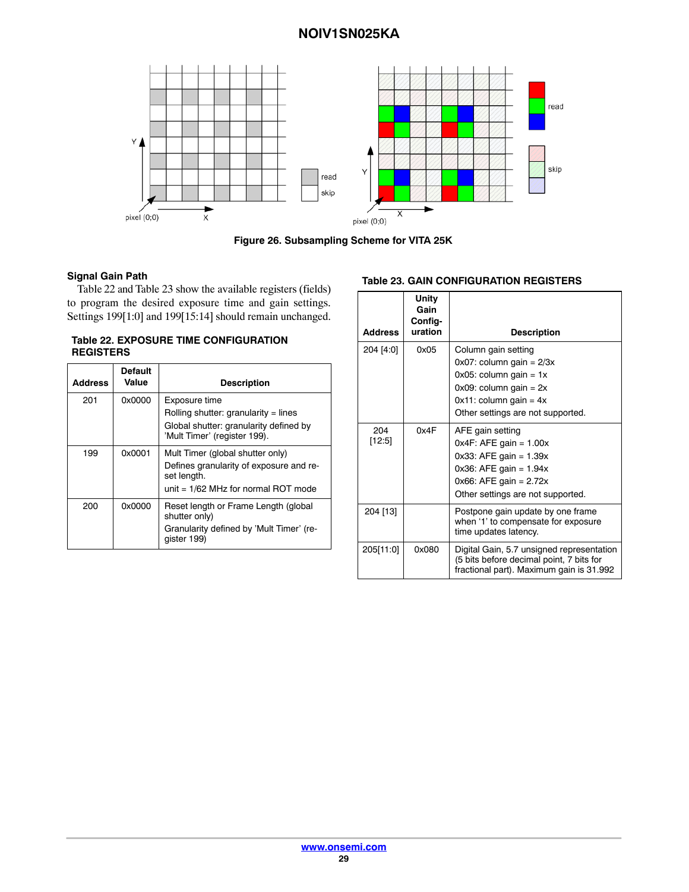Figure 26. Subsampling Scheme for VITA 25K

### Signal Gain Path

Table 22 and Table 23 show the available registers (fields) to program the desired exposure time and gain settings. Settings 199[1:0] and 199[15:14] should remain unchanged.

**Table 22. EXPOSURE TIME CONFIGURATION REGISTERS**

| Address | Default Value | Description |
|---|---|---|
| 201 | 0x0000 | Exposure time<br>Rolling shutter: granularity = lines<br>Global shutter: granularity defined by 'Mult Timer' (register 199). |
| 199 | 0x0001 | Mult Timer (global shutter only)<br>Defines granularity of exposure and reset length.<br>unit = 1/62 MHz for normal ROT mode |
| 200 | 0x0000 | Reset length or Frame Length (global shutter only)<br>Granularity defined by 'Mult Timer' (register 199) |

**Table 23. GAIN CONFIGURATION REGISTERS**

| Address | Unity Gain Configuration | Description |
|---|---|---|
| 204 [4:0] | 0x05 | Column gain setting<br>0x07: column gain = 2/3x<br>0x05: column gain = 1x<br>0x09: column gain = 2x<br>0x11: column gain = 4x<br>Other settings are not supported. |
| 204 [12:5] | 0x4F | AFE gain setting<br>0x4F: AFE gain = 1.00x<br>0x33: AFE gain = 1.39x<br>0x36: AFE gain = 1.94x<br>0x66: AFE gain = 2.72x<br>Other settings are not supported. |
| 204 [13] | | Postpone gain update by one frame when '1' to compensate for exposure time updates latency. |
| 205[11:0] | 0x080 | Digital Gain, 5.7 unsigned representation (5 bits before decimal point, 7 bits for fractional part). Maximum gain is 31.992 |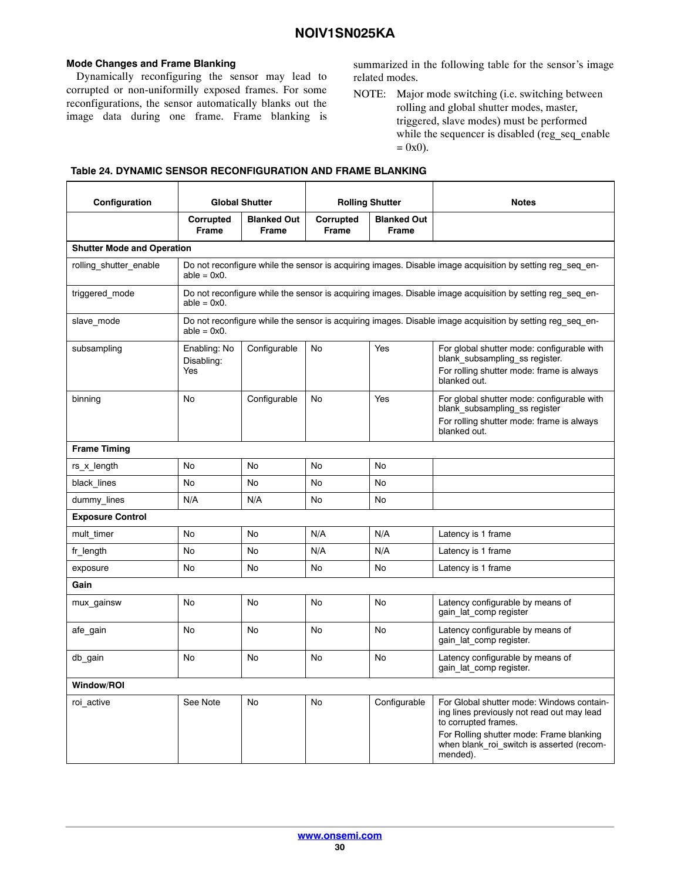### Mode Changes and Frame Blanking

Dynamically reconfiguring the sensor may lead to corrupted or non-uniformilly exposed frames. For some reconfigurations, the sensor automatically blanks out the image data during one frame. Frame blanking is summarized in the following table for the sensor's image related modes.

NOTE: Major mode switching (i.e. switching between rolling and global shutter modes, master, triggered, slave modes) must be performed while the sequencer is disabled (reg_seq_enable = 0x0).

**Table 24. DYNAMIC SENSOR RECONFIGURATION AND FRAME BLANKING**

| Configuration | Global Shutter | | Rolling Shutter | | Notes |
|---|---|---|---|---|---|
| | Corrupted Frame | Blanked Out Frame | Corrupted Frame | Blanked Out Frame | |
| **Shutter Mode and Operation** | | | | | |
| rolling_shutter_enable | Do not reconfigure while the sensor is acquiring images. Disable image acquisition by setting reg_seq_enable = 0x0. | | | | |
| triggered_mode | Do not reconfigure while the sensor is acquiring images. Disable image acquisition by setting reg_seq_enable = 0x0. | | | | |
| slave_mode | Do not reconfigure while the sensor is acquiring images. Disable image acquisition by setting reg_seq_enable = 0x0. | | | | |
| subsampling | Enabling: No Disabling: Yes | Configurable | No | Yes | For global shutter mode: configurable with blank_subsampling_ss register. For rolling shutter mode: frame is always blanked out. |
| binning | No | Configurable | No | Yes | For global shutter mode: configurable with blank_subsampling_ss register For rolling shutter mode: frame is always blanked out. |
| **Frame Timing** | | | | | |
| rs_x_length | No | No | No | No | |
| black_lines | No | No | No | No | |
| dummy_lines | N/A | N/A | No | No | |
| **Exposure Control** | | | | | |
| mult_timer | No | No | N/A | N/A | Latency is 1 frame |
| fr_length | No | No | N/A | N/A | Latency is 1 frame |
| exposure | No | No | No | No | Latency is 1 frame |
| **Gain** | | | | | |
| mux_gainsw | No | No | No | No | Latency configurable by means of gain_lat_comp register |
| afe_gain | No | No | No | No | Latency configurable by means of gain_lat_comp register. |
| db_gain | No | No | No | No | Latency configurable by means of gain_lat_comp register. |
| **Window/ROI** | | | | | |
| roi_active | See Note | No | No | Configurable | For Global shutter mode: Windows containing lines previously not read out may lead to corrupted frames. For Rolling shutter mode: Frame blanking when blank_roi_switch is asserted (recommended). |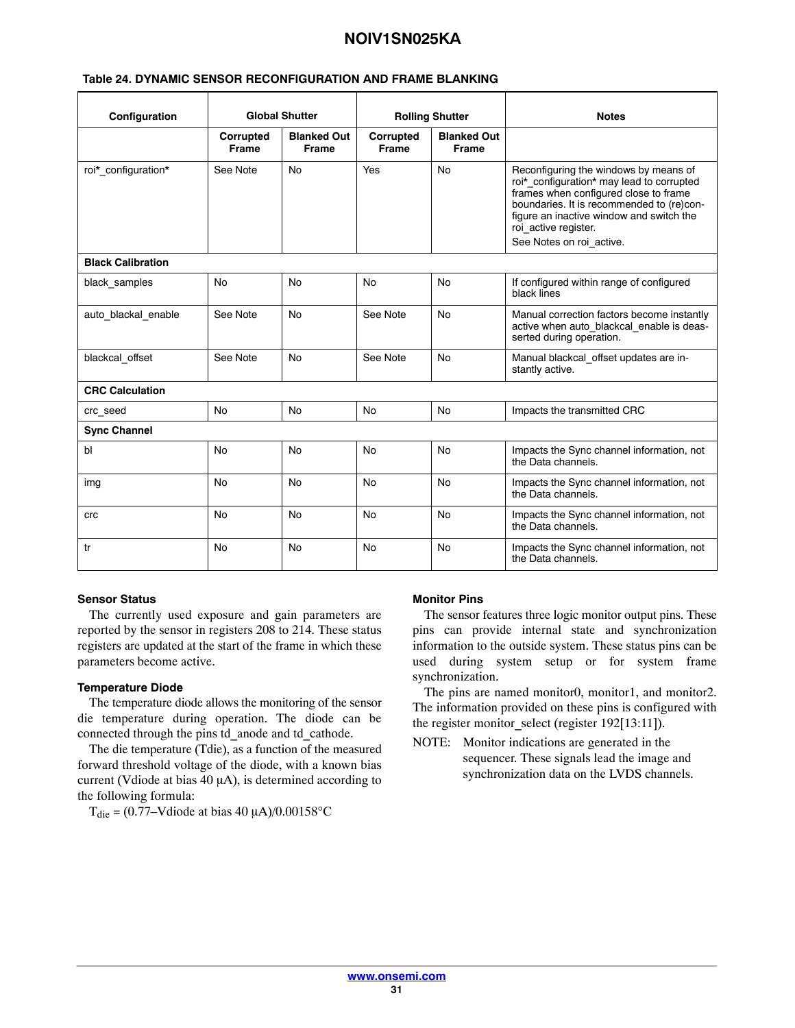**Table 24. DYNAMIC SENSOR RECONFIGURATION AND FRAME BLANKING**

| Configuration | Global Shutter | | Rolling Shutter | | Notes |
|---|---|---|---|---|---|
| | Corrupted Frame | Blanked Out Frame | Corrupted Frame | Blanked Out Frame | |
| roi*_configuration* | See Note | No | Yes | No | Reconfiguring the windows by means of roi*_configuration* may lead to corrupted frames when configured close to frame boundaries. It is recommended to (re)configure an inactive window and switch the roi_active register. See Notes on roi_active. |
| **Black Calibration** | | | | | |
| black_samples | No | No | No | No | If configured within range of configured black lines |
| auto_blackal_enable | See Note | No | See Note | No | Manual correction factors become instantly active when auto_blackcal_enable is deasserted during operation. |
| blackcal_offset | See Note | No | See Note | No | Manual blackcal_offset updates are instantly active. |
| **CRC Calculation** | | | | | |
| crc_seed | No | No | No | No | Impacts the transmitted CRC |
| **Sync Channel** | | | | | |
| bl | No | No | No | No | Impacts the Sync channel information, not the Data channels. |
| img | No | No | No | No | Impacts the Sync channel information, not the Data channels. |
| crc | No | No | No | No | Impacts the Sync channel information, not the Data channels. |
| tr | No | No | No | No | Impacts the Sync channel information, not the Data channels. |

### Sensor Status

The currently used exposure and gain parameters are reported by the sensor in registers 208 to 214. These status registers are updated at the start of the frame in which these parameters become active.

### Temperature Diode

The temperature diode allows the monitoring of the sensor die temperature during operation. The diode can be connected through the pins td_anode and td_cathode.

The die temperature (Tdie), as a function of the measured forward threshold voltage of the diode, with a known bias current (Vdiode at bias 40 μA), is determined according to the following formula:

$T_{die}$ = (0.77–Vdiode at bias 40 μA)/0.00158°C

### Monitor Pins

The sensor features three logic monitor output pins. These pins can provide internal state and synchronization information to the outside system. These status pins can be used during system setup or for system frame synchronization.

The pins are named monitor0, monitor1, and monitor2. The information provided on these pins is configured with the register monitor_select (register 192[13:11]).

NOTE: Monitor indications are generated in the sequencer. These signals lead the image and synchronization data on the LVDS channels.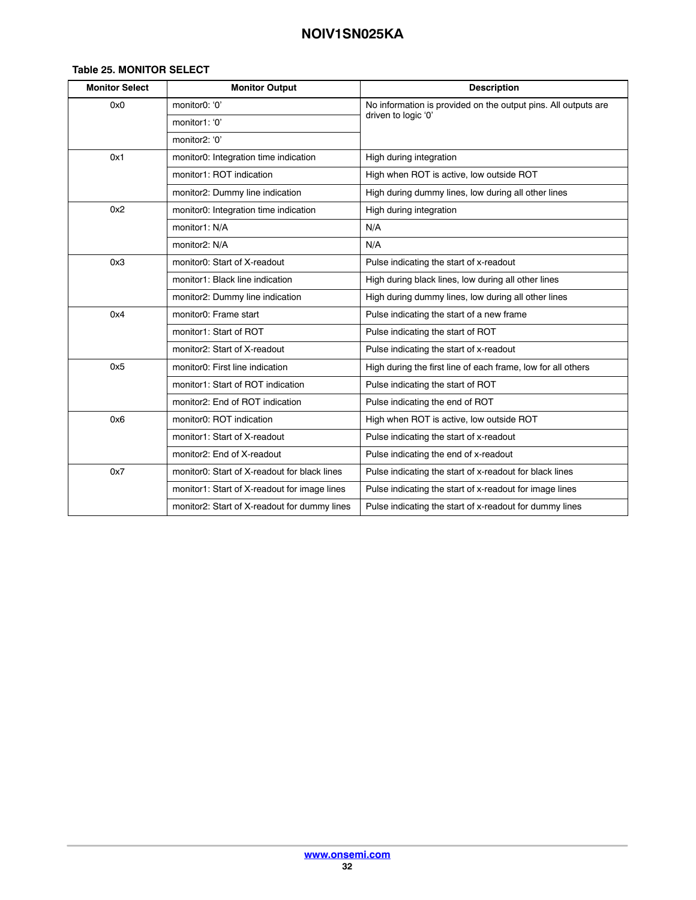**Table 25. MONITOR SELECT**

| Monitor Select | Monitor Output | Description |
|---|---|---|
| 0x0 | monitor0: ‘0’ | No information is provided on the output pins. All outputs are driven to logic ‘0’ |
| | monitor1: ‘0’ | |
| | monitor2: ‘0’ | |
| 0x1 | monitor0: Integration time indication | High during integration |
| | monitor1: ROT indication | High when ROT is active, low outside ROT |
| | monitor2: Dummy line indication | High during dummy lines, low during all other lines |
| 0x2 | monitor0: Integration time indication | High during integration |
| | monitor1: N/A | N/A |
| | monitor2: N/A | N/A |
| 0x3 | monitor0: Start of X-readout | Pulse indicating the start of x-readout |
| | monitor1: Black line indication | High during black lines, low during all other lines |
| | monitor2: Dummy line indication | High during dummy lines, low during all other lines |
| 0x4 | monitor0: Frame start | Pulse indicating the start of a new frame |
| | monitor1: Start of ROT | Pulse indicating the start of ROT |
| | monitor2: Start of X-readout | Pulse indicating the start of x-readout |
| 0x5 | monitor0: First line indication | High during the first line of each frame, low for all others |
| | monitor1: Start of ROT indication | Pulse indicating the start of ROT |
| | monitor2: End of ROT indication | Pulse indicating the end of ROT |
| 0x6 | monitor0: ROT indication | High when ROT is active, low outside ROT |
| | monitor1: Start of X-readout | Pulse indicating the start of x-readout |
| | monitor2: End of X-readout | Pulse indicating the end of x-readout |
| 0x7 | monitor0: Start of X-readout for black lines | Pulse indicating the start of x-readout for black lines |
| | monitor1: Start of X-readout for image lines | Pulse indicating the start of x-readout for image lines |
| | monitor2: Start of X-readout for dummy lines | Pulse indicating the start of x-readout for dummy lines |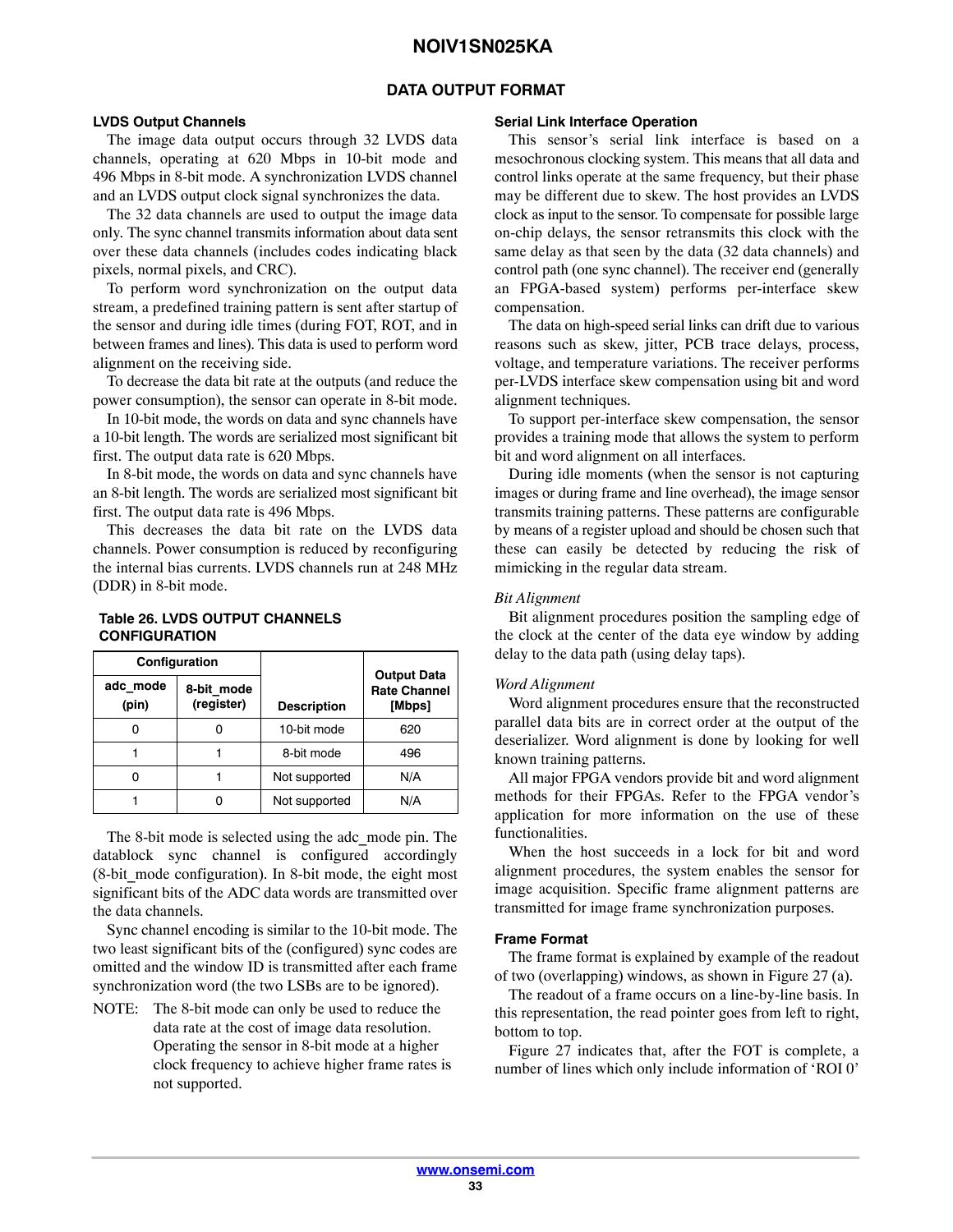## DATA OUTPUT FORMAT

### LVDS Output Channels

The image data output occurs through 32 LVDS data channels, operating at 620 Mbps in 10-bit mode and 496 Mbps in 8-bit mode. A synchronization LVDS channel and an LVDS output clock signal synchronizes the data.

The 32 data channels are used to output the image data only. The sync channel transmits information about data sent over these data channels (includes codes indicating black pixels, normal pixels, and CRC).

To perform word synchronization on the output data stream, a predefined training pattern is sent after startup of the sensor and during idle times (during FOT, ROT, and in between frames and lines). This data is used to perform word alignment on the receiving side.

To decrease the data bit rate at the outputs (and reduce the power consumption), the sensor can operate in 8-bit mode.

In 10-bit mode, the words on data and sync channels have a 10-bit length. The words are serialized most significant bit first. The output data rate is 620 Mbps.

In 8-bit mode, the words on data and sync channels have an 8-bit length. The words are serialized most significant bit first. The output data rate is 496 Mbps.

This decreases the data bit rate on the LVDS data channels. Power consumption is reduced by reconfiguring the internal bias currents. LVDS channels run at 248 MHz (DDR) in 8-bit mode.

**Table 26. LVDS OUTPUT CHANNELS CONFIGURATION**

| Configuration | | Description | Output Data Rate Channel [Mbps] |
|---|---|---|---|
| adc_mode (pin) | 8-bit_mode (register) | | |
| 0 | 0 | 10-bit mode | 620 |
| 1 | 1 | 8-bit mode | 496 |
| 0 | 1 | Not supported | N/A |
| 1 | 0 | Not supported | N/A |

The 8-bit mode is selected using the adc_mode pin. The datablock sync channel is configured accordingly (8-bit_mode configuration). In 8-bit mode, the eight most significant bits of the ADC data words are transmitted over the data channels.

Sync channel encoding is similar to the 10-bit mode. The two least significant bits of the (configured) sync codes are omitted and the window ID is transmitted after each frame synchronization word (the two LSBs are to be ignored).

NOTE: The 8-bit mode can only be used to reduce the data rate at the cost of image data resolution. Operating the sensor in 8-bit mode at a higher clock frequency to achieve higher frame rates is not supported.

### Serial Link Interface Operation

This sensor's serial link interface is based on a mesochronous clocking system. This means that all data and control links operate at the same frequency, but their phase may be different due to skew. The host provides an LVDS clock as input to the sensor. To compensate for possible large on-chip delays, the sensor retransmits this clock with the same delay as that seen by the data (32 data channels) and control path (one sync channel). The receiver end (generally an FPGA-based system) performs per-interface skew compensation.

The data on high-speed serial links can drift due to various reasons such as skew, jitter, PCB trace delays, process, voltage, and temperature variations. The receiver performs per-LVDS interface skew compensation using bit and word alignment techniques.

To support per-interface skew compensation, the sensor provides a training mode that allows the system to perform bit and word alignment on all interfaces.

During idle moments (when the sensor is not capturing images or during frame and line overhead), the image sensor transmits training patterns. These patterns are configurable by means of a register upload and should be chosen such that these can easily be detected by reducing the risk of mimicking in the regular data stream.

*Bit Alignment*

Bit alignment procedures position the sampling edge of the clock at the center of the data eye window by adding delay to the data path (using delay taps).

*Word Alignment*

Word alignment procedures ensure that the reconstructed parallel data bits are in correct order at the output of the deserializer. Word alignment is done by looking for well known training patterns.

All major FPGA vendors provide bit and word alignment methods for their FPGAs. Refer to the FPGA vendor's application for more information on the use of these functionalities.

When the host succeeds in a lock for bit and word alignment procedures, the system enables the sensor for image acquisition. Specific frame alignment patterns are transmitted for image frame synchronization purposes.

### Frame Format

The frame format is explained by example of the readout of two (overlapping) windows, as shown in Figure 27 (a).

The readout of a frame occurs on a line-by-line basis. In this representation, the read pointer goes from left to right, bottom to top.

Figure 27 indicates that, after the FOT is complete, a number of lines which only include information of 'ROI 0'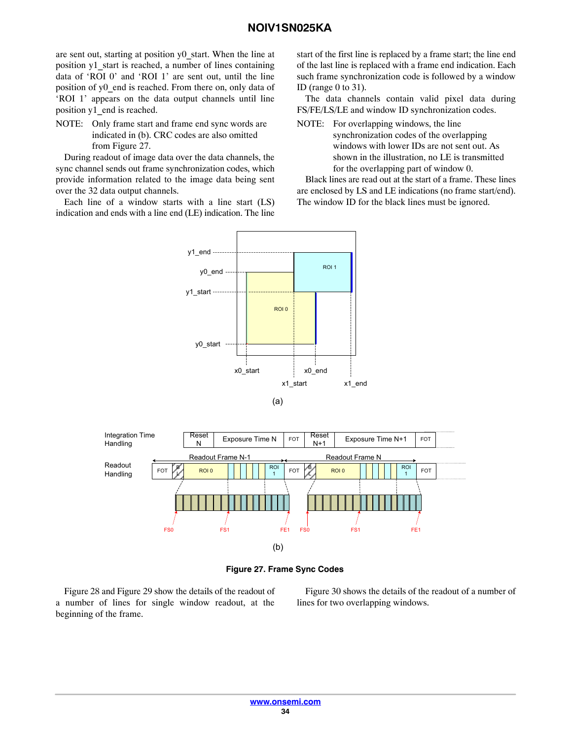are sent out, starting at position y0_start. When the line at position y1_start is reached, a number of lines containing data of 'ROI 0' and 'ROI 1' are sent out, until the line position of y0_end is reached. From there on, only data of 'ROI 1' appears on the data output channels until line position y1_end is reached.

NOTE: Only frame start and frame end sync words are indicated in (b). CRC codes are also omitted from Figure 27.

During readout of image data over the data channels, the sync channel sends out frame synchronization codes, which provide information related to the image data being sent over the 32 data output channels.

Each line of a window starts with a line start (LS) indication and ends with a line end (LE) indication. The line start of the first line is replaced by a frame start; the line end of the last line is replaced with a frame end indication. Each such frame synchronization code is followed by a window ID (range 0 to 31).

The data channels contain valid pixel data during FS/FE/LS/LE and window ID synchronization codes.

NOTE: For overlapping windows, the line synchronization codes of the overlapping windows with lower IDs are not sent out. As shown in the illustration, no LE is transmitted for the overlapping part of window 0.

Black lines are read out at the start of a frame. These lines are enclosed by LS and LE indications (no frame start/end). The window ID for the black lines must be ignored.

**Figure 27. Frame Sync Codes**

Figure 28 and Figure 29 show the details of the readout of a number of lines for single window readout, at the beginning of the frame.

Figure 30 shows the details of the readout of a number of lines for two overlapping windows.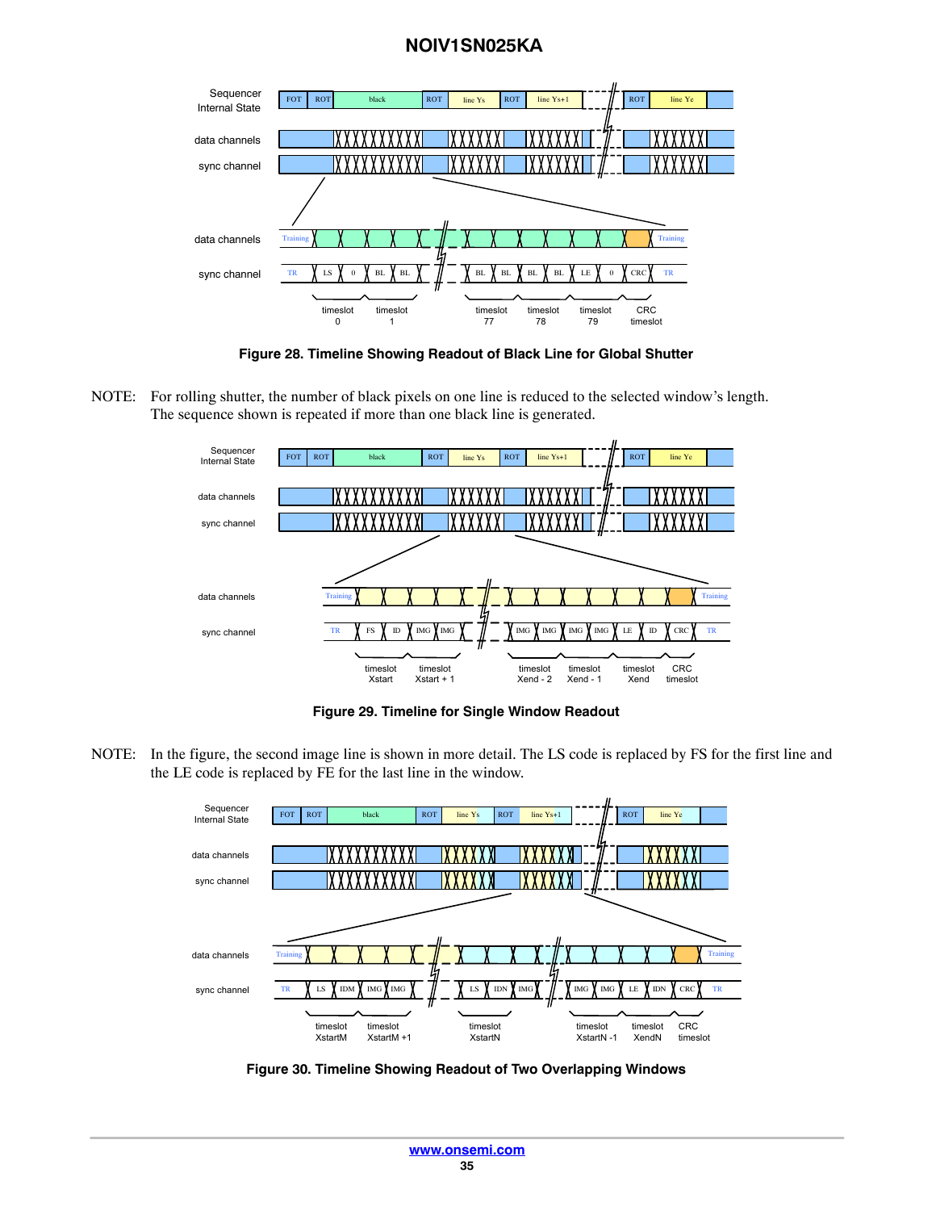**Figure 28. Timeline Showing Readout of Black Line for Global Shutter**

NOTE: For rolling shutter, the number of black pixels on one line is reduced to the selected window's length. The sequence shown is repeated if more than one black line is generated.

**Figure 29. Timeline for Single Window Readout**

NOTE: In the figure, the second image line is shown in more detail. The LS code is replaced by FS for the first line and the LE code is replaced by FE for the last line in the window.

**Figure 30. Timeline Showing Readout of Two Overlapping Windows**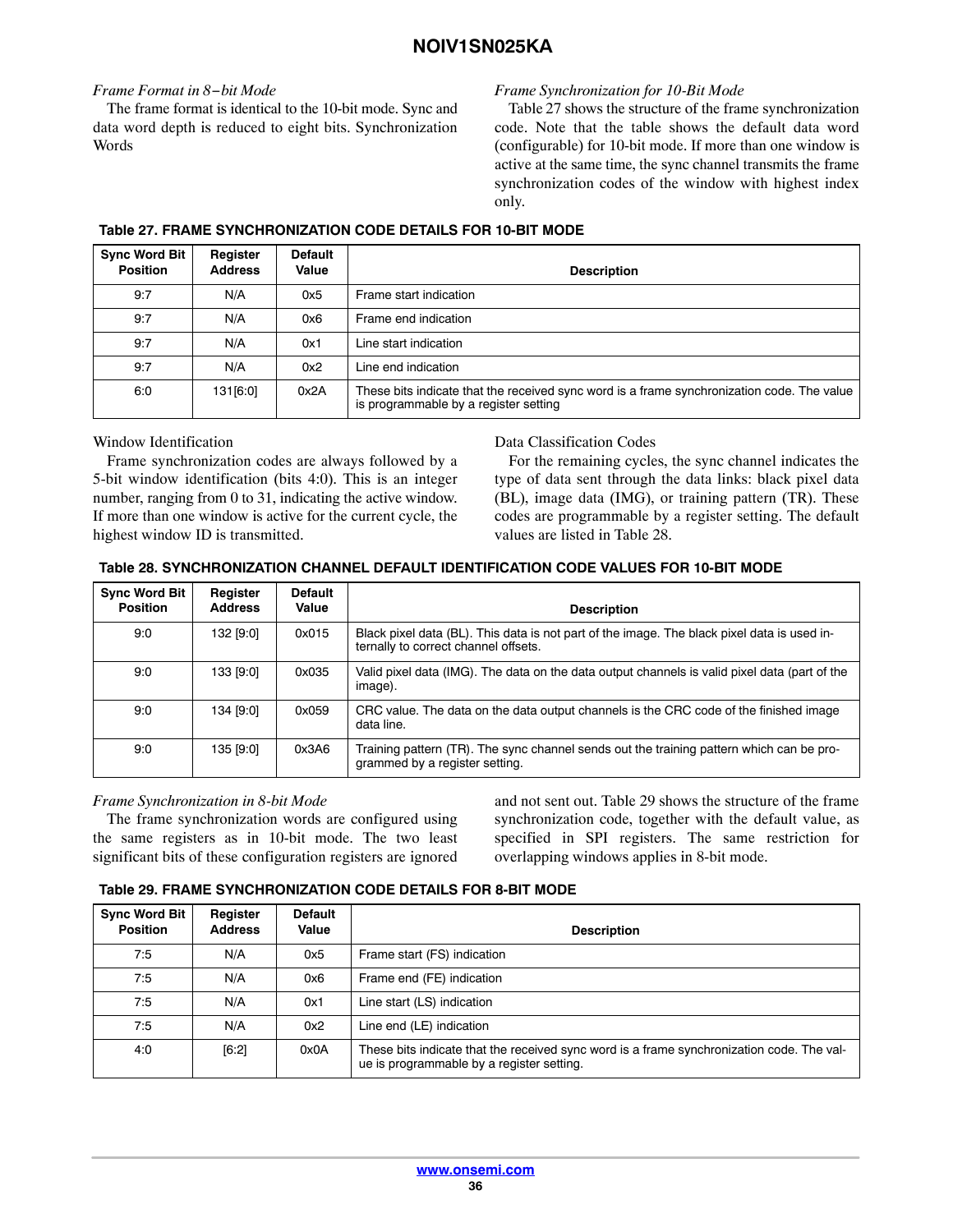*Frame Format in 8−bit Mode*

The frame format is identical to the 10-bit mode. Sync and data word depth is reduced to eight bits. Synchronization Words

*Frame Synchronization for 10-Bit Mode*

Table 27 shows the structure of the frame synchronization code. Note that the table shows the default data word (configurable) for 10-bit mode. If more than one window is active at the same time, the sync channel transmits the frame synchronization codes of the window with highest index only.

**Table 27. FRAME SYNCHRONIZATION CODE DETAILS FOR 10-BIT MODE**

| Sync Word Bit Position | Register Address | Default Value | Description |
|---|---|---|---|
| 9:7 | N/A | 0x5 | Frame start indication |
| 9:7 | N/A | 0x6 | Frame end indication |
| 9:7 | N/A | 0x1 | Line start indication |
| 9:7 | N/A | 0x2 | Line end indication |
| 6:0 | 131[6:0] | 0x2A | These bits indicate that the received sync word is a frame synchronization code. The value is programmable by a register setting |

Window Identification

Frame synchronization codes are always followed by a 5-bit window identification (bits 4:0). This is an integer number, ranging from 0 to 31, indicating the active window. If more than one window is active for the current cycle, the highest window ID is transmitted.

Data Classification Codes

For the remaining cycles, the sync channel indicates the type of data sent through the data links: black pixel data (BL), image data (IMG), or training pattern (TR). These codes are programmable by a register setting. The default values are listed in Table 28.

**Table 28. SYNCHRONIZATION CHANNEL DEFAULT IDENTIFICATION CODE VALUES FOR 10-BIT MODE**

| Sync Word Bit Position | Register Address | Default Value | Description |
|---|---|---|---|
| 9:0 | 132 [9:0] | 0x015 | Black pixel data (BL). This data is not part of the image. The black pixel data is used internally to correct channel offsets. |
| 9:0 | 133 [9:0] | 0x035 | Valid pixel data (IMG). The data on the data output channels is valid pixel data (part of the image). |
| 9:0 | 134 [9:0] | 0x059 | CRC value. The data on the data output channels is the CRC code of the finished image data line. |
| 9:0 | 135 [9:0] | 0x3A6 | Training pattern (TR). The sync channel sends out the training pattern which can be programmed by a register setting. |

*Frame Synchronization in 8-bit Mode*

The frame synchronization words are configured using the same registers as in 10-bit mode. The two least significant bits of these configuration registers are ignored and not sent out. Table 29 shows the structure of the frame synchronization code, together with the default value, as specified in SPI registers. The same restriction for overlapping windows applies in 8-bit mode.

**Table 29. FRAME SYNCHRONIZATION CODE DETAILS FOR 8-BIT MODE**

| Sync Word Bit Position | Register Address | Default Value | Description |
|---|---|---|---|
| 7:5 | N/A | 0x5 | Frame start (FS) indication |
| 7:5 | N/A | 0x6 | Frame end (FE) indication |
| 7:5 | N/A | 0x1 | Line start (LS) indication |
| 7:5 | N/A | 0x2 | Line end (LE) indication |
| 4:0 | [6:2] | 0x0A | These bits indicate that the received sync word is a frame synchronization code. The value is programmable by a register setting. |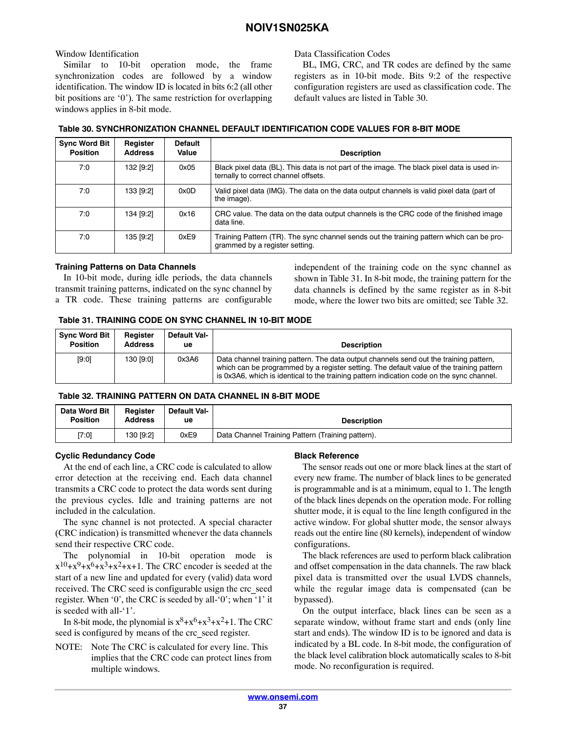### Window Identification

Similar to 10-bit operation mode, the frame synchronization codes are followed by a window identification. The window ID is located in bits 6:2 (all other bit positions are '0'). The same restriction for overlapping windows applies in 8-bit mode.

### Data Classification Codes

BL, IMG, CRC, and TR codes are defined by the same registers as in 10-bit mode. Bits 9:2 of the respective configuration registers are used as classification code. The default values are listed in Table 30.

**Table 30. SYNCHRONIZATION CHANNEL DEFAULT IDENTIFICATION CODE VALUES FOR 8-BIT MODE**

| Sync Word Bit Position | Register Address | Default Value | Description |
|---|---|---|---|
| 7:0 | 132 [9:2] | 0x05 | Black pixel data (BL). This data is not part of the image. The black pixel data is used internally to correct channel offsets. |
| 7:0 | 133 [9:2] | 0x0D | Valid pixel data (IMG). The data on the data output channels is valid pixel data (part of the image). |
| 7:0 | 134 [9:2] | 0x16 | CRC value. The data on the data output channels is the CRC code of the finished image data line. |
| 7:0 | 135 [9:2] | 0xE9 | Training Pattern (TR). The sync channel sends out the training pattern which can be programmed by a register setting. |

### Training Patterns on Data Channels

In 10-bit mode, during idle periods, the data channels transmit training patterns, indicated on the sync channel by a TR code. These training patterns are configurable independent of the training code on the sync channel as shown in Table 31. In 8-bit mode, the training pattern for the data channels is defined by the same register as in 8-bit mode, where the lower two bits are omitted; see Table 32.

**Table 31. TRAINING CODE ON SYNC CHANNEL IN 10-BIT MODE**

| Sync Word Bit Position | Register Address | Default Value | Description |
|---|---|---|---|
| [9:0] | 130 [9:0] | 0x3A6 | Data channel training pattern. The data output channels send out the training pattern, which can be programmed by a register setting. The default value of the training pattern is 0x3A6, which is identical to the training pattern indication code on the sync channel. |

**Table 32. TRAINING PATTERN ON DATA CHANNEL IN 8-BIT MODE**

| Data Word Bit Position | Register Address | Default Value | Description |
|---|---|---|---|
| [7:0] | 130 [9:2] | 0xE9 | Data Channel Training Pattern (Training pattern). |

### Cyclic Redundancy Code

At the end of each line, a CRC code is calculated to allow error detection at the receiving end. Each data channel transmits a CRC code to protect the data words sent during the previous cycles. Idle and training patterns are not included in the calculation.

The sync channel is not protected. A special character (CRC indication) is transmitted whenever the data channels send their respective CRC code.

The polynomial in 10-bit operation mode is $x^{10}+x^9+x^6+x^3+x^2+x+1$. The CRC encoder is seeded at the start of a new line and updated for every (valid) data word received. The CRC seed is configurable usign the crc_seed register. When '0', the CRC is seeded by all-'0'; when '1' it is seeded with all-'1'.

In 8-bit mode, the plynomial is $x^8+x^6+x^3+x^2+1$. The CRC seed is configured by means of the crc_seed register.

NOTE: Note The CRC is calculated for every line. This implies that the CRC code can protect lines from multiple windows.

### Black Reference

The sensor reads out one or more black lines at the start of every new frame. The number of black lines to be generated is programmable and is at a minimum, equal to 1. The length of the black lines depends on the operation mode. For rolling shutter mode, it is equal to the line length configured in the active window. For global shutter mode, the sensor always reads out the entire line (80 kernels), independent of window configurations.

The black references are used to perform black calibration and offset compensation in the data channels. The raw black pixel data is transmitted over the usual LVDS channels, while the regular image data is compensated (can be bypassed).

On the output interface, black lines can be seen as a separate window, without frame start and ends (only line start and ends). The window ID is to be ignored and data is indicated by a BL code. In 8-bit mode, the configuration of the black level calibration block automatically scales to 8-bit mode. No reconfiguration is required.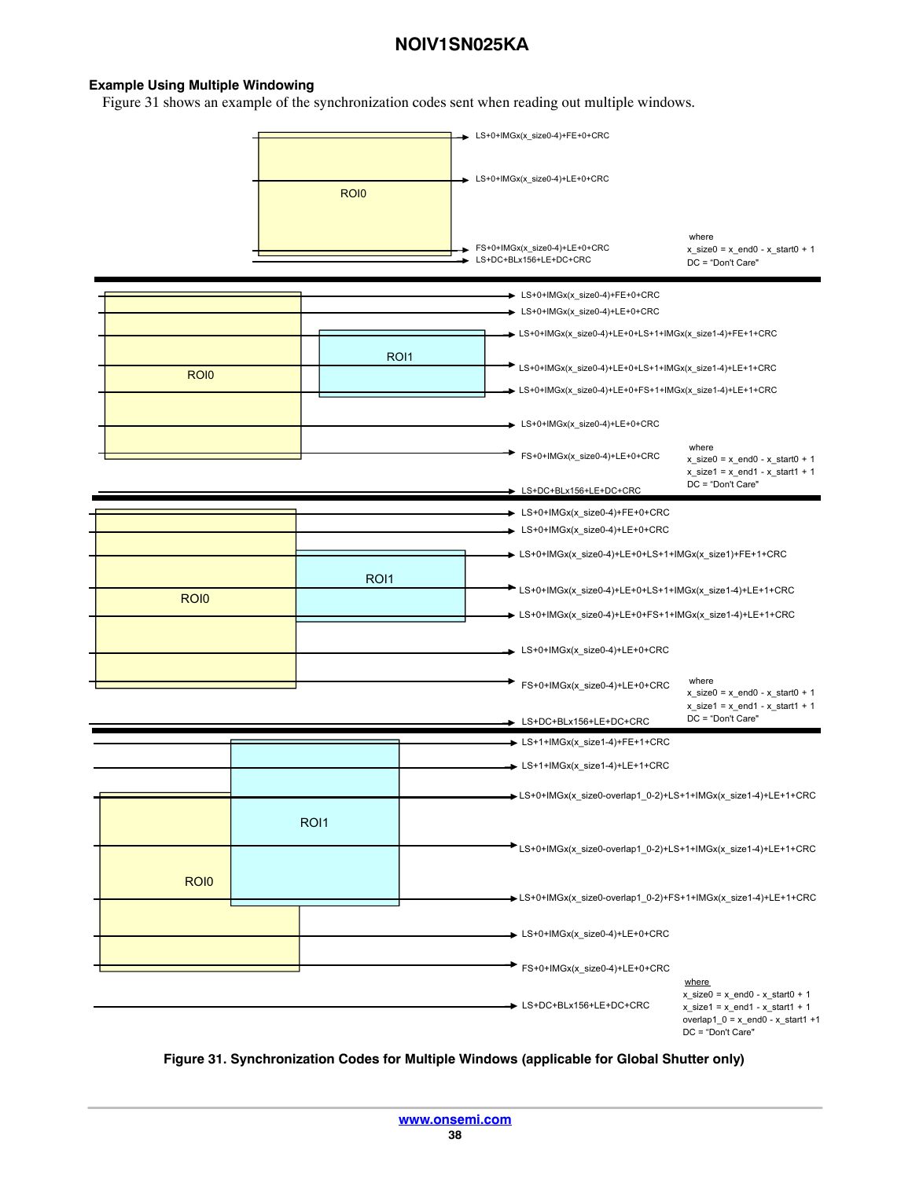### Example Using Multiple Windowing

Figure 31 shows an example of the synchronization codes sent when reading out multiple windows.

ROI0

LS+0+IMGx(x_size0-4)+FE+0+CRC

LS+0+IMGx(x_size0-4)+LE+0+CRC

FS+0+IMGx(x_size0-4)+LE+0+CRC

LS+DC+BLx156+LE+DC+CRC

where
x_size0 = x_end0 - x_start0 + 1
DC = "Don't Care"

ROI0, ROI1

LS+0+IMGx(x_size0-4)+FE+0+CRC

LS+0+IMGx(x_size0-4)+LE+0+CRC

LS+0+IMGx(x_size0-4)+LE+0+LS+1+IMGx(x_size1-4)+FE+1+CRC

LS+0+IMGx(x_size0-4)+LE+0+LS+1+IMGx(x_size1-4)+LE+1+CRC

LS+0+IMGx(x_size0-4)+LE+0+FS+1+IMGx(x_size1-4)+LE+1+CRC

LS+0+IMGx(x_size0-4)+LE+0+CRC

FS+0+IMGx(x_size0-4)+LE+0+CRC

LS+DC+BLx156+LE+DC+CRC

where
x_size0 = x_end0 - x_start0 + 1
x_size1 = x_end1 - x_start1 + 1
DC = "Don't Care"

ROI0, ROI1

LS+0+IMGx(x_size0-4)+FE+0+CRC

LS+0+IMGx(x_size0-4)+LE+0+CRC

LS+0+IMGx(x_size0-4)+LE+0+LS+1+IMGx(x_size1)+FE+1+CRC

LS+0+IMGx(x_size0-4)+LE+0+LS+1+IMGx(x_size1-4)+LE+1+CRC

LS+0+IMGx(x_size0-4)+LE+0+FS+1+IMGx(x_size1-4)+LE+1+CRC

LS+0+IMGx(x_size0-4)+LE+0+CRC

FS+0+IMGx(x_size0-4)+LE+0+CRC

LS+DC+BLx156+LE+DC+CRC

where
x_size0 = x_end0 - x_start0 + 1
x_size1 = x_end1 - x_start1 + 1
DC = "Don't Care"

ROI1, ROI0

LS+1+IMGx(x_size1-4)+FE+1+CRC

LS+1+IMGx(x_size1-4)+LE+1+CRC

LS+0+IMGx(x_size0-overlap1_0-2)+LS+1+IMGx(x_size1-4)+LE+1+CRC

LS+0+IMGx(x_size0-overlap1_0-2)+LS+1+IMGx(x_size1-4)+LE+1+CRC

LS+0+IMGx(x_size0-overlap1_0-2)+FS+1+IMGx(x_size1-4)+LE+1+CRC

LS+0+IMGx(x_size0-4)+LE+0+CRC

FS+0+IMGx(x_size0-4)+LE+0+CRC

LS+DC+BLx156+LE+DC+CRC

where
x_size0 = x_end0 - x_start0 + 1
x_size1 = x_end1 - x_start1 + 1
overlap1_0 = x_end0 - x_start1 +1
DC = "Don't Care"

**Figure 31. Synchronization Codes for Multiple Windows (applicable for Global Shutter only)**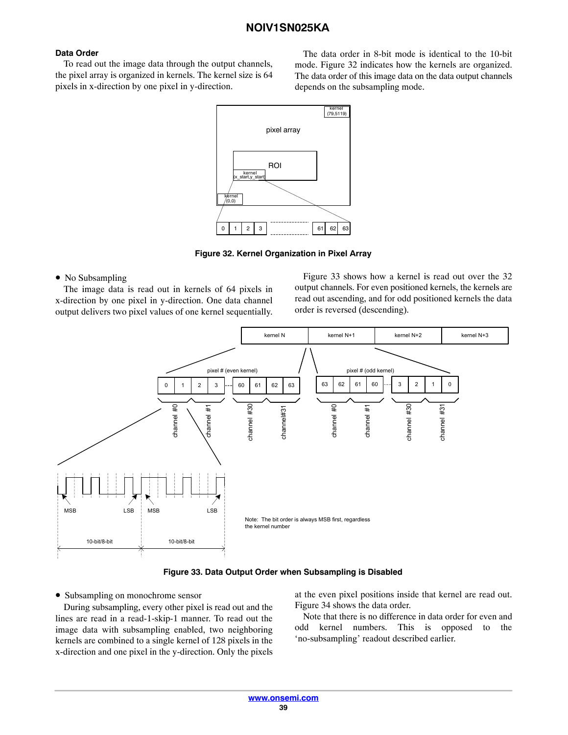### Data Order

To read out the image data through the output channels, the pixel array is organized in kernels. The kernel size is 64 pixels in x-direction by one pixel in y-direction.

The data order in 8-bit mode is identical to the 10-bit mode. Figure 32 indicates how the kernels are organized. The data order of this image data on the data output channels depends on the subsampling mode.

**Figure 32. Kernel Organization in Pixel Array**

- No Subsampling

The image data is read out in kernels of 64 pixels in x-direction by one pixel in y-direction. One data channel output delivers two pixel values of one kernel sequentially.

Figure 33 shows how a kernel is read out over the 32 output channels. For even positioned kernels, the kernels are read out ascending, and for odd positioned kernels the data order is reversed (descending).

**Figure 33. Data Output Order when Subsampling is Disabled**

- Subsampling on monochrome sensor

During subsampling, every other pixel is read out and the lines are read in a read-1-skip-1 manner. To read out the image data with subsampling enabled, two neighboring kernels are combined to a single kernel of 128 pixels in the x-direction and one pixel in the y-direction. Only the pixels at the even pixel positions inside that kernel are read out. Figure 34 shows the data order.

Note that there is no difference in data order for even and odd kernel numbers. This is opposed to the 'no-subsampling' readout described earlier.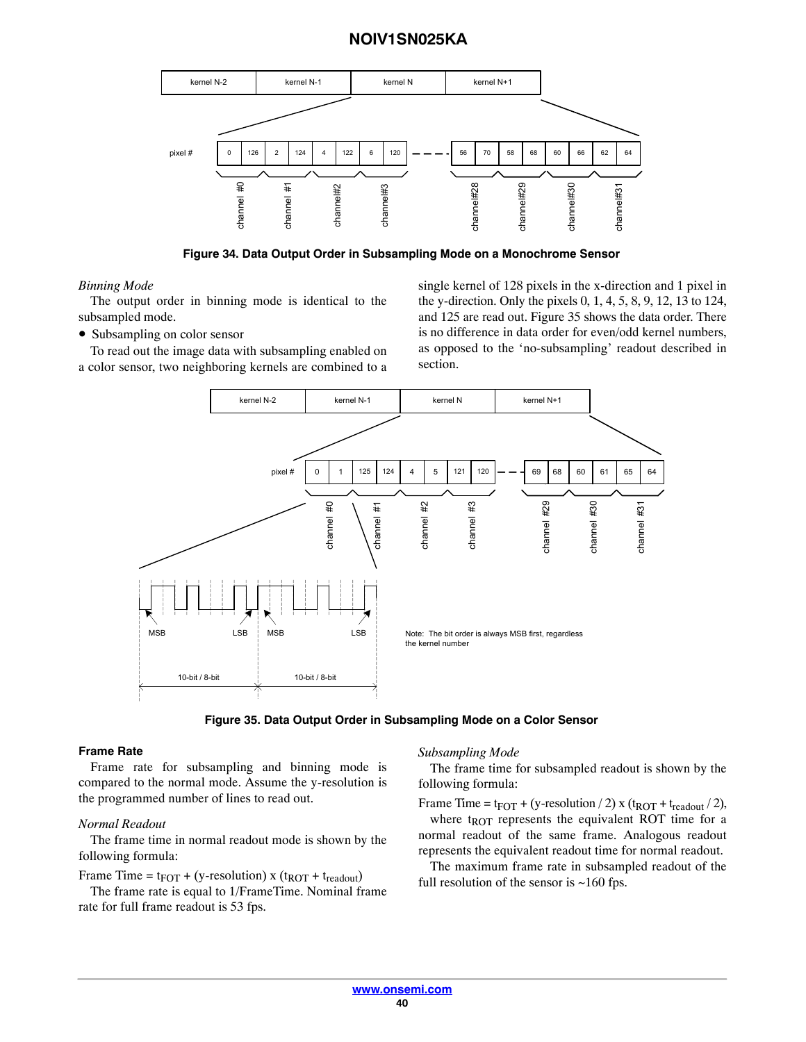Figure 34. Data Output Order in Subsampling Mode on a Monochrome Sensor

*Binning Mode*

The output order in binning mode is identical to the subsampled mode.

- Subsampling on color sensor

To read out the image data with subsampling enabled on a color sensor, two neighboring kernels are combined to a single kernel of 128 pixels in the x-direction and 1 pixel in the y-direction. Only the pixels 0, 1, 4, 5, 8, 9, 12, 13 to 124, and 125 are read out. Figure 35 shows the data order. There is no difference in data order for even/odd kernel numbers, as opposed to the 'no-subsampling' readout described in section.

Figure 35. Data Output Order in Subsampling Mode on a Color Sensor

### Frame Rate

Frame rate for subsampling and binning mode is compared to the normal mode. Assume the y-resolution is the programmed number of lines to read out.

*Normal Readout*

The frame time in normal readout mode is shown by the following formula:

Frame Time = $t_{FOT}$ + (y-resolution) x ($t_{ROT}$ + $t_{readout}$)

The frame rate is equal to 1/FrameTime. Nominal frame rate for full frame readout is 53 fps.

*Subsampling Mode*

The frame time for subsampled readout is shown by the following formula:

Frame Time = $t_{FOT}$ + (y-resolution / 2) x ($t_{ROT}$ + $t_{readout}$ / 2),

where $t_{ROT}$ represents the equivalent ROT time for a normal readout of the same frame. Analogous readout represents the equivalent readout time for normal readout.

The maximum frame rate in subsampled readout of the full resolution of the sensor is ~160 fps.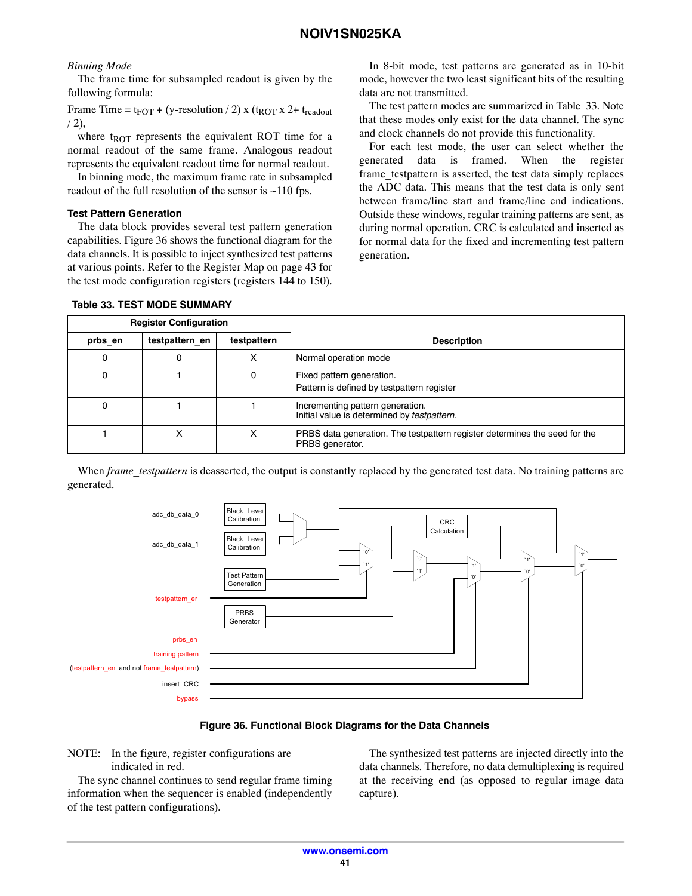*Binning Mode*

The frame time for subsampled readout is given by the following formula:

Frame Time = $t_{FOT}$ + (y-resolution / 2) x ($t_{ROT}$ x 2+ $t_{readout}$ / 2),

where $t_{ROT}$ represents the equivalent ROT time for a normal readout of the same frame. Analogous readout represents the equivalent readout time for normal readout.

In binning mode, the maximum frame rate in subsampled readout of the full resolution of the sensor is ~110 fps.

### Test Pattern Generation

The data block provides several test pattern generation capabilities. Figure 36 shows the functional diagram for the data channels. It is possible to inject synthesized test patterns at various points. Refer to the Register Map on page 43 for the test mode configuration registers (registers 144 to 150).

In 8-bit mode, test patterns are generated as in 10-bit mode, however the two least significant bits of the resulting data are not transmitted.

The test pattern modes are summarized in Table 33. Note that these modes only exist for the data channel. The sync and clock channels do not provide this functionality.

For each test mode, the user can select whether the generated data is framed. When the register frame_testpattern is asserted, the test data simply replaces the ADC data. This means that the test data is only sent between frame/line start and frame/line end indications. Outside these windows, regular training patterns are sent, as during normal operation. CRC is calculated and inserted as for normal data for the fixed and incrementing test pattern generation.

**Table 33. TEST MODE SUMMARY**

| Register Configuration | | | Description |
|---|---|---|---|
| prbs_en | testpattern_en | testpattern | |
| 0 | 0 | X | Normal operation mode |
| 0 | 1 | 0 | Fixed pattern generation.<br>Pattern is defined by testpattern register |
| 0 | 1 | 1 | Incrementing pattern generation.<br>Initial value is determined by *testpattern*. |
| 1 | X | X | PRBS data generation. The testpattern register determines the seed for the PRBS generator. |

When *frame_testpattern* is deasserted, the output is constantly replaced by the generated test data. No training patterns are generated.

**Figure 36. Functional Block Diagrams for the Data Channels**

NOTE: In the figure, register configurations are indicated in red.

The sync channel continues to send regular frame timing information when the sequencer is enabled (independently of the test pattern configurations).

The synthesized test patterns are injected directly into the data channels. Therefore, no data demultiplexing is required at the receiving end (as opposed to regular image data capture).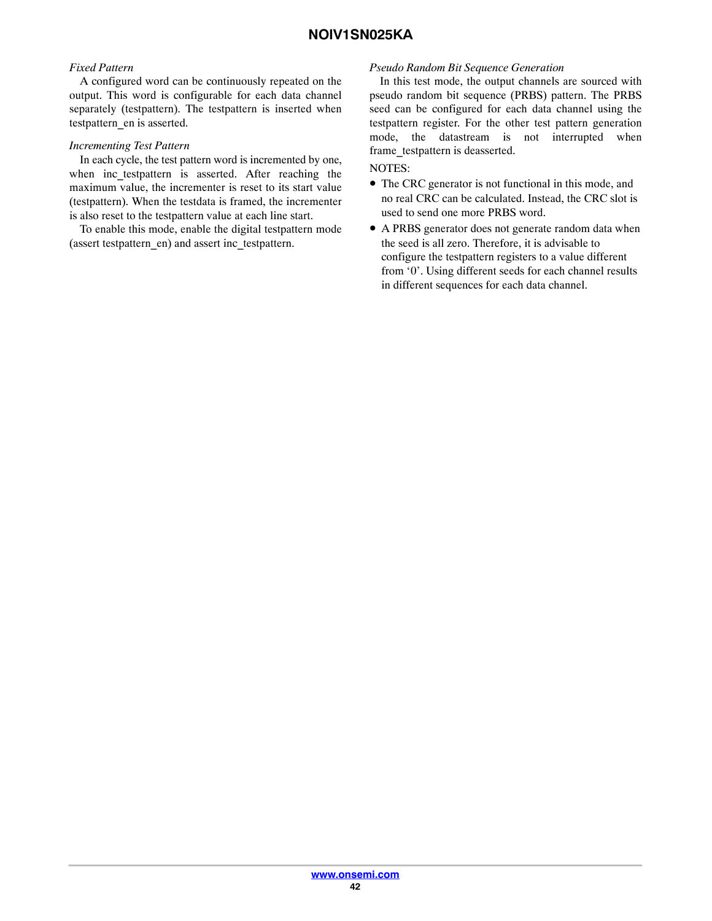*Fixed Pattern*

A configured word can be continuously repeated on the output. This word is configurable for each data channel separately (testpattern). The testpattern is inserted when testpattern_en is asserted.

*Incrementing Test Pattern*

In each cycle, the test pattern word is incremented by one, when inc_testpattern is asserted. After reaching the maximum value, the incrementer is reset to its start value (testpattern). When the testdata is framed, the incrementer is also reset to the testpattern value at each line start.

To enable this mode, enable the digital testpattern mode (assert testpattern_en) and assert inc_testpattern.

*Pseudo Random Bit Sequence Generation*

In this test mode, the output channels are sourced with pseudo random bit sequence (PRBS) pattern. The PRBS seed can be configured for each data channel using the testpattern register. For the other test pattern generation mode, the datastream is not interrupted when frame_testpattern is deasserted.

NOTES:

- The CRC generator is not functional in this mode, and no real CRC can be calculated. Instead, the CRC slot is used to send one more PRBS word.
- A PRBS generator does not generate random data when the seed is all zero. Therefore, it is advisable to configure the testpattern registers to a value different from '0'. Using different seeds for each channel results in different sequences for each data channel.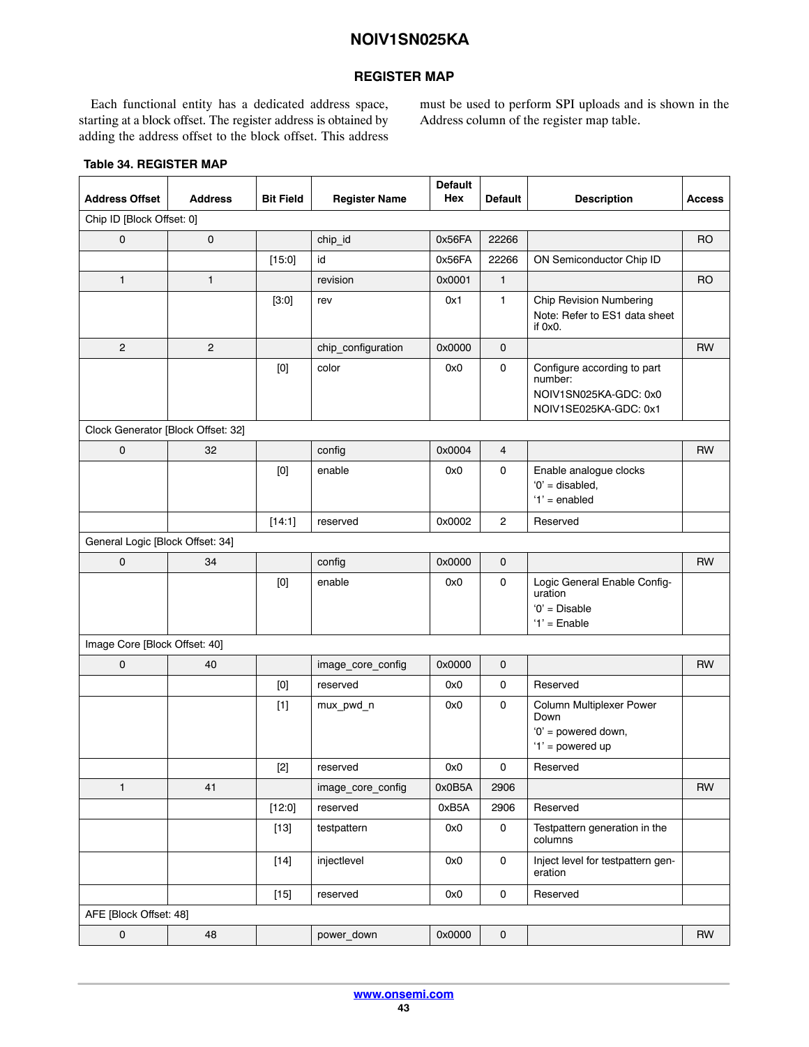## REGISTER MAP

Each functional entity has a dedicated address space, starting at a block offset. The register address is obtained by adding the address offset to the block offset. This address must be used to perform SPI uploads and is shown in the Address column of the register map table.

**Table 34. REGISTER MAP**

| Address Offset | Address | Bit Field | Register Name | Default Hex | Default | Description | Access |
|---|---|---|---|---|---|---|---|
| Chip ID [Block Offset: 0] | | | | | | | |
| 0 | 0 | | chip_id | 0x56FA | 22266 | | RO |
| | | [15:0] | id | 0x56FA | 22266 | ON Semiconductor Chip ID | |
| 1 | 1 | | revision | 0x0001 | 1 | | RO |
| | | [3:0] | rev | 0x1 | 1 | Chip Revision Numbering<br>Note: Refer to ES1 data sheet if 0x0. | |
| 2 | 2 | | chip_configuration | 0x0000 | 0 | | RW |
| | | [0] | color | 0x0 | 0 | Configure according to part number:<br>NOIV1SN025KA-GDC: 0x0<br>NOIV1SE025KA-GDC: 0x1 | |
| Clock Generator [Block Offset: 32] | | | | | | | |
| 0 | 32 | | config | 0x0004 | 4 | | RW |
| | | [0] | enable | 0x0 | 0 | Enable analogue clocks<br>‘0’ = disabled,<br>‘1’ = enabled | |
| | | [14:1] | reserved | 0x0002 | 2 | Reserved | |
| General Logic [Block Offset: 34] | | | | | | | |
| 0 | 34 | | config | 0x0000 | 0 | | RW |
| | | [0] | enable | 0x0 | 0 | Logic General Enable Configuration<br>‘0’ = Disable<br>‘1’ = Enable | |
| Image Core [Block Offset: 40] | | | | | | | |
| 0 | 40 | | image_core_config | 0x0000 | 0 | | RW |
| | | [0] | reserved | 0x0 | 0 | Reserved | |
| | | [1] | mux_pwd_n | 0x0 | 0 | Column Multiplexer Power Down<br>‘0’ = powered down,<br>‘1’ = powered up | |
| | | [2] | reserved | 0x0 | 0 | Reserved | |
| 1 | 41 | | image_core_config | 0x0B5A | 2906 | | RW |
| | | [12:0] | reserved | 0xB5A | 2906 | Reserved | |
| | | [13] | testpattern | 0x0 | 0 | Testpattern generation in the columns | |
| | | [14] | injectlevel | 0x0 | 0 | Inject level for testpattern generation | |
| | | [15] | reserved | 0x0 | 0 | Reserved | |
| AFE [Block Offset: 48] | | | | | | | |
| 0 | 48 | | power_down | 0x0000 | 0 | | RW |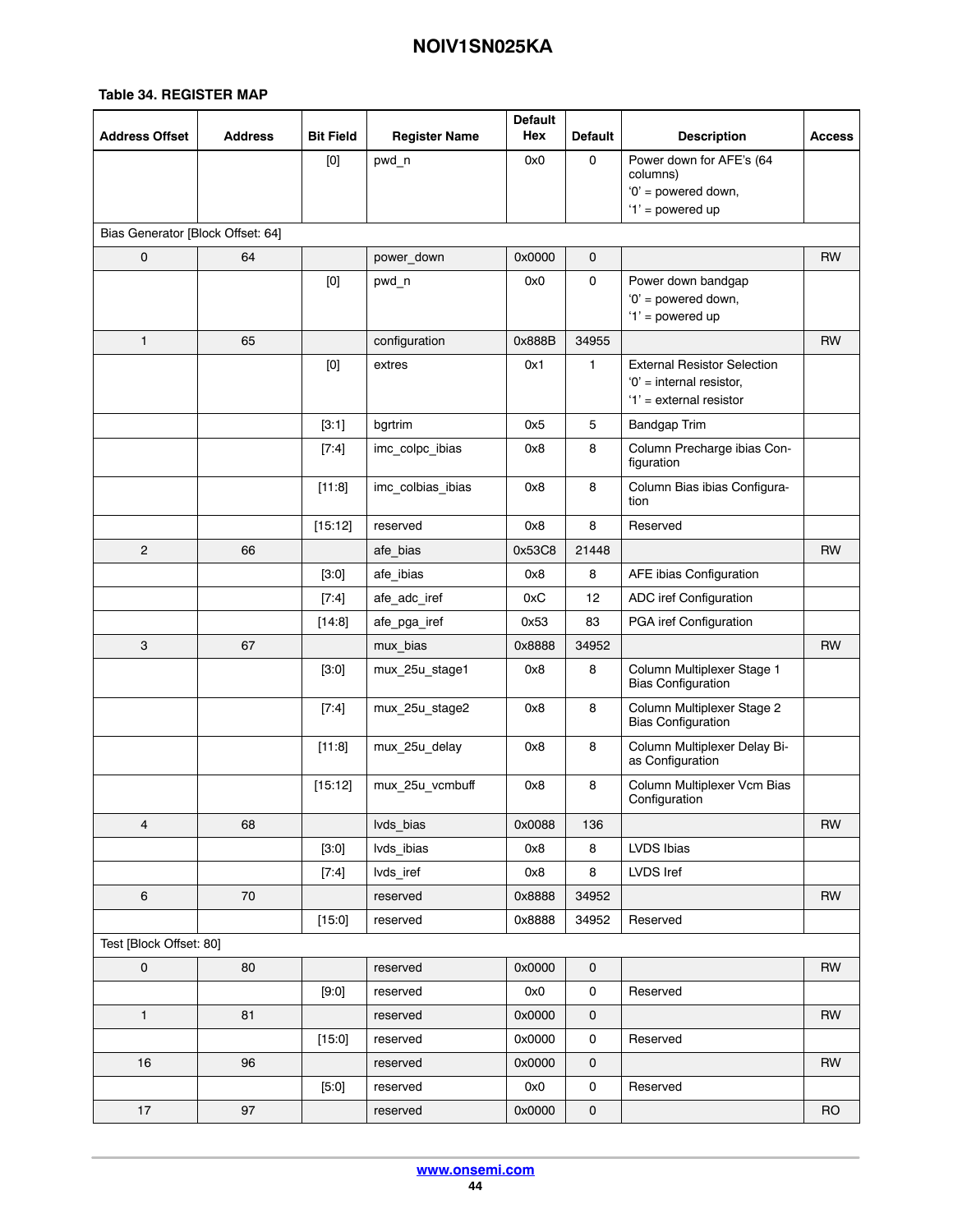**Table 34. REGISTER MAP**

| Address Offset | Address | Bit Field | Register Name | Default Hex | Default | Description | Access |
|---|---|---|---|---|---|---|---|
| | | [0] | pwd_n | 0x0 | 0 | Power down for AFE's (64 columns)<br>'0' = powered down,<br>'1' = powered up | |
| Bias Generator [Block Offset: 64] | | | | | | | |
| 0 | 64 | | power_down | 0x0000 | 0 | | RW |
| | | [0] | pwd_n | 0x0 | 0 | Power down bandgap<br>'0' = powered down,<br>'1' = powered up | |
| 1 | 65 | | configuration | 0x888B | 34955 | | RW |
| | | [0] | extres | 0x1 | 1 | External Resistor Selection<br>'0' = internal resistor,<br>'1' = external resistor | |
| | | [3:1] | bgrtrim | 0x5 | 5 | Bandgap Trim | |
| | | [7:4] | imc_colpc_ibias | 0x8 | 8 | Column Precharge ibias Configuration | |
| | | [11:8] | imc_colbias_ibias | 0x8 | 8 | Column Bias ibias Configuration | |
| | | [15:12] | reserved | 0x8 | 8 | Reserved | |
| 2 | 66 | | afe_bias | 0x53C8 | 21448 | | RW |
| | | [3:0] | afe_ibias | 0x8 | 8 | AFE ibias Configuration | |
| | | [7:4] | afe_adc_iref | 0xC | 12 | ADC iref Configuration | |
| | | [14:8] | afe_pga_iref | 0x53 | 83 | PGA iref Configuration | |
| 3 | 67 | | mux_bias | 0x8888 | 34952 | | RW |
| | | [3:0] | mux_25u_stage1 | 0x8 | 8 | Column Multiplexer Stage 1 Bias Configuration | |
| | | [7:4] | mux_25u_stage2 | 0x8 | 8 | Column Multiplexer Stage 2 Bias Configuration | |
| | | [11:8] | mux_25u_delay | 0x8 | 8 | Column Multiplexer Delay Bias Configuration | |
| | | [15:12] | mux_25u_vcmbuff | 0x8 | 8 | Column Multiplexer Vcm Bias Configuration | |
| 4 | 68 | | lvds_bias | 0x0088 | 136 | | RW |
| | | [3:0] | lvds_ibias | 0x8 | 8 | LVDS Ibias | |
| | | [7:4] | lvds_iref | 0x8 | 8 | LVDS Iref | |
| 6 | 70 | | reserved | 0x8888 | 34952 | | RW |
| | | [15:0] | reserved | 0x8888 | 34952 | Reserved | |
| Test [Block Offset: 80] | | | | | | | |
| 0 | 80 | | reserved | 0x0000 | 0 | | RW |
| | | [9:0] | reserved | 0x0 | 0 | Reserved | |
| 1 | 81 | | reserved | 0x0000 | 0 | | RW |
| | | [15:0] | reserved | 0x0000 | 0 | Reserved | |
| 16 | 96 | | reserved | 0x0000 | 0 | | RW |
| | | [5:0] | reserved | 0x0 | 0 | Reserved | |
| 17 | 97 | | reserved | 0x0000 | 0 | | RO |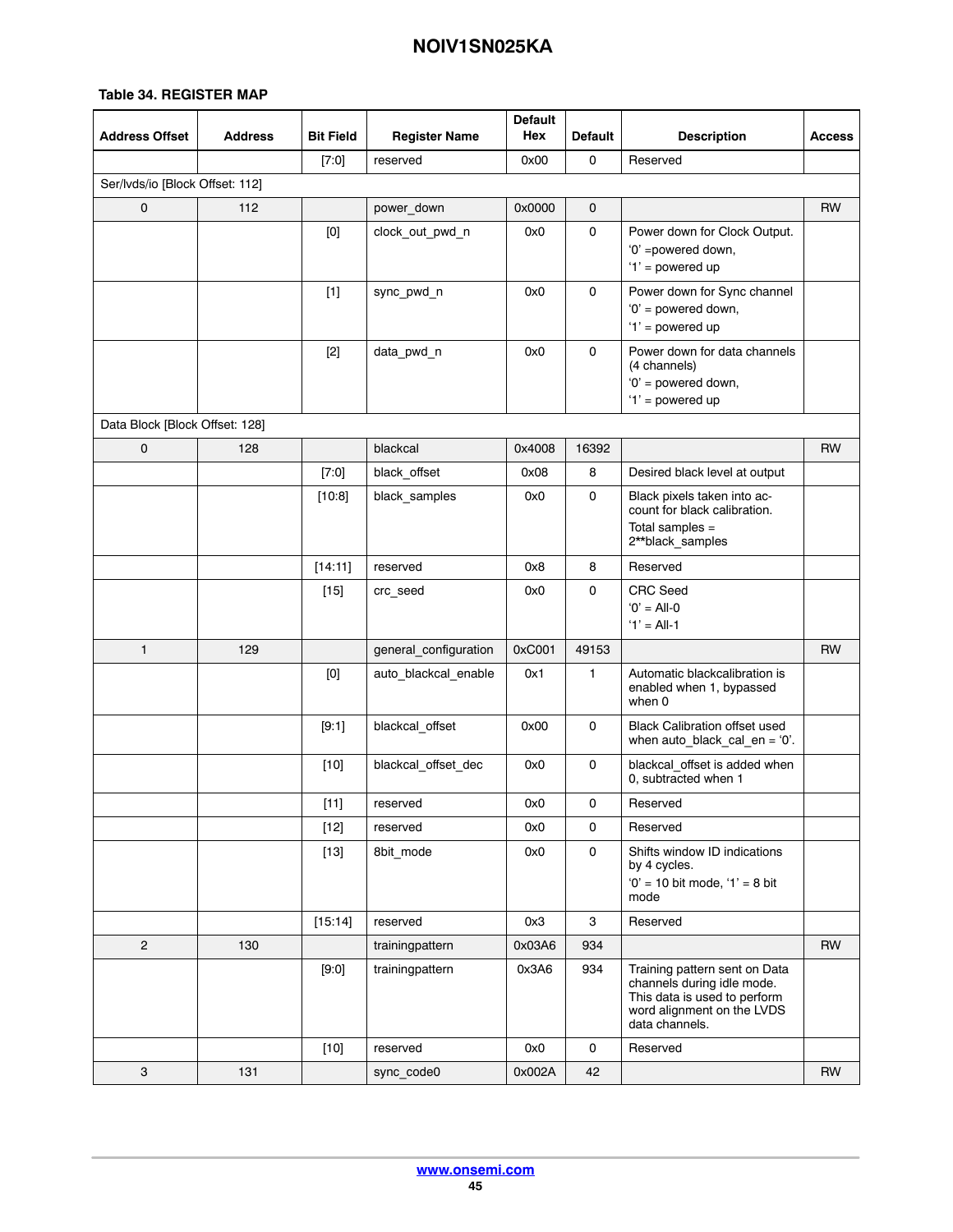**Table 34. REGISTER MAP**

| Address Offset | Address | Bit Field | Register Name | Default Hex | Default | Description | Access |
|---|---|---|---|---|---|---|---|
| | | [7:0] | reserved | 0x00 | 0 | Reserved | |
| Ser/lvds/io [Block Offset: 112] | | | | | | | |
| 0 | 112 | | power_down | 0x0000 | 0 | | RW |
| | | [0] | clock_out_pwd_n | 0x0 | 0 | Power down for Clock Output. '0' =powered down, '1' = powered up | |
| | | [1] | sync_pwd_n | 0x0 | 0 | Power down for Sync channel '0' = powered down, '1' = powered up | |
| | | [2] | data_pwd_n | 0x0 | 0 | Power down for data channels (4 channels) '0' = powered down, '1' = powered up | |
| Data Block [Block Offset: 128] | | | | | | | |
| 0 | 128 | | blackcal | 0x4008 | 16392 | | RW |
| | | [7:0] | black_offset | 0x08 | 8 | Desired black level at output | |
| | | [10:8] | black_samples | 0x0 | 0 | Black pixels taken into account for black calibration. Total samples = 2**black_samples | |
| | | [14:11] | reserved | 0x8 | 8 | Reserved | |
| | | [15] | crc_seed | 0x0 | 0 | CRC Seed '0' = All-0 '1' = All-1 | |
| 1 | 129 | | general_configuration | 0xC001 | 49153 | | RW |
| | | [0] | auto_blackcal_enable | 0x1 | 1 | Automatic blackcalibration is enabled when 1, bypassed when 0 | |
| | | [9:1] | blackcal_offset | 0x00 | 0 | Black Calibration offset used when auto_black_cal_en = '0'. | |
| | | [10] | blackcal_offset_dec | 0x0 | 0 | blackcal_offset is added when 0, subtracted when 1 | |
| | | [11] | reserved | 0x0 | 0 | Reserved | |
| | | [12] | reserved | 0x0 | 0 | Reserved | |
| | | [13] | 8bit_mode | 0x0 | 0 | Shifts window ID indications by 4 cycles. '0' = 10 bit mode, '1' = 8 bit mode | |
| | | [15:14] | reserved | 0x3 | 3 | Reserved | |
| 2 | 130 | | trainingpattern | 0x03A6 | 934 | | RW |
| | | [9:0] | trainingpattern | 0x3A6 | 934 | Training pattern sent on Data channels during idle mode. This data is used to perform word alignment on the LVDS data channels. | |
| | | [10] | reserved | 0x0 | 0 | Reserved | |
| 3 | 131 | | sync_code0 | 0x002A | 42 | | RW |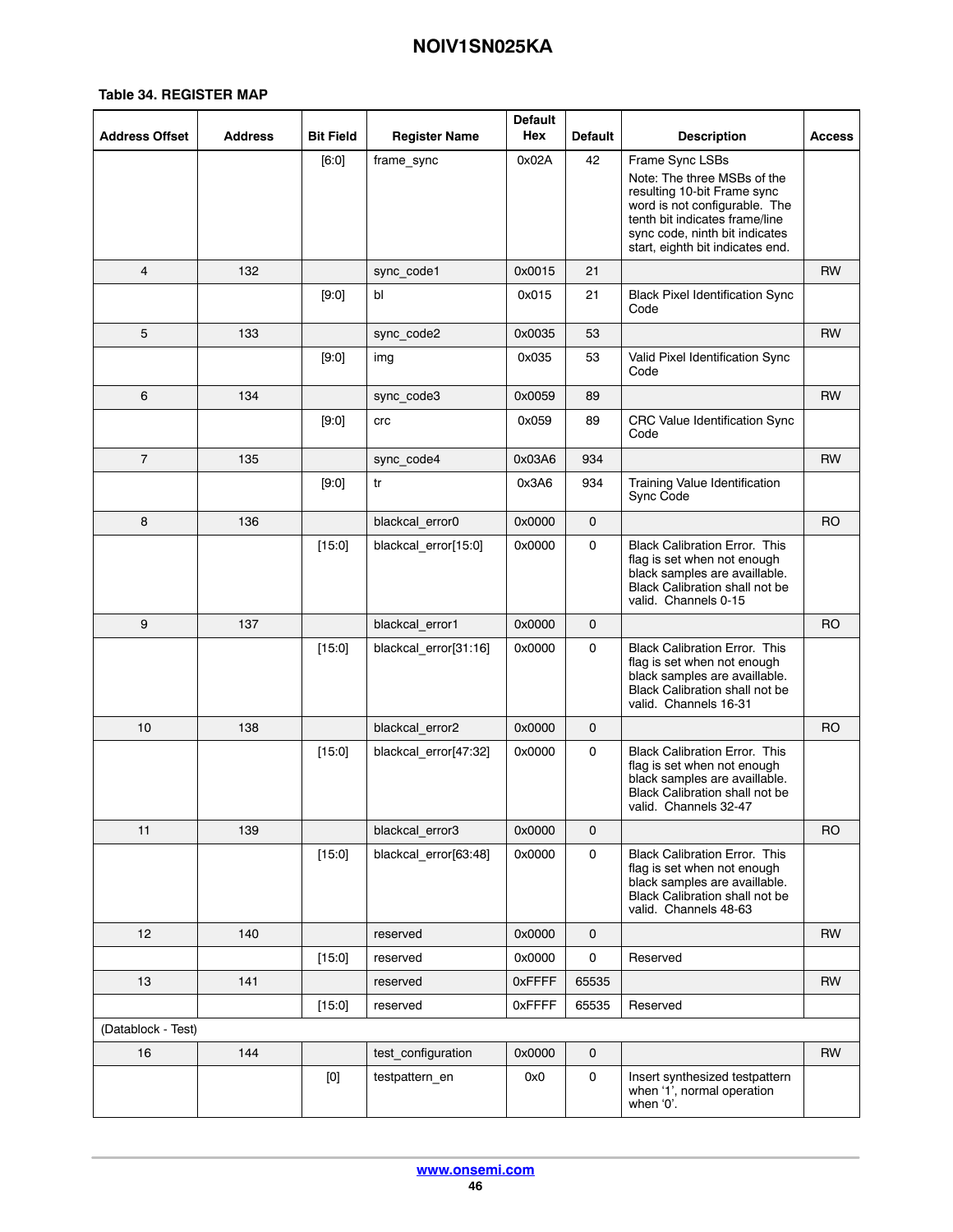**Table 34. REGISTER MAP**

| Address Offset | Address | Bit Field | Register Name | Default Hex | Default | Description | Access |
|---|---|---|---|---|---|---|---|
| | | [6:0] | frame_sync | 0x02A | 42 | Frame Sync LSBs<br>Note: The three MSBs of the resulting 10-bit Frame sync word is not configurable. The tenth bit indicates frame/line sync code, ninth bit indicates start, eighth bit indicates end. | |
| 4 | 132 | | sync_code1 | 0x0015 | 21 | | RW |
| | | [9:0] | bl | 0x015 | 21 | Black Pixel Identification Sync Code | |
| 5 | 133 | | sync_code2 | 0x0035 | 53 | | RW |
| | | [9:0] | img | 0x035 | 53 | Valid Pixel Identification Sync Code | |
| 6 | 134 | | sync_code3 | 0x0059 | 89 | | RW |
| | | [9:0] | crc | 0x059 | 89 | CRC Value Identification Sync Code | |
| 7 | 135 | | sync_code4 | 0x03A6 | 934 | | RW |
| | | [9:0] | tr | 0x3A6 | 934 | Training Value Identification Sync Code | |
| 8 | 136 | | blackcal_error0 | 0x0000 | 0 | | RO |
| | | [15:0] | blackcal_error[15:0] | 0x0000 | 0 | Black Calibration Error. This flag is set when not enough black samples are availlable. Black Calibration shall not be valid. Channels 0-15 | |
| 9 | 137 | | blackcal_error1 | 0x0000 | 0 | | RO |
| | | [15:0] | blackcal_error[31:16] | 0x0000 | 0 | Black Calibration Error. This flag is set when not enough black samples are availlable. Black Calibration shall not be valid. Channels 16-31 | |
| 10 | 138 | | blackcal_error2 | 0x0000 | 0 | | RO |
| | | [15:0] | blackcal_error[47:32] | 0x0000 | 0 | Black Calibration Error. This flag is set when not enough black samples are availlable. Black Calibration shall not be valid. Channels 32-47 | |
| 11 | 139 | | blackcal_error3 | 0x0000 | 0 | | RO |
| | | [15:0] | blackcal_error[63:48] | 0x0000 | 0 | Black Calibration Error. This flag is set when not enough black samples are availlable. Black Calibration shall not be valid. Channels 48-63 | |
| 12 | 140 | | reserved | 0x0000 | 0 | | RW |
| | | [15:0] | reserved | 0x0000 | 0 | Reserved | |
| 13 | 141 | | reserved | 0xFFFF | 65535 | | RW |
| | | [15:0] | reserved | 0xFFFF | 65535 | Reserved | |
| (Datablock - Test) | | | | | | | |
| 16 | 144 | | test_configuration | 0x0000 | 0 | | RW |
| | | [0] | testpattern_en | 0x0 | 0 | Insert synthesized testpattern when '1', normal operation when '0'. | |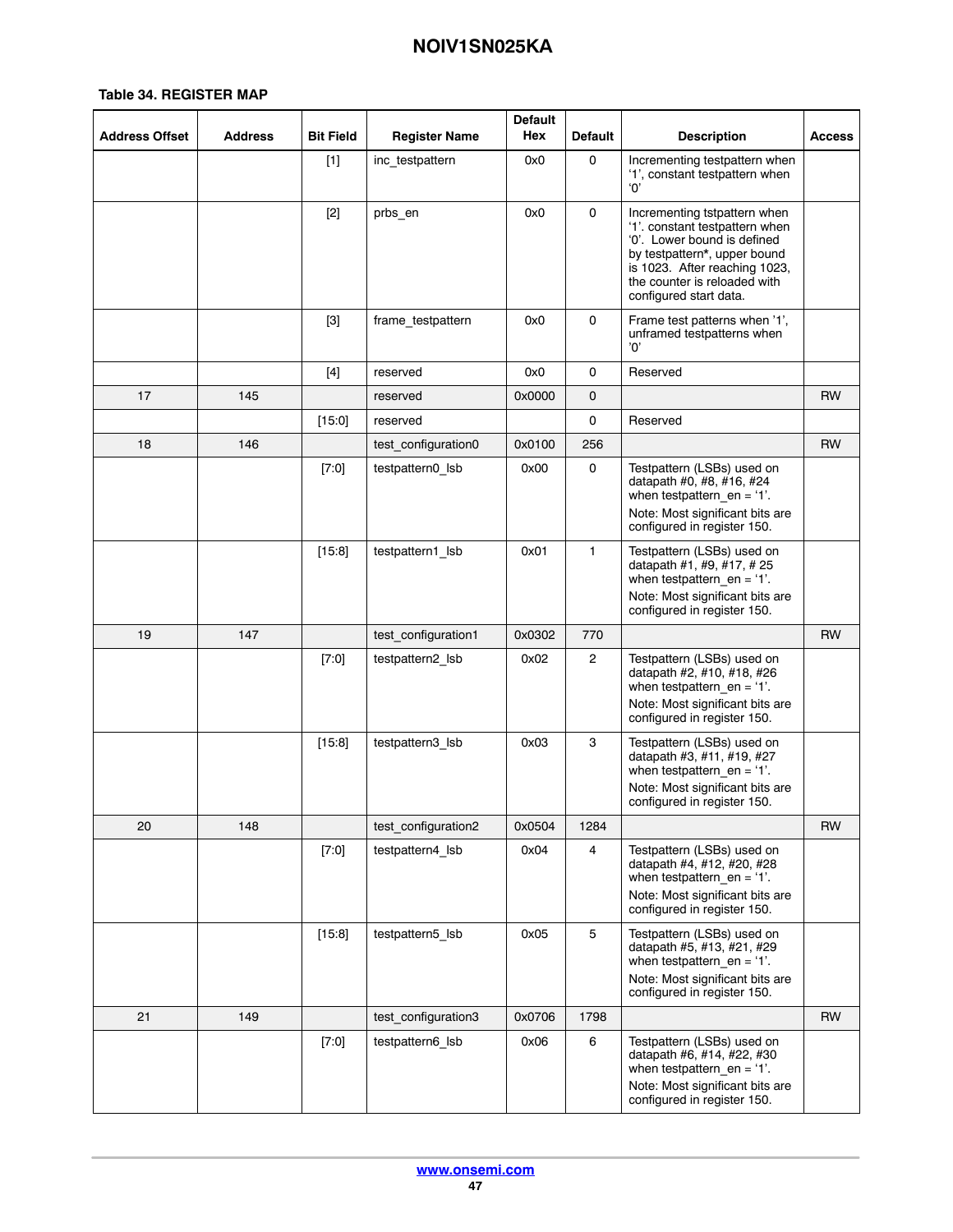**Table 34. REGISTER MAP**

| Address Offset | Address | Bit Field | Register Name | Default Hex | Default | Description | Access |
|---|---|---|---|---|---|---|---|
| | | [1] | inc_testpattern | 0x0 | 0 | Incrementing testpattern when '1', constant testpattern when '0' | |
| | | [2] | prbs_en | 0x0 | 0 | Incrementing tstpattern when '1'. constant testpattern when '0'. Lower bound is defined by testpattern*, upper bound is 1023. After reaching 1023, the counter is reloaded with configured start data. | |
| | | [3] | frame_testpattern | 0x0 | 0 | Frame test patterns when '1', unframed testpatterns when '0' | |
| | | [4] | reserved | 0x0 | 0 | Reserved | |
| 17 | 145 | | reserved | 0x0000 | 0 | | RW |
| | | [15:0] | reserved | | 0 | Reserved | |
| 18 | 146 | | test_configuration0 | 0x0100 | 256 | | RW |
| | | [7:0] | testpattern0_lsb | 0x00 | 0 | Testpattern (LSBs) used on datapath #0, #8, #16, #24 when testpattern_en = '1'. Note: Most significant bits are configured in register 150. | |
| | | [15:8] | testpattern1_lsb | 0x01 | 1 | Testpattern (LSBs) used on datapath #1, #9, #17, # 25 when testpattern_en = '1'. Note: Most significant bits are configured in register 150. | |
| 19 | 147 | | test_configuration1 | 0x0302 | 770 | | RW |
| | | [7:0] | testpattern2_lsb | 0x02 | 2 | Testpattern (LSBs) used on datapath #2, #10, #18, #26 when testpattern_en = '1'. Note: Most significant bits are configured in register 150. | |
| | | [15:8] | testpattern3_lsb | 0x03 | 3 | Testpattern (LSBs) used on datapath #3, #11, #19, #27 when testpattern_en = '1'. Note: Most significant bits are configured in register 150. | |
| 20 | 148 | | test_configuration2 | 0x0504 | 1284 | | RW |
| | | [7:0] | testpattern4_lsb | 0x04 | 4 | Testpattern (LSBs) used on datapath #4, #12, #20, #28 when testpattern_en = '1'. Note: Most significant bits are configured in register 150. | |
| | | [15:8] | testpattern5_lsb | 0x05 | 5 | Testpattern (LSBs) used on datapath #5, #13, #21, #29 when testpattern_en = '1'. Note: Most significant bits are configured in register 150. | |
| 21 | 149 | | test_configuration3 | 0x0706 | 1798 | | RW |
| | | [7:0] | testpattern6_lsb | 0x06 | 6 | Testpattern (LSBs) used on datapath #6, #14, #22, #30 when testpattern_en = '1'. Note: Most significant bits are configured in register 150. | |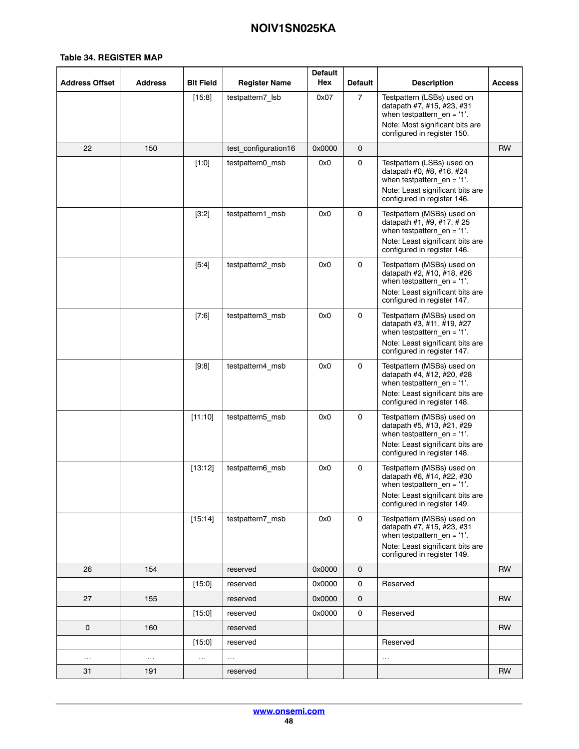**Table 34. REGISTER MAP**

| Address Offset | Address | Bit Field | Register Name | Default Hex | Default | Description | Access |
|---|---|---|---|---|---|---|---|
| | | [15:8] | testpattern7_lsb | 0x07 | 7 | Testpattern (LSBs) used on datapath #7, #15, #23, #31 when testpattern_en = ‘1’. Note: Most significant bits are configured in register 150. | |
| 22 | 150 | | test_configuration16 | 0x0000 | 0 | | RW |
| | | [1:0] | testpattern0_msb | 0x0 | 0 | Testpattern (LSBs) used on datapath #0, #8, #16, #24 when testpattern_en = ‘1’. Note: Least significant bits are configured in register 146. | |
| | | [3:2] | testpattern1_msb | 0x0 | 0 | Testpattern (MSBs) used on datapath #1, #9, #17, # 25 when testpattern_en = ‘1’. Note: Least significant bits are configured in register 146. | |
| | | [5:4] | testpattern2_msb | 0x0 | 0 | Testpattern (MSBs) used on datapath #2, #10, #18, #26 when testpattern_en = ‘1’. Note: Least significant bits are configured in register 147. | |
| | | [7:6] | testpattern3_msb | 0x0 | 0 | Testpattern (MSBs) used on datapath #3, #11, #19, #27 when testpattern_en = ‘1’. Note: Least significant bits are configured in register 147. | |
| | | [9:8] | testpattern4_msb | 0x0 | 0 | Testpattern (MSBs) used on datapath #4, #12, #20, #28 when testpattern_en = ‘1’. Note: Least significant bits are configured in register 148. | |
| | | [11:10] | testpattern5_msb | 0x0 | 0 | Testpattern (MSBs) used on datapath #5, #13, #21, #29 when testpattern_en = ‘1’. Note: Least significant bits are configured in register 148. | |
| | | [13:12] | testpattern6_msb | 0x0 | 0 | Testpattern (MSBs) used on datapath #6, #14, #22, #30 when testpattern_en = ‘1’. Note: Least significant bits are configured in register 149. | |
| | | [15:14] | testpattern7_msb | 0x0 | 0 | Testpattern (MSBs) used on datapath #7, #15, #23, #31 when testpattern_en = ‘1’. Note: Least significant bits are configured in register 149. | |
| 26 | 154 | | reserved | 0x0000 | 0 | | RW |
| | | [15:0] | reserved | 0x0000 | 0 | Reserved | |
| 27 | 155 | | reserved | 0x0000 | 0 | | RW |
| | | [15:0] | reserved | 0x0000 | 0 | Reserved | |
| 0 | 160 | | reserved | | | | RW |
| | | [15:0] | reserved | | | Reserved | |
| … | … | … | … | | | … | |
| 31 | 191 | | reserved | | | | RW |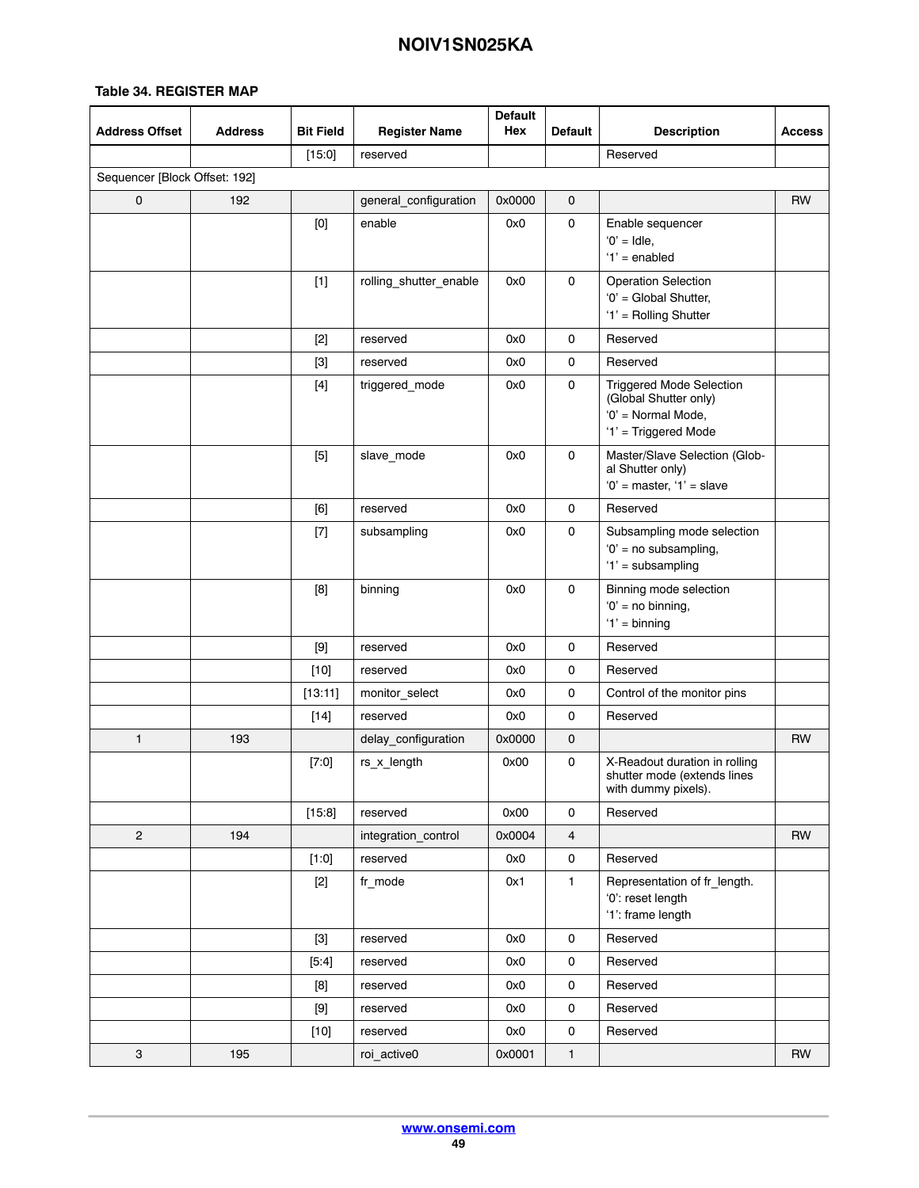**Table 34. REGISTER MAP**

| Address Offset | Address | Bit Field | Register Name | Default Hex | Default | Description | Access |
|---|---|---|---|---|---|---|---|
| | | [15:0] | reserved | | | Reserved | |
| Sequencer [Block Offset: 192] | | | | | | | |
| 0 | 192 | | general_configuration | 0x0000 | 0 | | RW |
| | | [0] | enable | 0x0 | 0 | Enable sequencer<br>'0' = Idle,<br>'1' = enabled | |
| | | [1] | rolling_shutter_enable | 0x0 | 0 | Operation Selection<br>'0' = Global Shutter,<br>'1' = Rolling Shutter | |
| | | [2] | reserved | 0x0 | 0 | Reserved | |
| | | [3] | reserved | 0x0 | 0 | Reserved | |
| | | [4] | triggered_mode | 0x0 | 0 | Triggered Mode Selection (Global Shutter only)<br>'0' = Normal Mode,<br>'1' = Triggered Mode | |
| | | [5] | slave_mode | 0x0 | 0 | Master/Slave Selection (Global Shutter only)<br>'0' = master, '1' = slave | |
| | | [6] | reserved | 0x0 | 0 | Reserved | |
| | | [7] | subsampling | 0x0 | 0 | Subsampling mode selection<br>'0' = no subsampling,<br>'1' = subsampling | |
| | | [8] | binning | 0x0 | 0 | Binning mode selection<br>'0' = no binning,<br>'1' = binning | |
| | | [9] | reserved | 0x0 | 0 | Reserved | |
| | | [10] | reserved | 0x0 | 0 | Reserved | |
| | | [13:11] | monitor_select | 0x0 | 0 | Control of the monitor pins | |
| | | [14] | reserved | 0x0 | 0 | Reserved | |
| 1 | 193 | | delay_configuration | 0x0000 | 0 | | RW |
| | | [7:0] | rs_x_length | 0x00 | 0 | X-Readout duration in rolling shutter mode (extends lines with dummy pixels). | |
| | | [15:8] | reserved | 0x00 | 0 | Reserved | |
| 2 | 194 | | integration_control | 0x0004 | 4 | | RW |
| | | [1:0] | reserved | 0x0 | 0 | Reserved | |
| | | [2] | fr_mode | 0x1 | 1 | Representation of fr_length.<br>'0': reset length<br>'1': frame length | |
| | | [3] | reserved | 0x0 | 0 | Reserved | |
| | | [5:4] | reserved | 0x0 | 0 | Reserved | |
| | | [8] | reserved | 0x0 | 0 | Reserved | |
| | | [9] | reserved | 0x0 | 0 | Reserved | |
| | | [10] | reserved | 0x0 | 0 | Reserved | |
| 3 | 195 | | roi_active0 | 0x0001 | 1 | | RW |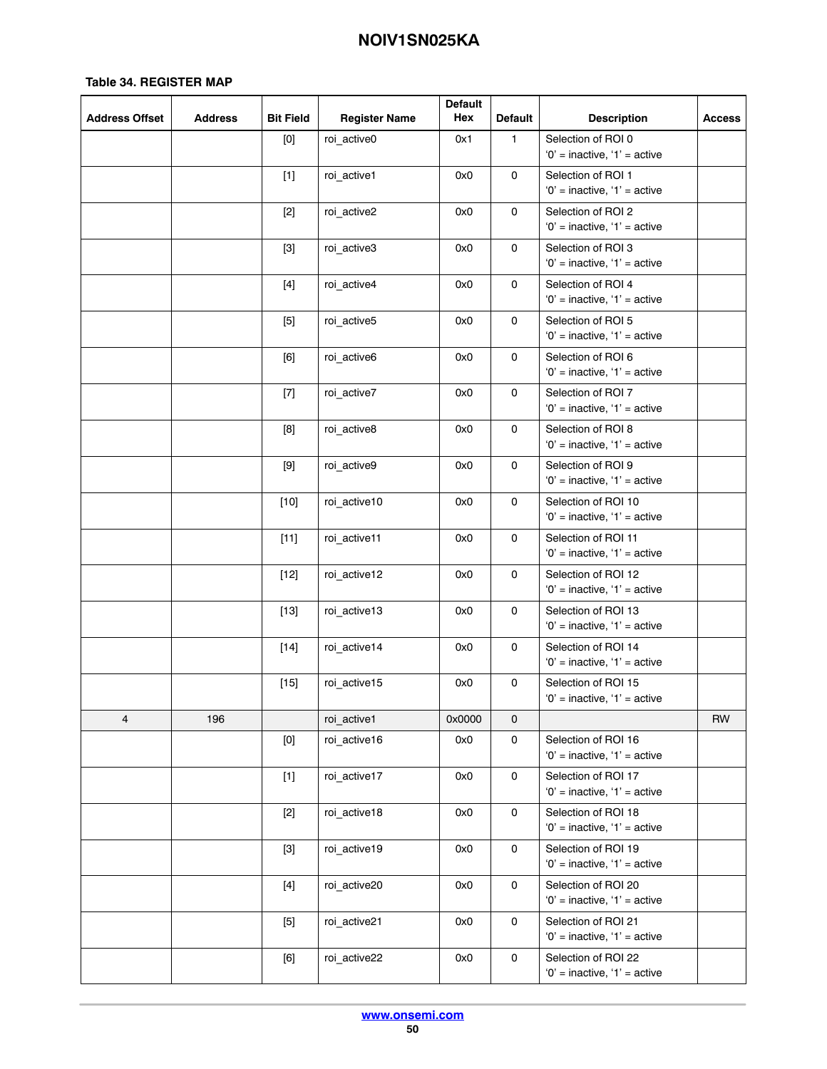**Table 34. REGISTER MAP**

| Address Offset | Address | Bit Field | Register Name | Default Hex | Default | Description | Access |
|---|---|---|---|---|---|---|---|
| | | [0] | roi_active0 | 0x1 | 1 | Selection of ROI 0<br>‘0’ = inactive, ‘1’ = active | |
| | | [1] | roi_active1 | 0x0 | 0 | Selection of ROI 1<br>‘0’ = inactive, ‘1’ = active | |
| | | [2] | roi_active2 | 0x0 | 0 | Selection of ROI 2<br>‘0’ = inactive, ‘1’ = active | |
| | | [3] | roi_active3 | 0x0 | 0 | Selection of ROI 3<br>‘0’ = inactive, ‘1’ = active | |
| | | [4] | roi_active4 | 0x0 | 0 | Selection of ROI 4<br>‘0’ = inactive, ‘1’ = active | |
| | | [5] | roi_active5 | 0x0 | 0 | Selection of ROI 5<br>‘0’ = inactive, ‘1’ = active | |
| | | [6] | roi_active6 | 0x0 | 0 | Selection of ROI 6<br>‘0’ = inactive, ‘1’ = active | |
| | | [7] | roi_active7 | 0x0 | 0 | Selection of ROI 7<br>‘0’ = inactive, ‘1’ = active | |
| | | [8] | roi_active8 | 0x0 | 0 | Selection of ROI 8<br>‘0’ = inactive, ‘1’ = active | |
| | | [9] | roi_active9 | 0x0 | 0 | Selection of ROI 9<br>‘0’ = inactive, ‘1’ = active | |
| | | [10] | roi_active10 | 0x0 | 0 | Selection of ROI 10<br>‘0’ = inactive, ‘1’ = active | |
| | | [11] | roi_active11 | 0x0 | 0 | Selection of ROI 11<br>‘0’ = inactive, ‘1’ = active | |
| | | [12] | roi_active12 | 0x0 | 0 | Selection of ROI 12<br>‘0’ = inactive, ‘1’ = active | |
| | | [13] | roi_active13 | 0x0 | 0 | Selection of ROI 13<br>‘0’ = inactive, ‘1’ = active | |
| | | [14] | roi_active14 | 0x0 | 0 | Selection of ROI 14<br>‘0’ = inactive, ‘1’ = active | |
| | | [15] | roi_active15 | 0x0 | 0 | Selection of ROI 15<br>‘0’ = inactive, ‘1’ = active | |
| 4 | 196 | | roi_active1 | 0x0000 | 0 | | RW |
| | | [0] | roi_active16 | 0x0 | 0 | Selection of ROI 16<br>‘0’ = inactive, ‘1’ = active | |
| | | [1] | roi_active17 | 0x0 | 0 | Selection of ROI 17<br>‘0’ = inactive, ‘1’ = active | |
| | | [2] | roi_active18 | 0x0 | 0 | Selection of ROI 18<br>‘0’ = inactive, ‘1’ = active | |
| | | [3] | roi_active19 | 0x0 | 0 | Selection of ROI 19<br>‘0’ = inactive, ‘1’ = active | |
| | | [4] | roi_active20 | 0x0 | 0 | Selection of ROI 20<br>‘0’ = inactive, ‘1’ = active | |
| | | [5] | roi_active21 | 0x0 | 0 | Selection of ROI 21<br>‘0’ = inactive, ‘1’ = active | |
| | | [6] | roi_active22 | 0x0 | 0 | Selection of ROI 22<br>‘0’ = inactive, ‘1’ = active | |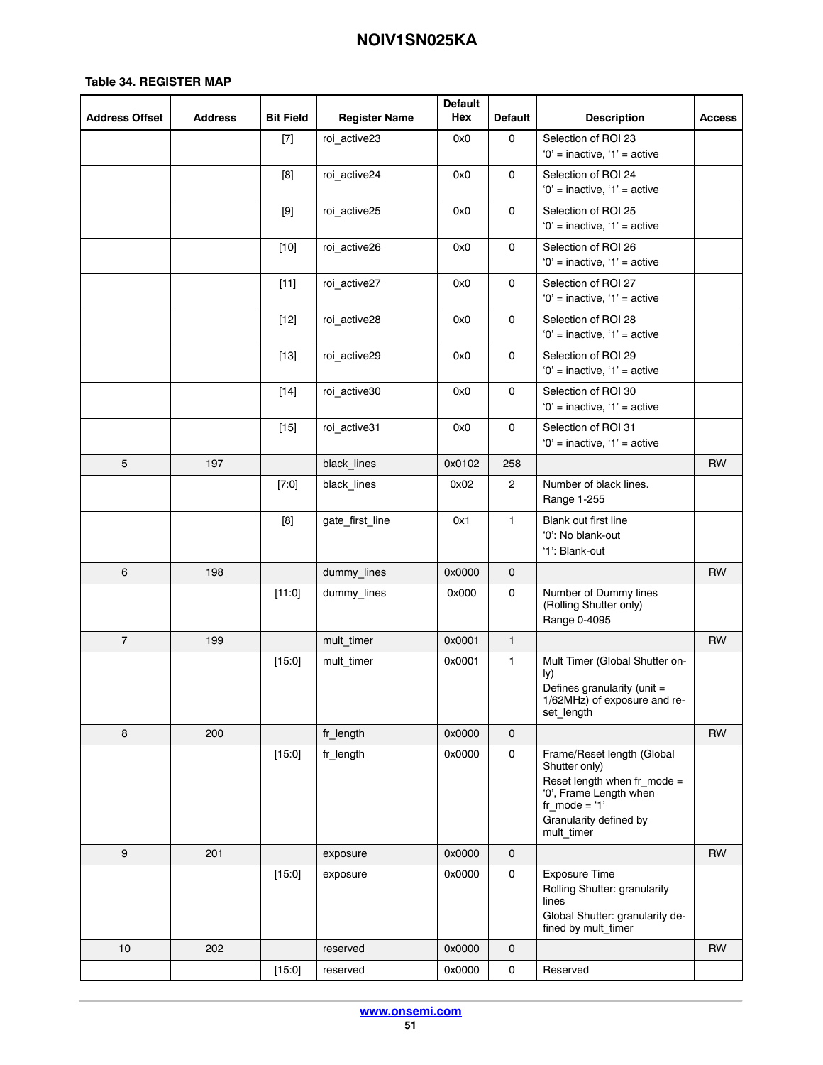**Table 34. REGISTER MAP**

| Address Offset | Address | Bit Field | Register Name | Default Hex | Default | Description | Access |
|---|---|---|---|---|---|---|---|
| | | [7] | roi_active23 | 0x0 | 0 | Selection of ROI 23<br>'0' = inactive, '1' = active | |
| | | [8] | roi_active24 | 0x0 | 0 | Selection of ROI 24<br>'0' = inactive, '1' = active | |
| | | [9] | roi_active25 | 0x0 | 0 | Selection of ROI 25<br>'0' = inactive, '1' = active | |
| | | [10] | roi_active26 | 0x0 | 0 | Selection of ROI 26<br>'0' = inactive, '1' = active | |
| | | [11] | roi_active27 | 0x0 | 0 | Selection of ROI 27<br>'0' = inactive, '1' = active | |
| | | [12] | roi_active28 | 0x0 | 0 | Selection of ROI 28<br>'0' = inactive, '1' = active | |
| | | [13] | roi_active29 | 0x0 | 0 | Selection of ROI 29<br>'0' = inactive, '1' = active | |
| | | [14] | roi_active30 | 0x0 | 0 | Selection of ROI 30<br>'0' = inactive, '1' = active | |
| | | [15] | roi_active31 | 0x0 | 0 | Selection of ROI 31<br>'0' = inactive, '1' = active | |
| 5 | 197 | | black_lines | 0x0102 | 258 | | RW |
| | | [7:0] | black_lines | 0x02 | 2 | Number of black lines.<br>Range 1-255 | |
| | | [8] | gate_first_line | 0x1 | 1 | Blank out first line<br>'0': No blank-out<br>'1': Blank-out | |
| 6 | 198 | | dummy_lines | 0x0000 | 0 | | RW |
| | | [11:0] | dummy_lines | 0x000 | 0 | Number of Dummy lines (Rolling Shutter only)<br>Range 0-4095 | |
| 7 | 199 | | mult_timer | 0x0001 | 1 | | RW |
| | | [15:0] | mult_timer | 0x0001 | 1 | Mult Timer (Global Shutter only)<br>Defines granularity (unit = 1/62MHz) of exposure and reset_length | |
| 8 | 200 | | fr_length | 0x0000 | 0 | | RW |
| | | [15:0] | fr_length | 0x0000 | 0 | Frame/Reset length (Global Shutter only)<br>Reset length when fr_mode = '0', Frame Length when fr_mode = '1'<br>Granularity defined by mult_timer | |
| 9 | 201 | | exposure | 0x0000 | 0 | | RW |
| | | [15:0] | exposure | 0x0000 | 0 | Exposure Time<br>Rolling Shutter: granularity lines<br>Global Shutter: granularity defined by mult_timer | |
| 10 | 202 | | reserved | 0x0000 | 0 | | RW |
| | | [15:0] | reserved | 0x0000 | 0 | Reserved | |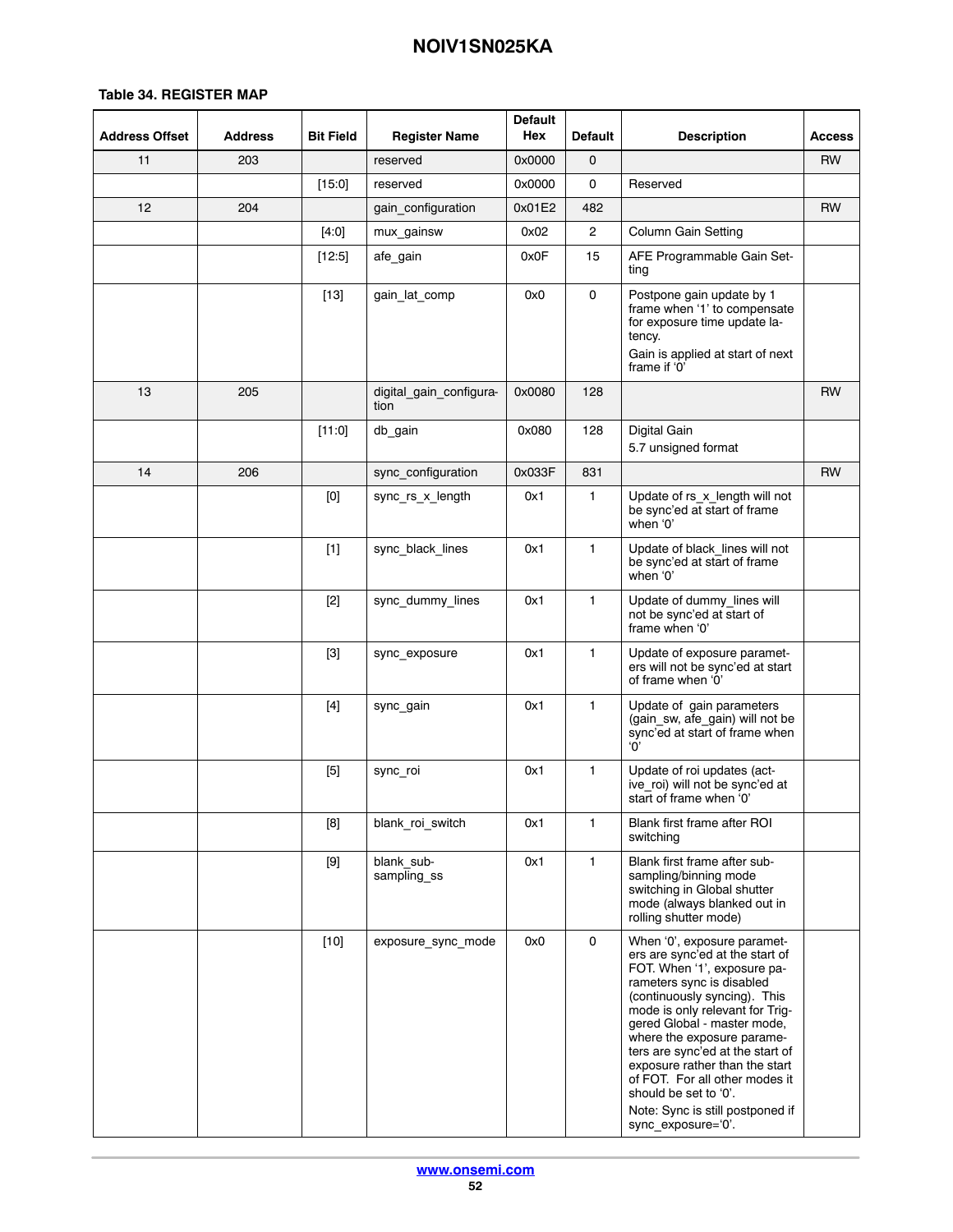**Table 34. REGISTER MAP**

| Address Offset | Address | Bit Field | Register Name | Default Hex | Default | Description | Access |
|---|---|---|---|---|---|---|---|
| 11 | 203 | | reserved | 0x0000 | 0 | | RW |
| | | [15:0] | reserved | 0x0000 | 0 | Reserved | |
| 12 | 204 | | gain_configuration | 0x01E2 | 482 | | RW |
| | | [4:0] | mux_gainsw | 0x02 | 2 | Column Gain Setting | |
| | | [12:5] | afe_gain | 0x0F | 15 | AFE Programmable Gain Setting | |
| | | [13] | gain_lat_comp | 0x0 | 0 | Postpone gain update by 1 frame when '1' to compensate for exposure time update latency. Gain is applied at start of next frame if '0' | |
| 13 | 205 | | digital_gain_configuration | 0x0080 | 128 | | RW |
| | | [11:0] | db_gain | 0x080 | 128 | Digital Gain 5.7 unsigned format | |
| 14 | 206 | | sync_configuration | 0x033F | 831 | | RW |
| | | [0] | sync_rs_x_length | 0x1 | 1 | Update of rs_x_length will not be sync'ed at start of frame when '0' | |
| | | [1] | sync_black_lines | 0x1 | 1 | Update of black_lines will not be sync'ed at start of frame when '0' | |
| | | [2] | sync_dummy_lines | 0x1 | 1 | Update of dummy_lines will not be sync'ed at start of frame when '0' | |
| | | [3] | sync_exposure | 0x1 | 1 | Update of exposure parameters will not be sync'ed at start of frame when '0' | |
| | | [4] | sync_gain | 0x1 | 1 | Update of gain parameters (gain_sw, afe_gain) will not be sync'ed at start of frame when '0' | |
| | | [5] | sync_roi | 0x1 | 1 | Update of roi updates (active_roi) will not be sync'ed at start of frame when '0' | |
| | | [8] | blank_roi_switch | 0x1 | 1 | Blank first frame after ROI switching | |
| | | [9] | blank_subsampling_ss | 0x1 | 1 | Blank first frame after subsampling/binning mode switching in Global shutter mode (always blanked out in rolling shutter mode) | |
| | | [10] | exposure_sync_mode | 0x0 | 0 | When '0', exposure parameters are sync'ed at the start of FOT. When '1', exposure parameters sync is disabled (continuously syncing). This mode is only relevant for Triggered Global - master mode, where the exposure parameters are sync'ed at the start of exposure rather than the start of FOT. For all other modes it should be set to '0'. Note: Sync is still postponed if sync_exposure='0'. | |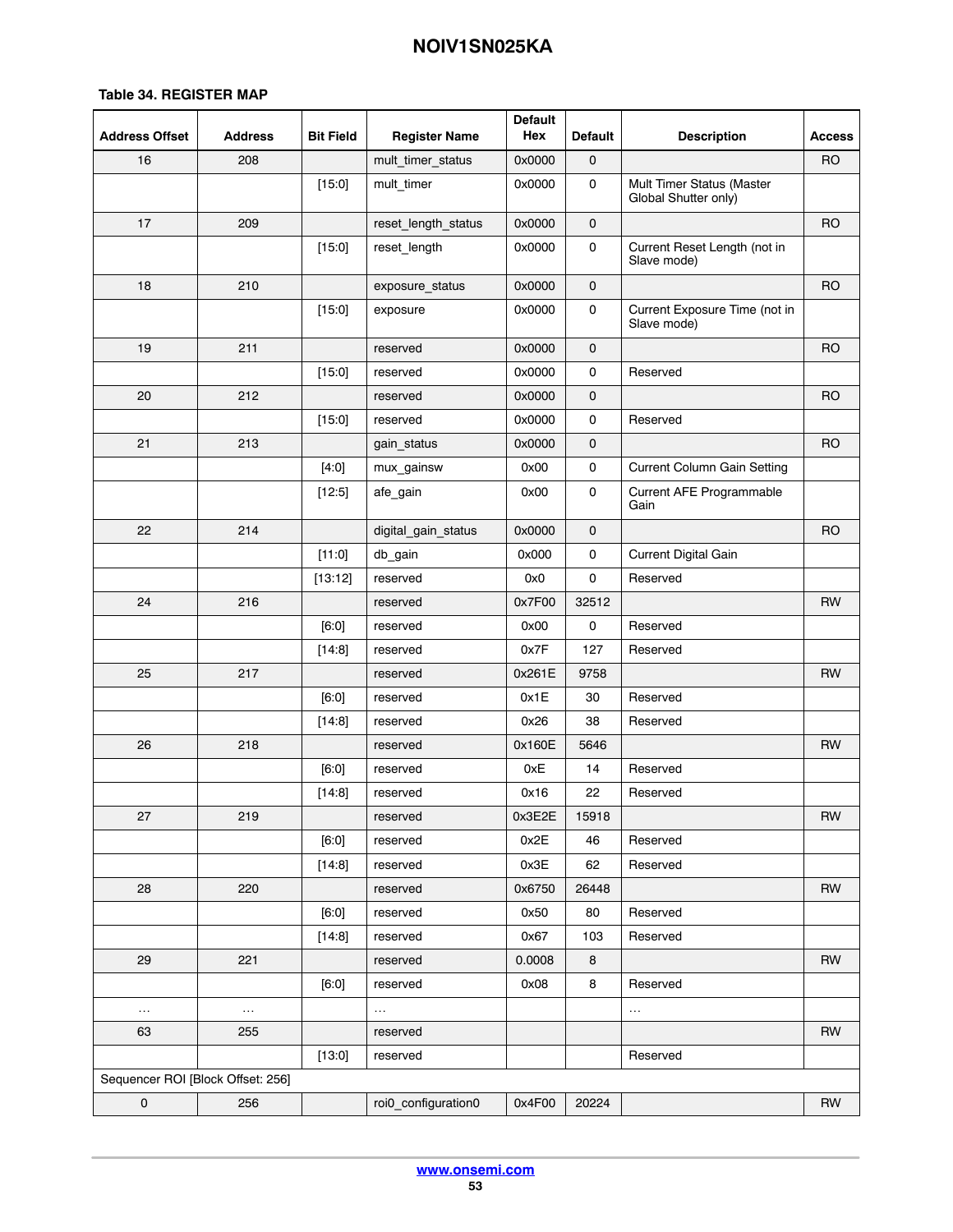**Table 34. REGISTER MAP**

| Address Offset | Address | Bit Field | Register Name | Default Hex | Default | Description | Access |
|---|---|---|---|---|---|---|---|
| 16 | 208 | | mult_timer_status | 0x0000 | 0 | | RO |
| | | [15:0] | mult_timer | 0x0000 | 0 | Mult Timer Status (Master Global Shutter only) | |
| 17 | 209 | | reset_length_status | 0x0000 | 0 | | RO |
| | | [15:0] | reset_length | 0x0000 | 0 | Current Reset Length (not in Slave mode) | |
| 18 | 210 | | exposure_status | 0x0000 | 0 | | RO |
| | | [15:0] | exposure | 0x0000 | 0 | Current Exposure Time (not in Slave mode) | |
| 19 | 211 | | reserved | 0x0000 | 0 | | RO |
| | | [15:0] | reserved | 0x0000 | 0 | Reserved | |
| 20 | 212 | | reserved | 0x0000 | 0 | | RO |
| | | [15:0] | reserved | 0x0000 | 0 | Reserved | |
| 21 | 213 | | gain_status | 0x0000 | 0 | | RO |
| | | [4:0] | mux_gainsw | 0x00 | 0 | Current Column Gain Setting | |
| | | [12:5] | afe_gain | 0x00 | 0 | Current AFE Programmable Gain | |
| 22 | 214 | | digital_gain_status | 0x0000 | 0 | | RO |
| | | [11:0] | db_gain | 0x000 | 0 | Current Digital Gain | |
| | | [13:12] | reserved | 0x0 | 0 | Reserved | |
| 24 | 216 | | reserved | 0x7F00 | 32512 | | RW |
| | | [6:0] | reserved | 0x00 | 0 | Reserved | |
| | | [14:8] | reserved | 0x7F | 127 | Reserved | |
| 25 | 217 | | reserved | 0x261E | 9758 | | RW |
| | | [6:0] | reserved | 0x1E | 30 | Reserved | |
| | | [14:8] | reserved | 0x26 | 38 | Reserved | |
| 26 | 218 | | reserved | 0x160E | 5646 | | RW |
| | | [6:0] | reserved | 0xE | 14 | Reserved | |
| | | [14:8] | reserved | 0x16 | 22 | Reserved | |
| 27 | 219 | | reserved | 0x3E2E | 15918 | | RW |
| | | [6:0] | reserved | 0x2E | 46 | Reserved | |
| | | [14:8] | reserved | 0x3E | 62 | Reserved | |
| 28 | 220 | | reserved | 0x6750 | 26448 | | RW |
| | | [6:0] | reserved | 0x50 | 80 | Reserved | |
| | | [14:8] | reserved | 0x67 | 103 | Reserved | |
| 29 | 221 | | reserved | 0.0008 | 8 | | RW |
| | | [6:0] | reserved | 0x08 | 8 | Reserved | |
| ... | ... | | ... | | | ... | |
| 63 | 255 | | reserved | | | | RW |
| | | [13:0] | reserved | | | Reserved | |
| Sequencer ROI [Block Offset: 256] | | | | | | | |
| 0 | 256 | | roi0_configuration0 | 0x4F00 | 20224 | | RW |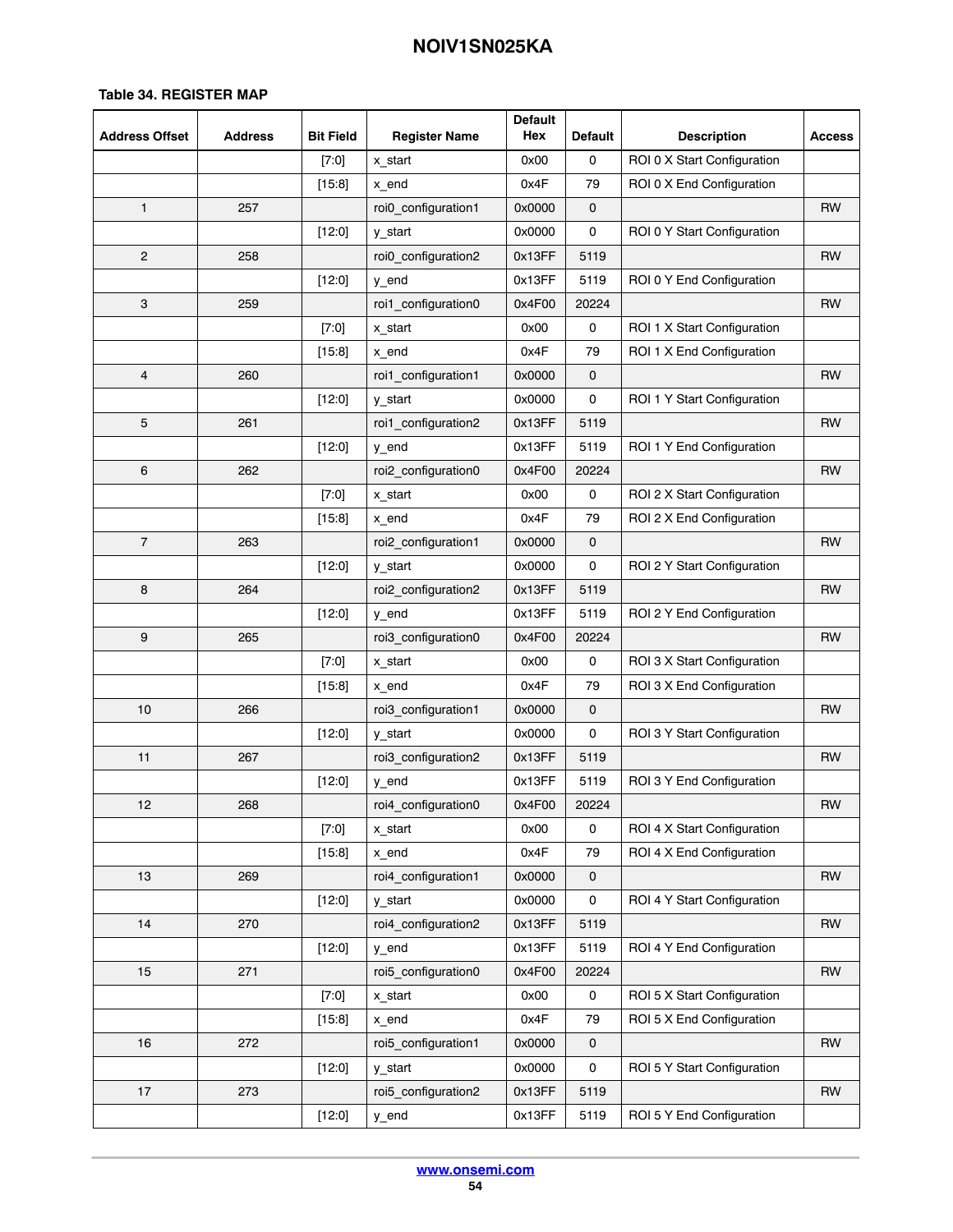**Table 34. REGISTER MAP**

| Address Offset | Address | Bit Field | Register Name | Default Hex | Default | Description | Access |
|---|---|---|---|---|---|---|---|
| | | [7:0] | x_start | 0x00 | 0 | ROI 0 X Start Configuration | |
| | | [15:8] | x_end | 0x4F | 79 | ROI 0 X End Configuration | |
| 1 | 257 | | roi0_configuration1 | 0x0000 | 0 | | RW |
| | | [12:0] | y_start | 0x0000 | 0 | ROI 0 Y Start Configuration | |
| 2 | 258 | | roi0_configuration2 | 0x13FF | 5119 | | RW |
| | | [12:0] | y_end | 0x13FF | 5119 | ROI 0 Y End Configuration | |
| 3 | 259 | | roi1_configuration0 | 0x4F00 | 20224 | | RW |
| | | [7:0] | x_start | 0x00 | 0 | ROI 1 X Start Configuration | |
| | | [15:8] | x_end | 0x4F | 79 | ROI 1 X End Configuration | |
| 4 | 260 | | roi1_configuration1 | 0x0000 | 0 | | RW |
| | | [12:0] | y_start | 0x0000 | 0 | ROI 1 Y Start Configuration | |
| 5 | 261 | | roi1_configuration2 | 0x13FF | 5119 | | RW |
| | | [12:0] | y_end | 0x13FF | 5119 | ROI 1 Y End Configuration | |
| 6 | 262 | | roi2_configuration0 | 0x4F00 | 20224 | | RW |
| | | [7:0] | x_start | 0x00 | 0 | ROI 2 X Start Configuration | |
| | | [15:8] | x_end | 0x4F | 79 | ROI 2 X End Configuration | |
| 7 | 263 | | roi2_configuration1 | 0x0000 | 0 | | RW |
| | | [12:0] | y_start | 0x0000 | 0 | ROI 2 Y Start Configuration | |
| 8 | 264 | | roi2_configuration2 | 0x13FF | 5119 | | RW |
| | | [12:0] | y_end | 0x13FF | 5119 | ROI 2 Y End Configuration | |
| 9 | 265 | | roi3_configuration0 | 0x4F00 | 20224 | | RW |
| | | [7:0] | x_start | 0x00 | 0 | ROI 3 X Start Configuration | |
| | | [15:8] | x_end | 0x4F | 79 | ROI 3 X End Configuration | |
| 10 | 266 | | roi3_configuration1 | 0x0000 | 0 | | RW |
| | | [12:0] | y_start | 0x0000 | 0 | ROI 3 Y Start Configuration | |
| 11 | 267 | | roi3_configuration2 | 0x13FF | 5119 | | RW |
| | | [12:0] | y_end | 0x13FF | 5119 | ROI 3 Y End Configuration | |
| 12 | 268 | | roi4_configuration0 | 0x4F00 | 20224 | | RW |
| | | [7:0] | x_start | 0x00 | 0 | ROI 4 X Start Configuration | |
| | | [15:8] | x_end | 0x4F | 79 | ROI 4 X End Configuration | |
| 13 | 269 | | roi4_configuration1 | 0x0000 | 0 | | RW |
| | | [12:0] | y_start | 0x0000 | 0 | ROI 4 Y Start Configuration | |
| 14 | 270 | | roi4_configuration2 | 0x13FF | 5119 | | RW |
| | | [12:0] | y_end | 0x13FF | 5119 | ROI 4 Y End Configuration | |
| 15 | 271 | | roi5_configuration0 | 0x4F00 | 20224 | | RW |
| | | [7:0] | x_start | 0x00 | 0 | ROI 5 X Start Configuration | |
| | | [15:8] | x_end | 0x4F | 79 | ROI 5 X End Configuration | |
| 16 | 272 | | roi5_configuration1 | 0x0000 | 0 | | RW |
| | | [12:0] | y_start | 0x0000 | 0 | ROI 5 Y Start Configuration | |
| 17 | 273 | | roi5_configuration2 | 0x13FF | 5119 | | RW |
| | | [12:0] | y_end | 0x13FF | 5119 | ROI 5 Y End Configuration | |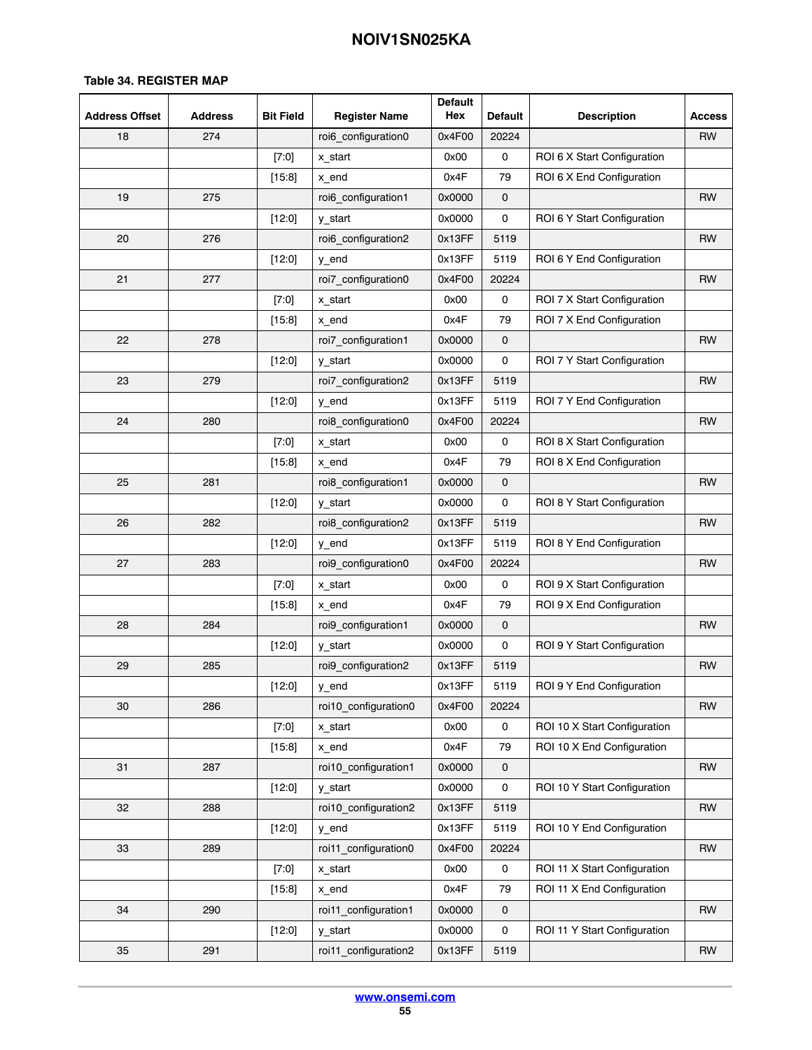**Table 34. REGISTER MAP**

| Address Offset | Address | Bit Field | Register Name | Default Hex | Default | Description | Access |
|---|---|---|---|---|---|---|---|
| 18 | 274 | | roi6_configuration0 | 0x4F00 | 20224 | | RW |
| | | [7:0] | x_start | 0x00 | 0 | ROI 6 X Start Configuration | |
| | | [15:8] | x_end | 0x4F | 79 | ROI 6 X End Configuration | |
| 19 | 275 | | roi6_configuration1 | 0x0000 | 0 | | RW |
| | | [12:0] | y_start | 0x0000 | 0 | ROI 6 Y Start Configuration | |
| 20 | 276 | | roi6_configuration2 | 0x13FF | 5119 | | RW |
| | | [12:0] | y_end | 0x13FF | 5119 | ROI 6 Y End Configuration | |
| 21 | 277 | | roi7_configuration0 | 0x4F00 | 20224 | | RW |
| | | [7:0] | x_start | 0x00 | 0 | ROI 7 X Start Configuration | |
| | | [15:8] | x_end | 0x4F | 79 | ROI 7 X End Configuration | |
| 22 | 278 | | roi7_configuration1 | 0x0000 | 0 | | RW |
| | | [12:0] | y_start | 0x0000 | 0 | ROI 7 Y Start Configuration | |
| 23 | 279 | | roi7_configuration2 | 0x13FF | 5119 | | RW |
| | | [12:0] | y_end | 0x13FF | 5119 | ROI 7 Y End Configuration | |
| 24 | 280 | | roi8_configuration0 | 0x4F00 | 20224 | | RW |
| | | [7:0] | x_start | 0x00 | 0 | ROI 8 X Start Configuration | |
| | | [15:8] | x_end | 0x4F | 79 | ROI 8 X End Configuration | |
| 25 | 281 | | roi8_configuration1 | 0x0000 | 0 | | RW |
| | | [12:0] | y_start | 0x0000 | 0 | ROI 8 Y Start Configuration | |
| 26 | 282 | | roi8_configuration2 | 0x13FF | 5119 | | RW |
| | | [12:0] | y_end | 0x13FF | 5119 | ROI 8 Y End Configuration | |
| 27 | 283 | | roi9_configuration0 | 0x4F00 | 20224 | | RW |
| | | [7:0] | x_start | 0x00 | 0 | ROI 9 X Start Configuration | |
| | | [15:8] | x_end | 0x4F | 79 | ROI 9 X End Configuration | |
| 28 | 284 | | roi9_configuration1 | 0x0000 | 0 | | RW |
| | | [12:0] | y_start | 0x0000 | 0 | ROI 9 Y Start Configuration | |
| 29 | 285 | | roi9_configuration2 | 0x13FF | 5119 | | RW |
| | | [12:0] | y_end | 0x13FF | 5119 | ROI 9 Y End Configuration | |
| 30 | 286 | | roi10_configuration0 | 0x4F00 | 20224 | | RW |
| | | [7:0] | x_start | 0x00 | 0 | ROI 10 X Start Configuration | |
| | | [15:8] | x_end | 0x4F | 79 | ROI 10 X End Configuration | |
| 31 | 287 | | roi10_configuration1 | 0x0000 | 0 | | RW |
| | | [12:0] | y_start | 0x0000 | 0 | ROI 10 Y Start Configuration | |
| 32 | 288 | | roi10_configuration2 | 0x13FF | 5119 | | RW |
| | | [12:0] | y_end | 0x13FF | 5119 | ROI 10 Y End Configuration | |
| 33 | 289 | | roi11_configuration0 | 0x4F00 | 20224 | | RW |
| | | [7:0] | x_start | 0x00 | 0 | ROI 11 X Start Configuration | |
| | | [15:8] | x_end | 0x4F | 79 | ROI 11 X End Configuration | |
| 34 | 290 | | roi11_configuration1 | 0x0000 | 0 | | RW |
| | | [12:0] | y_start | 0x0000 | 0 | ROI 11 Y Start Configuration | |
| 35 | 291 | | roi11_configuration2 | 0x13FF | 5119 | | RW |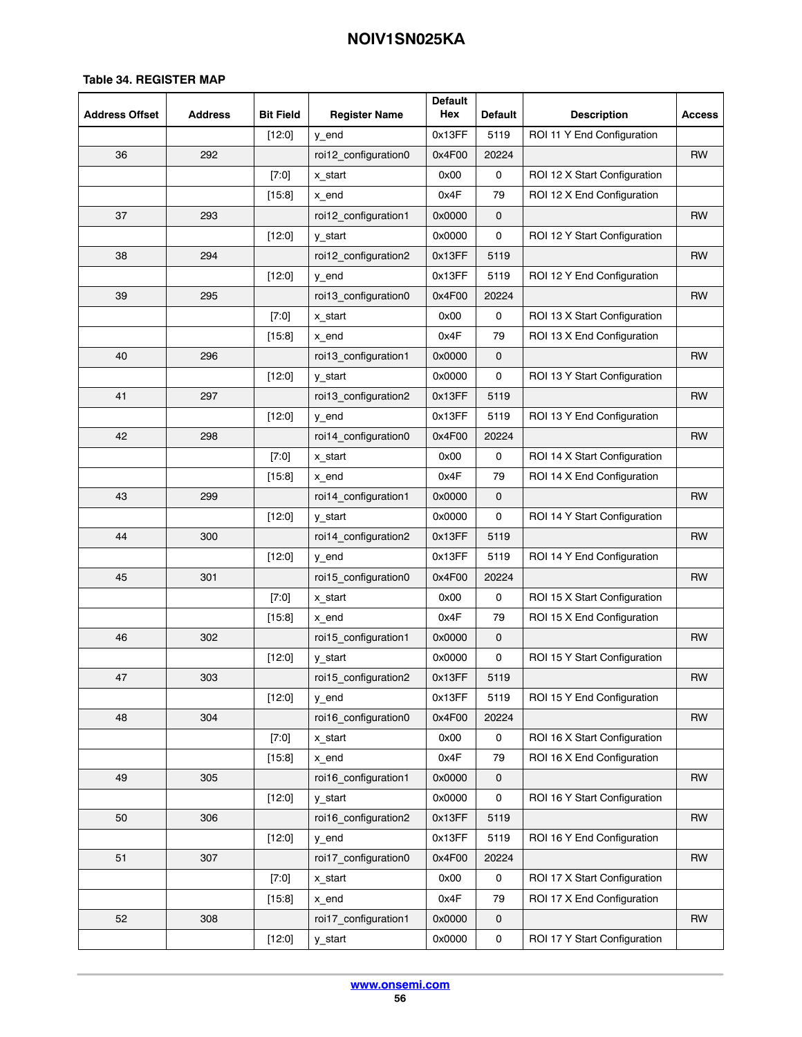**Table 34. REGISTER MAP**

| Address Offset | Address | Bit Field | Register Name | Default Hex | Default | Description | Access |
|---|---|---|---|---|---|---|---|
| | | [12:0] | y_end | 0x13FF | 5119 | ROI 11 Y End Configuration | |
| 36 | 292 | | roi12_configuration0 | 0x4F00 | 20224 | | RW |
| | | [7:0] | x_start | 0x00 | 0 | ROI 12 X Start Configuration | |
| | | [15:8] | x_end | 0x4F | 79 | ROI 12 X End Configuration | |
| 37 | 293 | | roi12_configuration1 | 0x0000 | 0 | | RW |
| | | [12:0] | y_start | 0x0000 | 0 | ROI 12 Y Start Configuration | |
| 38 | 294 | | roi12_configuration2 | 0x13FF | 5119 | | RW |
| | | [12:0] | y_end | 0x13FF | 5119 | ROI 12 Y End Configuration | |
| 39 | 295 | | roi13_configuration0 | 0x4F00 | 20224 | | RW |
| | | [7:0] | x_start | 0x00 | 0 | ROI 13 X Start Configuration | |
| | | [15:8] | x_end | 0x4F | 79 | ROI 13 X End Configuration | |
| 40 | 296 | | roi13_configuration1 | 0x0000 | 0 | | RW |
| | | [12:0] | y_start | 0x0000 | 0 | ROI 13 Y Start Configuration | |
| 41 | 297 | | roi13_configuration2 | 0x13FF | 5119 | | RW |
| | | [12:0] | y_end | 0x13FF | 5119 | ROI 13 Y End Configuration | |
| 42 | 298 | | roi14_configuration0 | 0x4F00 | 20224 | | RW |
| | | [7:0] | x_start | 0x00 | 0 | ROI 14 X Start Configuration | |
| | | [15:8] | x_end | 0x4F | 79 | ROI 14 X End Configuration | |
| 43 | 299 | | roi14_configuration1 | 0x0000 | 0 | | RW |
| | | [12:0] | y_start | 0x0000 | 0 | ROI 14 Y Start Configuration | |
| 44 | 300 | | roi14_configuration2 | 0x13FF | 5119 | | RW |
| | | [12:0] | y_end | 0x13FF | 5119 | ROI 14 Y End Configuration | |
| 45 | 301 | | roi15_configuration0 | 0x4F00 | 20224 | | RW |
| | | [7:0] | x_start | 0x00 | 0 | ROI 15 X Start Configuration | |
| | | [15:8] | x_end | 0x4F | 79 | ROI 15 X End Configuration | |
| 46 | 302 | | roi15_configuration1 | 0x0000 | 0 | | RW |
| | | [12:0] | y_start | 0x0000 | 0 | ROI 15 Y Start Configuration | |
| 47 | 303 | | roi15_configuration2 | 0x13FF | 5119 | | RW |
| | | [12:0] | y_end | 0x13FF | 5119 | ROI 15 Y End Configuration | |
| 48 | 304 | | roi16_configuration0 | 0x4F00 | 20224 | | RW |
| | | [7:0] | x_start | 0x00 | 0 | ROI 16 X Start Configuration | |
| | | [15:8] | x_end | 0x4F | 79 | ROI 16 X End Configuration | |
| 49 | 305 | | roi16_configuration1 | 0x0000 | 0 | | RW |
| | | [12:0] | y_start | 0x0000 | 0 | ROI 16 Y Start Configuration | |
| 50 | 306 | | roi16_configuration2 | 0x13FF | 5119 | | RW |
| | | [12:0] | y_end | 0x13FF | 5119 | ROI 16 Y End Configuration | |
| 51 | 307 | | roi17_configuration0 | 0x4F00 | 20224 | | RW |
| | | [7:0] | x_start | 0x00 | 0 | ROI 17 X Start Configuration | |
| | | [15:8] | x_end | 0x4F | 79 | ROI 17 X End Configuration | |
| 52 | 308 | | roi17_configuration1 | 0x0000 | 0 | | RW |
| | | [12:0] | y_start | 0x0000 | 0 | ROI 17 Y Start Configuration | |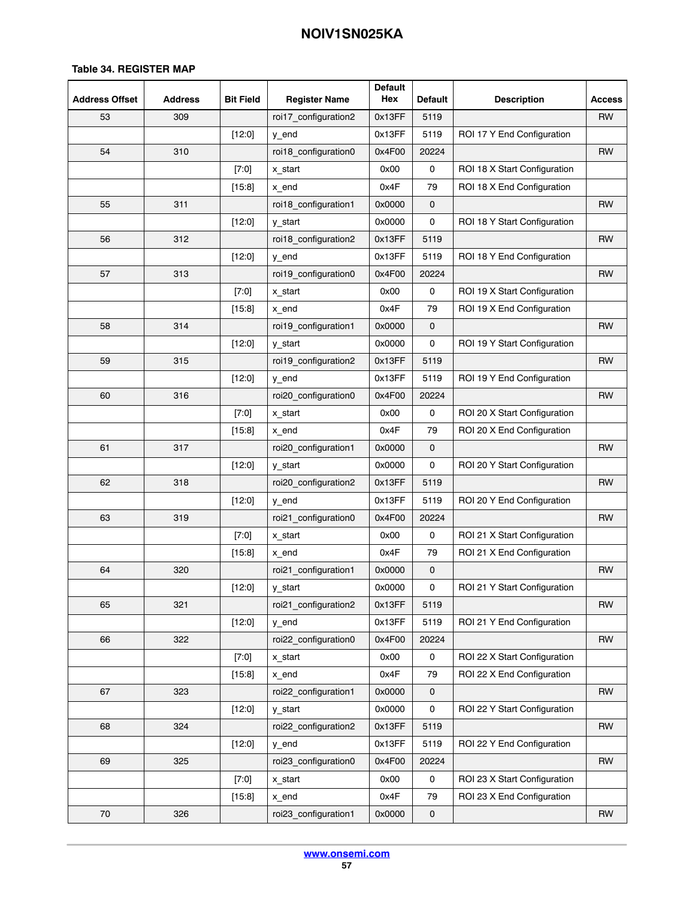**Table 34. REGISTER MAP**

| Address Offset | Address | Bit Field | Register Name | Default Hex | Default | Description | Access |
|---|---|---|---|---|---|---|---|
| 53 | 309 | | roi17_configuration2 | 0x13FF | 5119 | | RW |
| | | [12:0] | y_end | 0x13FF | 5119 | ROI 17 Y End Configuration | |
| 54 | 310 | | roi18_configuration0 | 0x4F00 | 20224 | | RW |
| | | [7:0] | x_start | 0x00 | 0 | ROI 18 X Start Configuration | |
| | | [15:8] | x_end | 0x4F | 79 | ROI 18 X End Configuration | |
| 55 | 311 | | roi18_configuration1 | 0x0000 | 0 | | RW |
| | | [12:0] | y_start | 0x0000 | 0 | ROI 18 Y Start Configuration | |
| 56 | 312 | | roi18_configuration2 | 0x13FF | 5119 | | RW |
| | | [12:0] | y_end | 0x13FF | 5119 | ROI 18 Y End Configuration | |
| 57 | 313 | | roi19_configuration0 | 0x4F00 | 20224 | | RW |
| | | [7:0] | x_start | 0x00 | 0 | ROI 19 X Start Configuration | |
| | | [15:8] | x_end | 0x4F | 79 | ROI 19 X End Configuration | |
| 58 | 314 | | roi19_configuration1 | 0x0000 | 0 | | RW |
| | | [12:0] | y_start | 0x0000 | 0 | ROI 19 Y Start Configuration | |
| 59 | 315 | | roi19_configuration2 | 0x13FF | 5119 | | RW |
| | | [12:0] | y_end | 0x13FF | 5119 | ROI 19 Y End Configuration | |
| 60 | 316 | | roi20_configuration0 | 0x4F00 | 20224 | | RW |
| | | [7:0] | x_start | 0x00 | 0 | ROI 20 X Start Configuration | |
| | | [15:8] | x_end | 0x4F | 79 | ROI 20 X End Configuration | |
| 61 | 317 | | roi20_configuration1 | 0x0000 | 0 | | RW |
| | | [12:0] | y_start | 0x0000 | 0 | ROI 20 Y Start Configuration | |
| 62 | 318 | | roi20_configuration2 | 0x13FF | 5119 | | RW |
| | | [12:0] | y_end | 0x13FF | 5119 | ROI 20 Y End Configuration | |
| 63 | 319 | | roi21_configuration0 | 0x4F00 | 20224 | | RW |
| | | [7:0] | x_start | 0x00 | 0 | ROI 21 X Start Configuration | |
| | | [15:8] | x_end | 0x4F | 79 | ROI 21 X End Configuration | |
| 64 | 320 | | roi21_configuration1 | 0x0000 | 0 | | RW |
| | | [12:0] | y_start | 0x0000 | 0 | ROI 21 Y Start Configuration | |
| 65 | 321 | | roi21_configuration2 | 0x13FF | 5119 | | RW |
| | | [12:0] | y_end | 0x13FF | 5119 | ROI 21 Y End Configuration | |
| 66 | 322 | | roi22_configuration0 | 0x4F00 | 20224 | | RW |
| | | [7:0] | x_start | 0x00 | 0 | ROI 22 X Start Configuration | |
| | | [15:8] | x_end | 0x4F | 79 | ROI 22 X End Configuration | |
| 67 | 323 | | roi22_configuration1 | 0x0000 | 0 | | RW |
| | | [12:0] | y_start | 0x0000 | 0 | ROI 22 Y Start Configuration | |
| 68 | 324 | | roi22_configuration2 | 0x13FF | 5119 | | RW |
| | | [12:0] | y_end | 0x13FF | 5119 | ROI 22 Y End Configuration | |
| 69 | 325 | | roi23_configuration0 | 0x4F00 | 20224 | | RW |
| | | [7:0] | x_start | 0x00 | 0 | ROI 23 X Start Configuration | |
| | | [15:8] | x_end | 0x4F | 79 | ROI 23 X End Configuration | |
| 70 | 326 | | roi23_configuration1 | 0x0000 | 0 | | RW |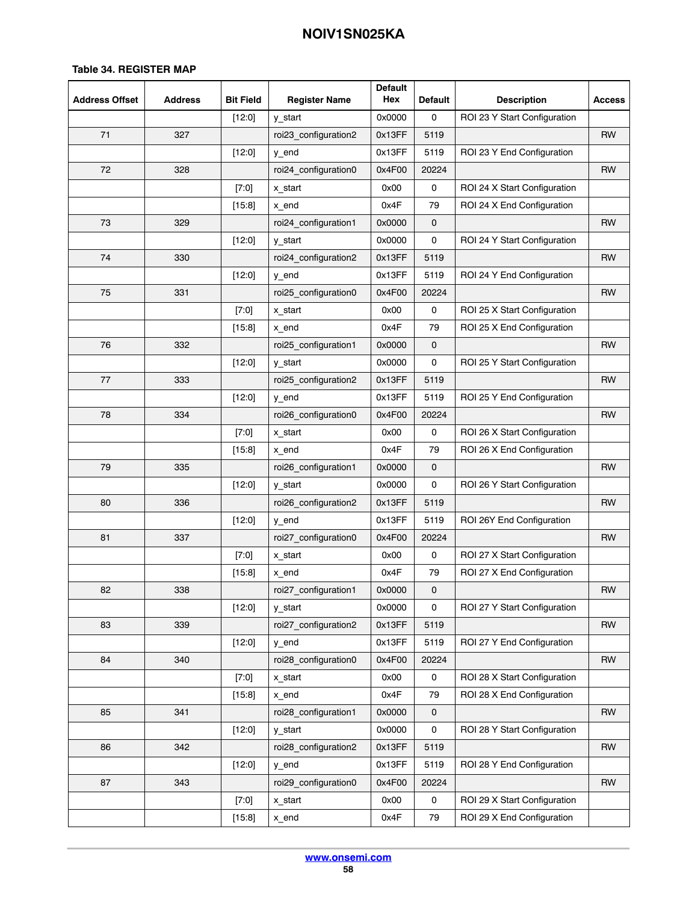**Table 34. REGISTER MAP**

| Address Offset | Address | Bit Field | Register Name | Default Hex | Default | Description | Access |
|---|---|---|---|---|---|---|---|
| | | [12:0] | y_start | 0x0000 | 0 | ROI 23 Y Start Configuration | |
| 71 | 327 | | roi23_configuration2 | 0x13FF | 5119 | | RW |
| | | [12:0] | y_end | 0x13FF | 5119 | ROI 23 Y End Configuration | |
| 72 | 328 | | roi24_configuration0 | 0x4F00 | 20224 | | RW |
| | | [7:0] | x_start | 0x00 | 0 | ROI 24 X Start Configuration | |
| | | [15:8] | x_end | 0x4F | 79 | ROI 24 X End Configuration | |
| 73 | 329 | | roi24_configuration1 | 0x0000 | 0 | | RW |
| | | [12:0] | y_start | 0x0000 | 0 | ROI 24 Y Start Configuration | |
| 74 | 330 | | roi24_configuration2 | 0x13FF | 5119 | | RW |
| | | [12:0] | y_end | 0x13FF | 5119 | ROI 24 Y End Configuration | |
| 75 | 331 | | roi25_configuration0 | 0x4F00 | 20224 | | RW |
| | | [7:0] | x_start | 0x00 | 0 | ROI 25 X Start Configuration | |
| | | [15:8] | x_end | 0x4F | 79 | ROI 25 X End Configuration | |
| 76 | 332 | | roi25_configuration1 | 0x0000 | 0 | | RW |
| | | [12:0] | y_start | 0x0000 | 0 | ROI 25 Y Start Configuration | |
| 77 | 333 | | roi25_configuration2 | 0x13FF | 5119 | | RW |
| | | [12:0] | y_end | 0x13FF | 5119 | ROI 25 Y End Configuration | |
| 78 | 334 | | roi26_configuration0 | 0x4F00 | 20224 | | RW |
| | | [7:0] | x_start | 0x00 | 0 | ROI 26 X Start Configuration | |
| | | [15:8] | x_end | 0x4F | 79 | ROI 26 X End Configuration | |
| 79 | 335 | | roi26_configuration1 | 0x0000 | 0 | | RW |
| | | [12:0] | y_start | 0x0000 | 0 | ROI 26 Y Start Configuration | |
| 80 | 336 | | roi26_configuration2 | 0x13FF | 5119 | | RW |
| | | [12:0] | y_end | 0x13FF | 5119 | ROI 26Y End Configuration | |
| 81 | 337 | | roi27_configuration0 | 0x4F00 | 20224 | | RW |
| | | [7:0] | x_start | 0x00 | 0 | ROI 27 X Start Configuration | |
| | | [15:8] | x_end | 0x4F | 79 | ROI 27 X End Configuration | |
| 82 | 338 | | roi27_configuration1 | 0x0000 | 0 | | RW |
| | | [12:0] | y_start | 0x0000 | 0 | ROI 27 Y Start Configuration | |
| 83 | 339 | | roi27_configuration2 | 0x13FF | 5119 | | RW |
| | | [12:0] | y_end | 0x13FF | 5119 | ROI 27 Y End Configuration | |
| 84 | 340 | | roi28_configuration0 | 0x4F00 | 20224 | | RW |
| | | [7:0] | x_start | 0x00 | 0 | ROI 28 X Start Configuration | |
| | | [15:8] | x_end | 0x4F | 79 | ROI 28 X End Configuration | |
| 85 | 341 | | roi28_configuration1 | 0x0000 | 0 | | RW |
| | | [12:0] | y_start | 0x0000 | 0 | ROI 28 Y Start Configuration | |
| 86 | 342 | | roi28_configuration2 | 0x13FF | 5119 | | RW |
| | | [12:0] | y_end | 0x13FF | 5119 | ROI 28 Y End Configuration | |
| 87 | 343 | | roi29_configuration0 | 0x4F00 | 20224 | | RW |
| | | [7:0] | x_start | 0x00 | 0 | ROI 29 X Start Configuration | |
| | | [15:8] | x_end | 0x4F | 79 | ROI 29 X End Configuration | |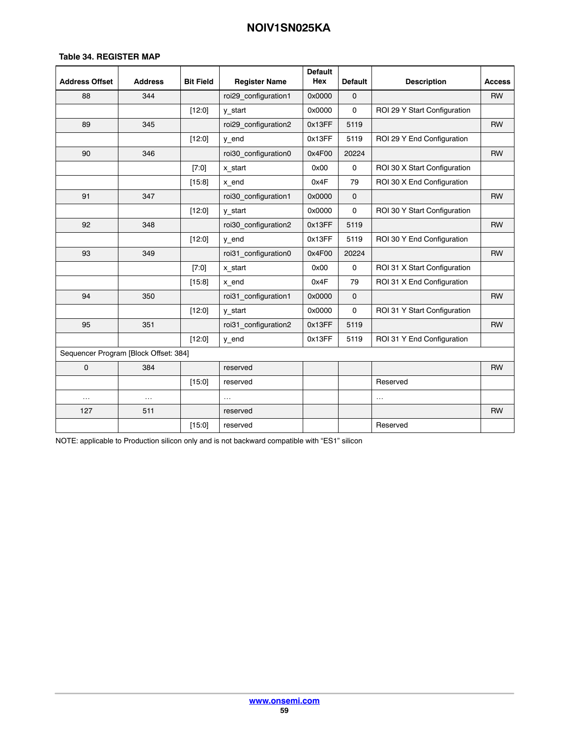**Table 34. REGISTER MAP**

| Address Offset | Address | Bit Field | Register Name | Default Hex | Default | Description | Access |
|---|---|---|---|---|---|---|---|
| 88 | 344 | | roi29_configuration1 | 0x0000 | 0 | | RW |
| | | [12:0] | y_start | 0x0000 | 0 | ROI 29 Y Start Configuration | |
| 89 | 345 | | roi29_configuration2 | 0x13FF | 5119 | | RW |
| | | [12:0] | y_end | 0x13FF | 5119 | ROI 29 Y End Configuration | |
| 90 | 346 | | roi30_configuration0 | 0x4F00 | 20224 | | RW |
| | | [7:0] | x_start | 0x00 | 0 | ROI 30 X Start Configuration | |
| | | [15:8] | x_end | 0x4F | 79 | ROI 30 X End Configuration | |
| 91 | 347 | | roi30_configuration1 | 0x0000 | 0 | | RW |
| | | [12:0] | y_start | 0x0000 | 0 | ROI 30 Y Start Configuration | |
| 92 | 348 | | roi30_configuration2 | 0x13FF | 5119 | | RW |
| | | [12:0] | y_end | 0x13FF | 5119 | ROI 30 Y End Configuration | |
| 93 | 349 | | roi31_configuration0 | 0x4F00 | 20224 | | RW |
| | | [7:0] | x_start | 0x00 | 0 | ROI 31 X Start Configuration | |
| | | [15:8] | x_end | 0x4F | 79 | ROI 31 X End Configuration | |
| 94 | 350 | | roi31_configuration1 | 0x0000 | 0 | | RW |
| | | [12:0] | y_start | 0x0000 | 0 | ROI 31 Y Start Configuration | |
| 95 | 351 | | roi31_configuration2 | 0x13FF | 5119 | | RW |
| | | [12:0] | y_end | 0x13FF | 5119 | ROI 31 Y End Configuration | |
| Sequencer Program [Block Offset: 384] | | | | | | | |
| 0 | 384 | | reserved | | | | RW |
| | | [15:0] | reserved | | | Reserved | |
| ... | ... | | ... | | | ... | |
| 127 | 511 | | reserved | | | | RW |
| | | [15:0] | reserved | | | Reserved | |

NOTE: applicable to Production silicon only and is not backward compatible with “ES1” silicon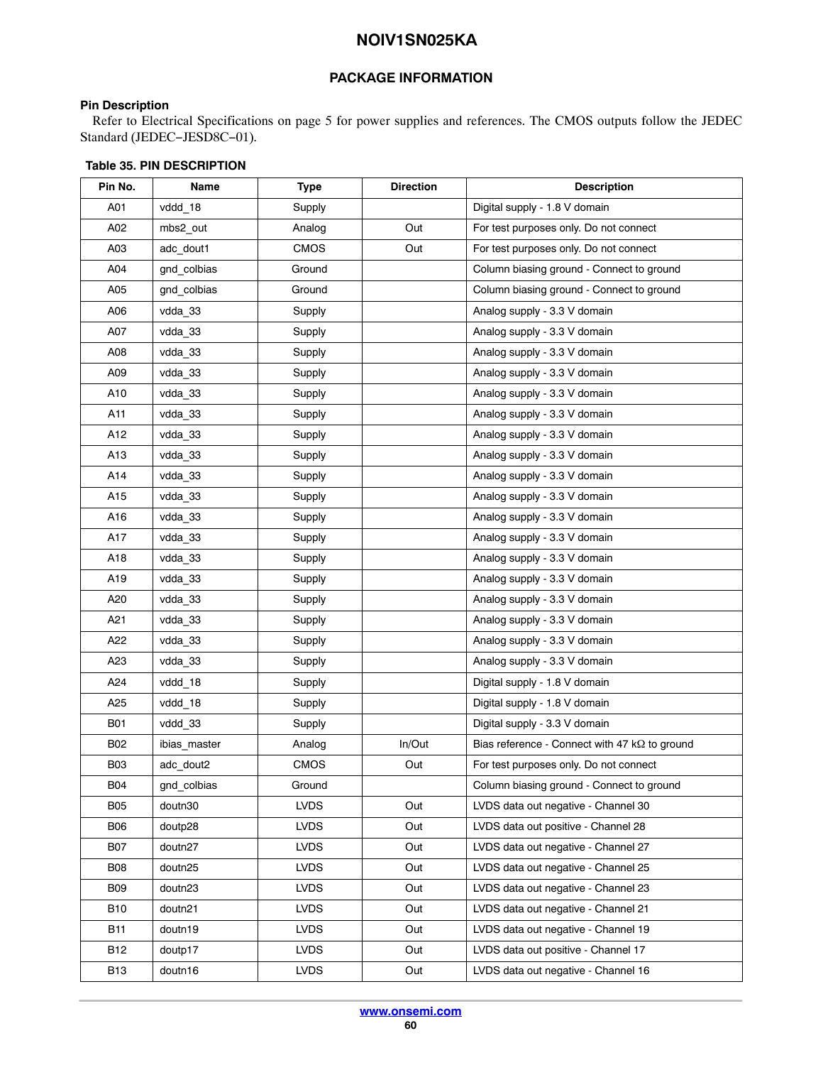## PACKAGE INFORMATION

### Pin Description

Refer to Electrical Specifications on page 5 for power supplies and references. The CMOS outputs follow the JEDEC Standard (JEDEC−JESD8C−01).

**Table 35. PIN DESCRIPTION**

| Pin No. | Name | Type | Direction | Description |
|---|---|---|---|---|
| A01 | vddd_18 | Supply | | Digital supply - 1.8 V domain |
| A02 | mbs2_out | Analog | Out | For test purposes only. Do not connect |
| A03 | adc_dout1 | CMOS | Out | For test purposes only. Do not connect |
| A04 | gnd_colbias | Ground | | Column biasing ground - Connect to ground |
| A05 | gnd_colbias | Ground | | Column biasing ground - Connect to ground |
| A06 | vdda_33 | Supply | | Analog supply - 3.3 V domain |
| A07 | vdda_33 | Supply | | Analog supply - 3.3 V domain |
| A08 | vdda_33 | Supply | | Analog supply - 3.3 V domain |
| A09 | vdda_33 | Supply | | Analog supply - 3.3 V domain |
| A10 | vdda_33 | Supply | | Analog supply - 3.3 V domain |
| A11 | vdda_33 | Supply | | Analog supply - 3.3 V domain |
| A12 | vdda_33 | Supply | | Analog supply - 3.3 V domain |
| A13 | vdda_33 | Supply | | Analog supply - 3.3 V domain |
| A14 | vdda_33 | Supply | | Analog supply - 3.3 V domain |
| A15 | vdda_33 | Supply | | Analog supply - 3.3 V domain |
| A16 | vdda_33 | Supply | | Analog supply - 3.3 V domain |
| A17 | vdda_33 | Supply | | Analog supply - 3.3 V domain |
| A18 | vdda_33 | Supply | | Analog supply - 3.3 V domain |
| A19 | vdda_33 | Supply | | Analog supply - 3.3 V domain |
| A20 | vdda_33 | Supply | | Analog supply - 3.3 V domain |
| A21 | vdda_33 | Supply | | Analog supply - 3.3 V domain |
| A22 | vdda_33 | Supply | | Analog supply - 3.3 V domain |
| A23 | vdda_33 | Supply | | Analog supply - 3.3 V domain |
| A24 | vddd_18 | Supply | | Digital supply - 1.8 V domain |
| A25 | vddd_18 | Supply | | Digital supply - 1.8 V domain |
| B01 | vddd_33 | Supply | | Digital supply - 3.3 V domain |
| B02 | ibias_master | Analog | In/Out | Bias reference - Connect with 47 kΩ to ground |
| B03 | adc_dout2 | CMOS | Out | For test purposes only. Do not connect |
| B04 | gnd_colbias | Ground | | Column biasing ground - Connect to ground |
| B05 | doutn30 | LVDS | Out | LVDS data out negative - Channel 30 |
| B06 | doutp28 | LVDS | Out | LVDS data out positive - Channel 28 |
| B07 | doutn27 | LVDS | Out | LVDS data out negative - Channel 27 |
| B08 | doutn25 | LVDS | Out | LVDS data out negative - Channel 25 |
| B09 | doutn23 | LVDS | Out | LVDS data out negative - Channel 23 |
| B10 | doutn21 | LVDS | Out | LVDS data out negative - Channel 21 |
| B11 | doutn19 | LVDS | Out | LVDS data out negative - Channel 19 |
| B12 | doutp17 | LVDS | Out | LVDS data out positive - Channel 17 |
| B13 | doutn16 | LVDS | Out | LVDS data out negative - Channel 16 |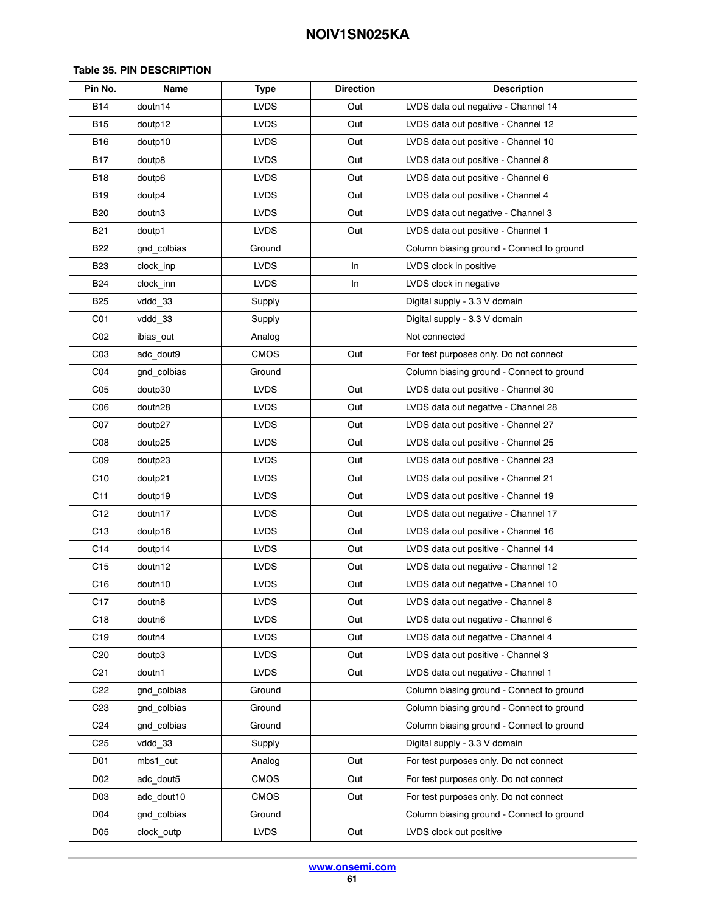**Table 35. PIN DESCRIPTION**

| Pin No. | Name | Type | Direction | Description |
|---|---|---|---|---|
| B14 | doutn14 | LVDS | Out | LVDS data out negative - Channel 14 |
| B15 | doutp12 | LVDS | Out | LVDS data out positive - Channel 12 |
| B16 | doutp10 | LVDS | Out | LVDS data out positive - Channel 10 |
| B17 | doutp8 | LVDS | Out | LVDS data out positive - Channel 8 |
| B18 | doutp6 | LVDS | Out | LVDS data out positive - Channel 6 |
| B19 | doutp4 | LVDS | Out | LVDS data out positive - Channel 4 |
| B20 | doutn3 | LVDS | Out | LVDS data out negative - Channel 3 |
| B21 | doutp1 | LVDS | Out | LVDS data out positive - Channel 1 |
| B22 | gnd_colbias | Ground | | Column biasing ground - Connect to ground |
| B23 | clock_inp | LVDS | In | LVDS clock in positive |
| B24 | clock_inn | LVDS | In | LVDS clock in negative |
| B25 | vddd_33 | Supply | | Digital supply - 3.3 V domain |
| C01 | vddd_33 | Supply | | Digital supply - 3.3 V domain |
| C02 | ibias_out | Analog | | Not connected |
| C03 | adc_dout9 | CMOS | Out | For test purposes only. Do not connect |
| C04 | gnd_colbias | Ground | | Column biasing ground - Connect to ground |
| C05 | doutp30 | LVDS | Out | LVDS data out positive - Channel 30 |
| C06 | doutn28 | LVDS | Out | LVDS data out negative - Channel 28 |
| C07 | doutp27 | LVDS | Out | LVDS data out positive - Channel 27 |
| C08 | doutp25 | LVDS | Out | LVDS data out positive - Channel 25 |
| C09 | doutp23 | LVDS | Out | LVDS data out positive - Channel 23 |
| C10 | doutp21 | LVDS | Out | LVDS data out positive - Channel 21 |
| C11 | doutp19 | LVDS | Out | LVDS data out positive - Channel 19 |
| C12 | doutn17 | LVDS | Out | LVDS data out negative - Channel 17 |
| C13 | doutp16 | LVDS | Out | LVDS data out positive - Channel 16 |
| C14 | doutp14 | LVDS | Out | LVDS data out positive - Channel 14 |
| C15 | doutn12 | LVDS | Out | LVDS data out negative - Channel 12 |
| C16 | doutn10 | LVDS | Out | LVDS data out negative - Channel 10 |
| C17 | doutn8 | LVDS | Out | LVDS data out negative - Channel 8 |
| C18 | doutn6 | LVDS | Out | LVDS data out negative - Channel 6 |
| C19 | doutn4 | LVDS | Out | LVDS data out negative - Channel 4 |
| C20 | doutp3 | LVDS | Out | LVDS data out positive - Channel 3 |
| C21 | doutn1 | LVDS | Out | LVDS data out negative - Channel 1 |
| C22 | gnd_colbias | Ground | | Column biasing ground - Connect to ground |
| C23 | gnd_colbias | Ground | | Column biasing ground - Connect to ground |
| C24 | gnd_colbias | Ground | | Column biasing ground - Connect to ground |
| C25 | vddd_33 | Supply | | Digital supply - 3.3 V domain |
| D01 | mbs1_out | Analog | Out | For test purposes only. Do not connect |
| D02 | adc_dout5 | CMOS | Out | For test purposes only. Do not connect |
| D03 | adc_dout10 | CMOS | Out | For test purposes only. Do not connect |
| D04 | gnd_colbias | Ground | | Column biasing ground - Connect to ground |
| D05 | clock_outp | LVDS | Out | LVDS clock out positive |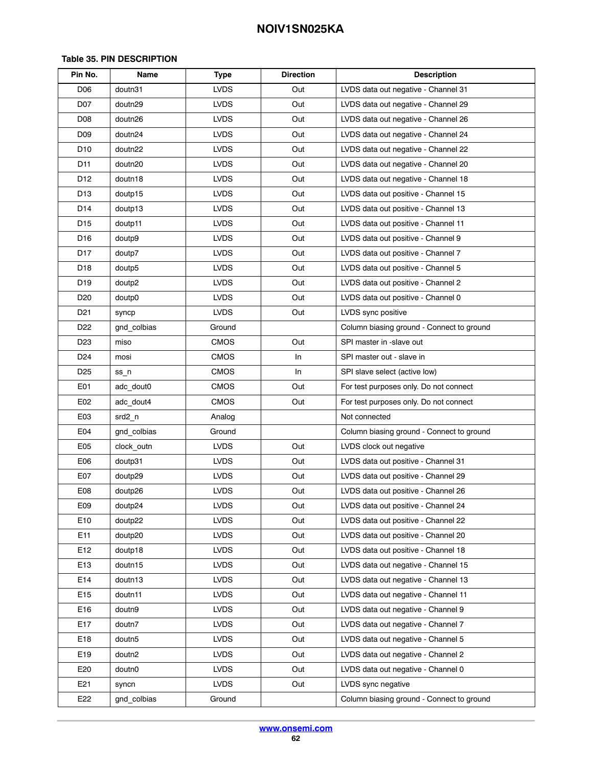**Table 35. PIN DESCRIPTION**

| Pin No. | Name | Type | Direction | Description |
| --- | --- | --- | --- | --- |
| D06 | doutn31 | LVDS | Out | LVDS data out negative - Channel 31 |
| D07 | doutn29 | LVDS | Out | LVDS data out negative - Channel 29 |
| D08 | doutn26 | LVDS | Out | LVDS data out negative - Channel 26 |
| D09 | doutn24 | LVDS | Out | LVDS data out negative - Channel 24 |
| D10 | doutn22 | LVDS | Out | LVDS data out negative - Channel 22 |
| D11 | doutn20 | LVDS | Out | LVDS data out negative - Channel 20 |
| D12 | doutn18 | LVDS | Out | LVDS data out negative - Channel 18 |
| D13 | doutp15 | LVDS | Out | LVDS data out positive - Channel 15 |
| D14 | doutp13 | LVDS | Out | LVDS data out positive - Channel 13 |
| D15 | doutp11 | LVDS | Out | LVDS data out positive - Channel 11 |
| D16 | doutp9 | LVDS | Out | LVDS data out positive - Channel 9 |
| D17 | doutp7 | LVDS | Out | LVDS data out positive - Channel 7 |
| D18 | doutp5 | LVDS | Out | LVDS data out positive - Channel 5 |
| D19 | doutp2 | LVDS | Out | LVDS data out positive - Channel 2 |
| D20 | doutp0 | LVDS | Out | LVDS data out positive - Channel 0 |
| D21 | syncp | LVDS | Out | LVDS sync positive |
| D22 | gnd_colbias | Ground | | Column biasing ground - Connect to ground |
| D23 | miso | CMOS | Out | SPI master in -slave out |
| D24 | mosi | CMOS | In | SPI master out - slave in |
| D25 | ss_n | CMOS | In | SPI slave select (active low) |
| E01 | adc_dout0 | CMOS | Out | For test purposes only. Do not connect |
| E02 | adc_dout4 | CMOS | Out | For test purposes only. Do not connect |
| E03 | srd2_n | Analog | | Not connected |
| E04 | gnd_colbias | Ground | | Column biasing ground - Connect to ground |
| E05 | clock_outn | LVDS | Out | LVDS clock out negative |
| E06 | doutp31 | LVDS | Out | LVDS data out positive - Channel 31 |
| E07 | doutp29 | LVDS | Out | LVDS data out positive - Channel 29 |
| E08 | doutp26 | LVDS | Out | LVDS data out positive - Channel 26 |
| E09 | doutp24 | LVDS | Out | LVDS data out positive - Channel 24 |
| E10 | doutp22 | LVDS | Out | LVDS data out positive - Channel 22 |
| E11 | doutp20 | LVDS | Out | LVDS data out positive - Channel 20 |
| E12 | doutp18 | LVDS | Out | LVDS data out positive - Channel 18 |
| E13 | doutn15 | LVDS | Out | LVDS data out negative - Channel 15 |
| E14 | doutn13 | LVDS | Out | LVDS data out negative - Channel 13 |
| E15 | doutn11 | LVDS | Out | LVDS data out negative - Channel 11 |
| E16 | doutn9 | LVDS | Out | LVDS data out negative - Channel 9 |
| E17 | doutn7 | LVDS | Out | LVDS data out negative - Channel 7 |
| E18 | doutn5 | LVDS | Out | LVDS data out negative - Channel 5 |
| E19 | doutn2 | LVDS | Out | LVDS data out negative - Channel 2 |
| E20 | doutn0 | LVDS | Out | LVDS data out negative - Channel 0 |
| E21 | syncn | LVDS | Out | LVDS sync negative |
| E22 | gnd_colbias | Ground | | Column biasing ground - Connect to ground |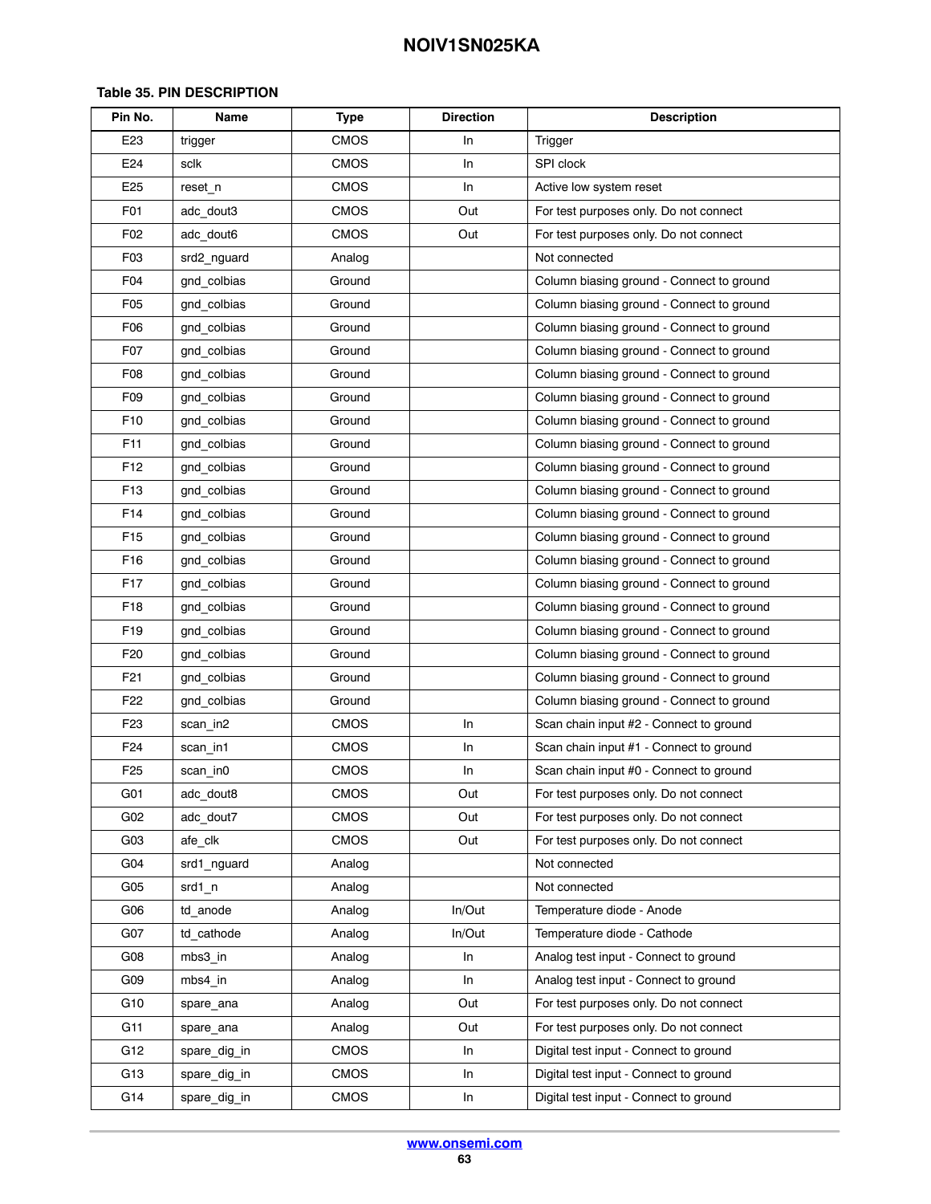**Table 35. PIN DESCRIPTION**

| Pin No. | Name | Type | Direction | Description |
|---|---|---|---|---|
| E23 | trigger | CMOS | In | Trigger |
| E24 | sclk | CMOS | In | SPI clock |
| E25 | reset_n | CMOS | In | Active low system reset |
| F01 | adc_dout3 | CMOS | Out | For test purposes only. Do not connect |
| F02 | adc_dout6 | CMOS | Out | For test purposes only. Do not connect |
| F03 | srd2_nguard | Analog | | Not connected |
| F04 | gnd_colbias | Ground | | Column biasing ground - Connect to ground |
| F05 | gnd_colbias | Ground | | Column biasing ground - Connect to ground |
| F06 | gnd_colbias | Ground | | Column biasing ground - Connect to ground |
| F07 | gnd_colbias | Ground | | Column biasing ground - Connect to ground |
| F08 | gnd_colbias | Ground | | Column biasing ground - Connect to ground |
| F09 | gnd_colbias | Ground | | Column biasing ground - Connect to ground |
| F10 | gnd_colbias | Ground | | Column biasing ground - Connect to ground |
| F11 | gnd_colbias | Ground | | Column biasing ground - Connect to ground |
| F12 | gnd_colbias | Ground | | Column biasing ground - Connect to ground |
| F13 | gnd_colbias | Ground | | Column biasing ground - Connect to ground |
| F14 | gnd_colbias | Ground | | Column biasing ground - Connect to ground |
| F15 | gnd_colbias | Ground | | Column biasing ground - Connect to ground |
| F16 | gnd_colbias | Ground | | Column biasing ground - Connect to ground |
| F17 | gnd_colbias | Ground | | Column biasing ground - Connect to ground |
| F18 | gnd_colbias | Ground | | Column biasing ground - Connect to ground |
| F19 | gnd_colbias | Ground | | Column biasing ground - Connect to ground |
| F20 | gnd_colbias | Ground | | Column biasing ground - Connect to ground |
| F21 | gnd_colbias | Ground | | Column biasing ground - Connect to ground |
| F22 | gnd_colbias | Ground | | Column biasing ground - Connect to ground |
| F23 | scan_in2 | CMOS | In | Scan chain input #2 - Connect to ground |
| F24 | scan_in1 | CMOS | In | Scan chain input #1 - Connect to ground |
| F25 | scan_in0 | CMOS | In | Scan chain input #0 - Connect to ground |
| G01 | adc_dout8 | CMOS | Out | For test purposes only. Do not connect |
| G02 | adc_dout7 | CMOS | Out | For test purposes only. Do not connect |
| G03 | afe_clk | CMOS | Out | For test purposes only. Do not connect |
| G04 | srd1_nguard | Analog | | Not connected |
| G05 | srd1_n | Analog | | Not connected |
| G06 | td_anode | Analog | In/Out | Temperature diode - Anode |
| G07 | td_cathode | Analog | In/Out | Temperature diode - Cathode |
| G08 | mbs3_in | Analog | In | Analog test input - Connect to ground |
| G09 | mbs4_in | Analog | In | Analog test input - Connect to ground |
| G10 | spare_ana | Analog | Out | For test purposes only. Do not connect |
| G11 | spare_ana | Analog | Out | For test purposes only. Do not connect |
| G12 | spare_dig_in | CMOS | In | Digital test input - Connect to ground |
| G13 | spare_dig_in | CMOS | In | Digital test input - Connect to ground |
| G14 | spare_dig_in | CMOS | In | Digital test input - Connect to ground |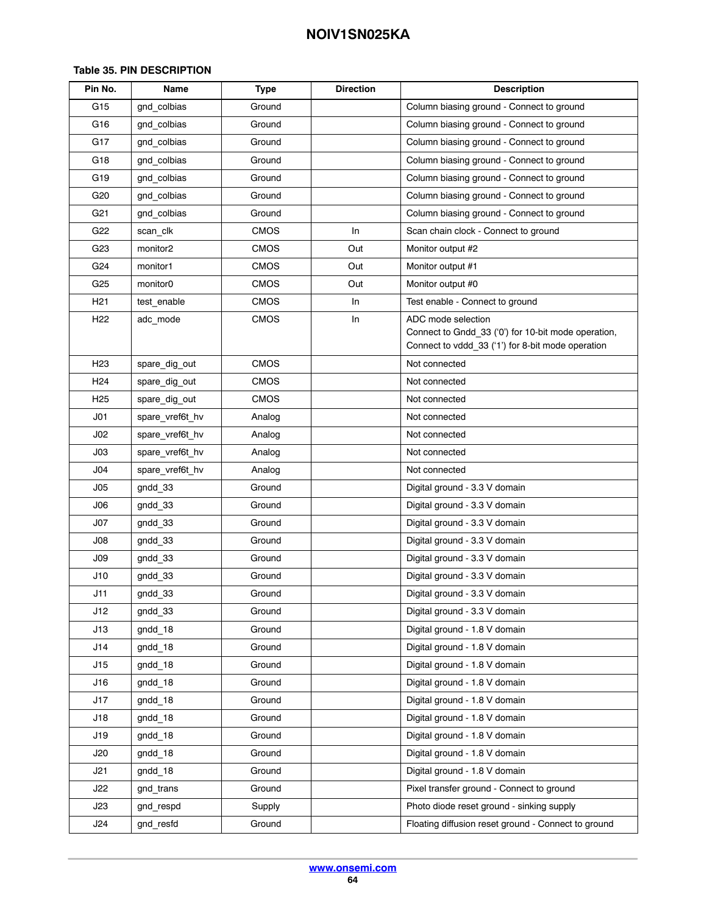**Table 35. PIN DESCRIPTION**

| Pin No. | Name | Type | Direction | Description |
|---|---|---|---|---|
| G15 | gnd_colbias | Ground | | Column biasing ground - Connect to ground |
| G16 | gnd_colbias | Ground | | Column biasing ground - Connect to ground |
| G17 | gnd_colbias | Ground | | Column biasing ground - Connect to ground |
| G18 | gnd_colbias | Ground | | Column biasing ground - Connect to ground |
| G19 | gnd_colbias | Ground | | Column biasing ground - Connect to ground |
| G20 | gnd_colbias | Ground | | Column biasing ground - Connect to ground |
| G21 | gnd_colbias | Ground | | Column biasing ground - Connect to ground |
| G22 | scan_clk | CMOS | In | Scan chain clock - Connect to ground |
| G23 | monitor2 | CMOS | Out | Monitor output #2 |
| G24 | monitor1 | CMOS | Out | Monitor output #1 |
| G25 | monitor0 | CMOS | Out | Monitor output #0 |
| H21 | test_enable | CMOS | In | Test enable - Connect to ground |
| H22 | adc_mode | CMOS | In | ADC mode selection<br>Connect to Gndd_33 ('0') for 10-bit mode operation,<br>Connect to vddd_33 ('1') for 8-bit mode operation |
| H23 | spare_dig_out | CMOS | | Not connected |
| H24 | spare_dig_out | CMOS | | Not connected |
| H25 | spare_dig_out | CMOS | | Not connected |
| J01 | spare_vref6t_hv | Analog | | Not connected |
| J02 | spare_vref6t_hv | Analog | | Not connected |
| J03 | spare_vref6t_hv | Analog | | Not connected |
| J04 | spare_vref6t_hv | Analog | | Not connected |
| J05 | gndd_33 | Ground | | Digital ground - 3.3 V domain |
| J06 | gndd_33 | Ground | | Digital ground - 3.3 V domain |
| J07 | gndd_33 | Ground | | Digital ground - 3.3 V domain |
| J08 | gndd_33 | Ground | | Digital ground - 3.3 V domain |
| J09 | gndd_33 | Ground | | Digital ground - 3.3 V domain |
| J10 | gndd_33 | Ground | | Digital ground - 3.3 V domain |
| J11 | gndd_33 | Ground | | Digital ground - 3.3 V domain |
| J12 | gndd_33 | Ground | | Digital ground - 3.3 V domain |
| J13 | gndd_18 | Ground | | Digital ground - 1.8 V domain |
| J14 | gndd_18 | Ground | | Digital ground - 1.8 V domain |
| J15 | gndd_18 | Ground | | Digital ground - 1.8 V domain |
| J16 | gndd_18 | Ground | | Digital ground - 1.8 V domain |
| J17 | gndd_18 | Ground | | Digital ground - 1.8 V domain |
| J18 | gndd_18 | Ground | | Digital ground - 1.8 V domain |
| J19 | gndd_18 | Ground | | Digital ground - 1.8 V domain |
| J20 | gndd_18 | Ground | | Digital ground - 1.8 V domain |
| J21 | gndd_18 | Ground | | Digital ground - 1.8 V domain |
| J22 | gnd_trans | Ground | | Pixel transfer ground - Connect to ground |
| J23 | gnd_respd | Supply | | Photo diode reset ground - sinking supply |
| J24 | gnd_resfd | Ground | | Floating diffusion reset ground - Connect to ground |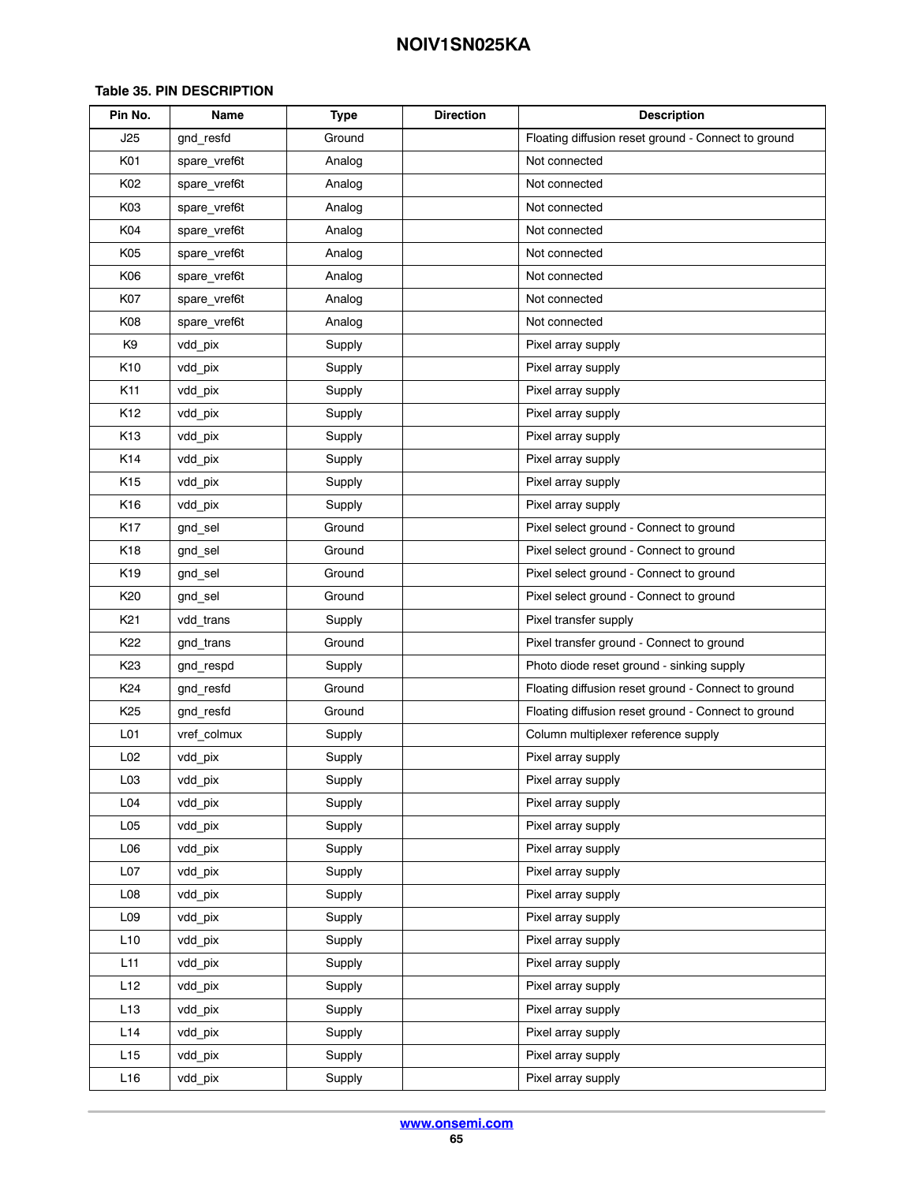**Table 35. PIN DESCRIPTION**

| Pin No. | Name | Type | Direction | Description |
|---|---|---|---|---|
| J25 | gnd_resfd | Ground | | Floating diffusion reset ground - Connect to ground |
| K01 | spare_vref6t | Analog | | Not connected |
| K02 | spare_vref6t | Analog | | Not connected |
| K03 | spare_vref6t | Analog | | Not connected |
| K04 | spare_vref6t | Analog | | Not connected |
| K05 | spare_vref6t | Analog | | Not connected |
| K06 | spare_vref6t | Analog | | Not connected |
| K07 | spare_vref6t | Analog | | Not connected |
| K08 | spare_vref6t | Analog | | Not connected |
| K9 | vdd_pix | Supply | | Pixel array supply |
| K10 | vdd_pix | Supply | | Pixel array supply |
| K11 | vdd_pix | Supply | | Pixel array supply |
| K12 | vdd_pix | Supply | | Pixel array supply |
| K13 | vdd_pix | Supply | | Pixel array supply |
| K14 | vdd_pix | Supply | | Pixel array supply |
| K15 | vdd_pix | Supply | | Pixel array supply |
| K16 | vdd_pix | Supply | | Pixel array supply |
| K17 | gnd_sel | Ground | | Pixel select ground - Connect to ground |
| K18 | gnd_sel | Ground | | Pixel select ground - Connect to ground |
| K19 | gnd_sel | Ground | | Pixel select ground - Connect to ground |
| K20 | gnd_sel | Ground | | Pixel select ground - Connect to ground |
| K21 | vdd_trans | Supply | | Pixel transfer supply |
| K22 | gnd_trans | Ground | | Pixel transfer ground - Connect to ground |
| K23 | gnd_respd | Supply | | Photo diode reset ground - sinking supply |
| K24 | gnd_resfd | Ground | | Floating diffusion reset ground - Connect to ground |
| K25 | gnd_resfd | Ground | | Floating diffusion reset ground - Connect to ground |
| L01 | vref_colmux | Supply | | Column multiplexer reference supply |
| L02 | vdd_pix | Supply | | Pixel array supply |
| L03 | vdd_pix | Supply | | Pixel array supply |
| L04 | vdd_pix | Supply | | Pixel array supply |
| L05 | vdd_pix | Supply | | Pixel array supply |
| L06 | vdd_pix | Supply | | Pixel array supply |
| L07 | vdd_pix | Supply | | Pixel array supply |
| L08 | vdd_pix | Supply | | Pixel array supply |
| L09 | vdd_pix | Supply | | Pixel array supply |
| L10 | vdd_pix | Supply | | Pixel array supply |
| L11 | vdd_pix | Supply | | Pixel array supply |
| L12 | vdd_pix | Supply | | Pixel array supply |
| L13 | vdd_pix | Supply | | Pixel array supply |
| L14 | vdd_pix | Supply | | Pixel array supply |
| L15 | vdd_pix | Supply | | Pixel array supply |
| L16 | vdd_pix | Supply | | Pixel array supply |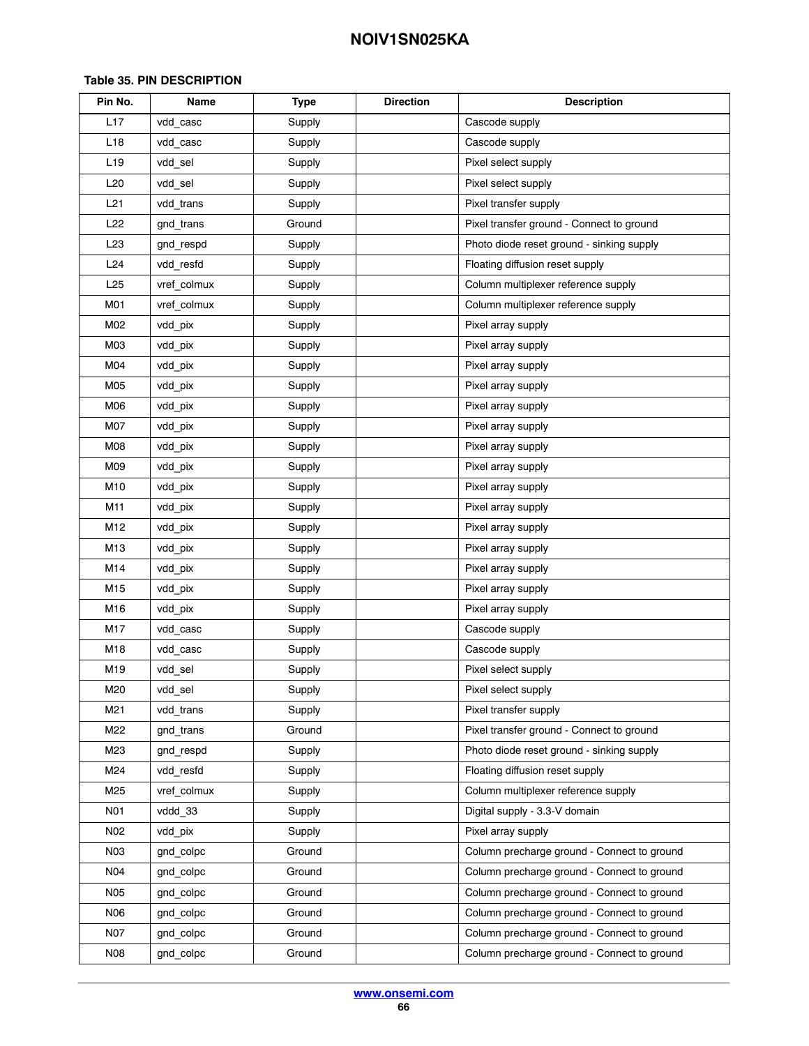**Table 35. PIN DESCRIPTION**

| Pin No. | Name | Type | Direction | Description |
|---|---|---|---|---|
| L17 | vdd_casc | Supply | | Cascode supply |
| L18 | vdd_casc | Supply | | Cascode supply |
| L19 | vdd_sel | Supply | | Pixel select supply |
| L20 | vdd_sel | Supply | | Pixel select supply |
| L21 | vdd_trans | Supply | | Pixel transfer supply |
| L22 | gnd_trans | Ground | | Pixel transfer ground - Connect to ground |
| L23 | gnd_respd | Supply | | Photo diode reset ground - sinking supply |
| L24 | vdd_resfd | Supply | | Floating diffusion reset supply |
| L25 | vref_colmux | Supply | | Column multiplexer reference supply |
| M01 | vref_colmux | Supply | | Column multiplexer reference supply |
| M02 | vdd_pix | Supply | | Pixel array supply |
| M03 | vdd_pix | Supply | | Pixel array supply |
| M04 | vdd_pix | Supply | | Pixel array supply |
| M05 | vdd_pix | Supply | | Pixel array supply |
| M06 | vdd_pix | Supply | | Pixel array supply |
| M07 | vdd_pix | Supply | | Pixel array supply |
| M08 | vdd_pix | Supply | | Pixel array supply |
| M09 | vdd_pix | Supply | | Pixel array supply |
| M10 | vdd_pix | Supply | | Pixel array supply |
| M11 | vdd_pix | Supply | | Pixel array supply |
| M12 | vdd_pix | Supply | | Pixel array supply |
| M13 | vdd_pix | Supply | | Pixel array supply |
| M14 | vdd_pix | Supply | | Pixel array supply |
| M15 | vdd_pix | Supply | | Pixel array supply |
| M16 | vdd_pix | Supply | | Pixel array supply |
| M17 | vdd_casc | Supply | | Cascode supply |
| M18 | vdd_casc | Supply | | Cascode supply |
| M19 | vdd_sel | Supply | | Pixel select supply |
| M20 | vdd_sel | Supply | | Pixel select supply |
| M21 | vdd_trans | Supply | | Pixel transfer supply |
| M22 | gnd_trans | Ground | | Pixel transfer ground - Connect to ground |
| M23 | gnd_respd | Supply | | Photo diode reset ground - sinking supply |
| M24 | vdd_resfd | Supply | | Floating diffusion reset supply |
| M25 | vref_colmux | Supply | | Column multiplexer reference supply |
| N01 | vddd_33 | Supply | | Digital supply - 3.3-V domain |
| N02 | vdd_pix | Supply | | Pixel array supply |
| N03 | gnd_colpc | Ground | | Column precharge ground - Connect to ground |
| N04 | gnd_colpc | Ground | | Column precharge ground - Connect to ground |
| N05 | gnd_colpc | Ground | | Column precharge ground - Connect to ground |
| N06 | gnd_colpc | Ground | | Column precharge ground - Connect to ground |
| N07 | gnd_colpc | Ground | | Column precharge ground - Connect to ground |
| N08 | gnd_colpc | Ground | | Column precharge ground - Connect to ground |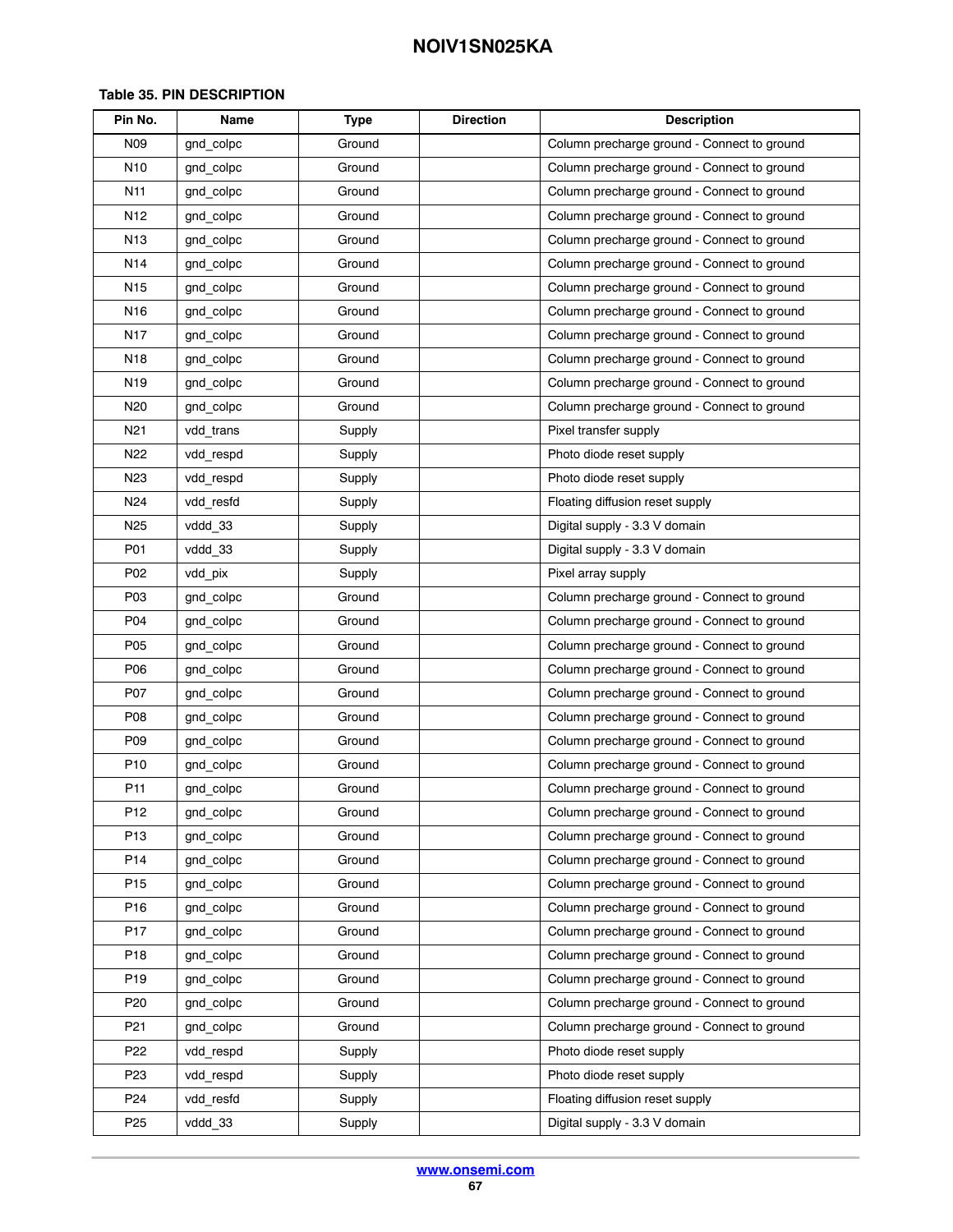**Table 35. PIN DESCRIPTION**

| Pin No. | Name | Type | Direction | Description |
|---|---|---|---|---|
| N09 | gnd_colpc | Ground | | Column precharge ground - Connect to ground |
| N10 | gnd_colpc | Ground | | Column precharge ground - Connect to ground |
| N11 | gnd_colpc | Ground | | Column precharge ground - Connect to ground |
| N12 | gnd_colpc | Ground | | Column precharge ground - Connect to ground |
| N13 | gnd_colpc | Ground | | Column precharge ground - Connect to ground |
| N14 | gnd_colpc | Ground | | Column precharge ground - Connect to ground |
| N15 | gnd_colpc | Ground | | Column precharge ground - Connect to ground |
| N16 | gnd_colpc | Ground | | Column precharge ground - Connect to ground |
| N17 | gnd_colpc | Ground | | Column precharge ground - Connect to ground |
| N18 | gnd_colpc | Ground | | Column precharge ground - Connect to ground |
| N19 | gnd_colpc | Ground | | Column precharge ground - Connect to ground |
| N20 | gnd_colpc | Ground | | Column precharge ground - Connect to ground |
| N21 | vdd_trans | Supply | | Pixel transfer supply |
| N22 | vdd_respd | Supply | | Photo diode reset supply |
| N23 | vdd_respd | Supply | | Photo diode reset supply |
| N24 | vdd_resfd | Supply | | Floating diffusion reset supply |
| N25 | vddd_33 | Supply | | Digital supply - 3.3 V domain |
| P01 | vddd_33 | Supply | | Digital supply - 3.3 V domain |
| P02 | vdd_pix | Supply | | Pixel array supply |
| P03 | gnd_colpc | Ground | | Column precharge ground - Connect to ground |
| P04 | gnd_colpc | Ground | | Column precharge ground - Connect to ground |
| P05 | gnd_colpc | Ground | | Column precharge ground - Connect to ground |
| P06 | gnd_colpc | Ground | | Column precharge ground - Connect to ground |
| P07 | gnd_colpc | Ground | | Column precharge ground - Connect to ground |
| P08 | gnd_colpc | Ground | | Column precharge ground - Connect to ground |
| P09 | gnd_colpc | Ground | | Column precharge ground - Connect to ground |
| P10 | gnd_colpc | Ground | | Column precharge ground - Connect to ground |
| P11 | gnd_colpc | Ground | | Column precharge ground - Connect to ground |
| P12 | gnd_colpc | Ground | | Column precharge ground - Connect to ground |
| P13 | gnd_colpc | Ground | | Column precharge ground - Connect to ground |
| P14 | gnd_colpc | Ground | | Column precharge ground - Connect to ground |
| P15 | gnd_colpc | Ground | | Column precharge ground - Connect to ground |
| P16 | gnd_colpc | Ground | | Column precharge ground - Connect to ground |
| P17 | gnd_colpc | Ground | | Column precharge ground - Connect to ground |
| P18 | gnd_colpc | Ground | | Column precharge ground - Connect to ground |
| P19 | gnd_colpc | Ground | | Column precharge ground - Connect to ground |
| P20 | gnd_colpc | Ground | | Column precharge ground - Connect to ground |
| P21 | gnd_colpc | Ground | | Column precharge ground - Connect to ground |
| P22 | vdd_respd | Supply | | Photo diode reset supply |
| P23 | vdd_respd | Supply | | Photo diode reset supply |
| P24 | vdd_resfd | Supply | | Floating diffusion reset supply |
| P25 | vddd_33 | Supply | | Digital supply - 3.3 V domain |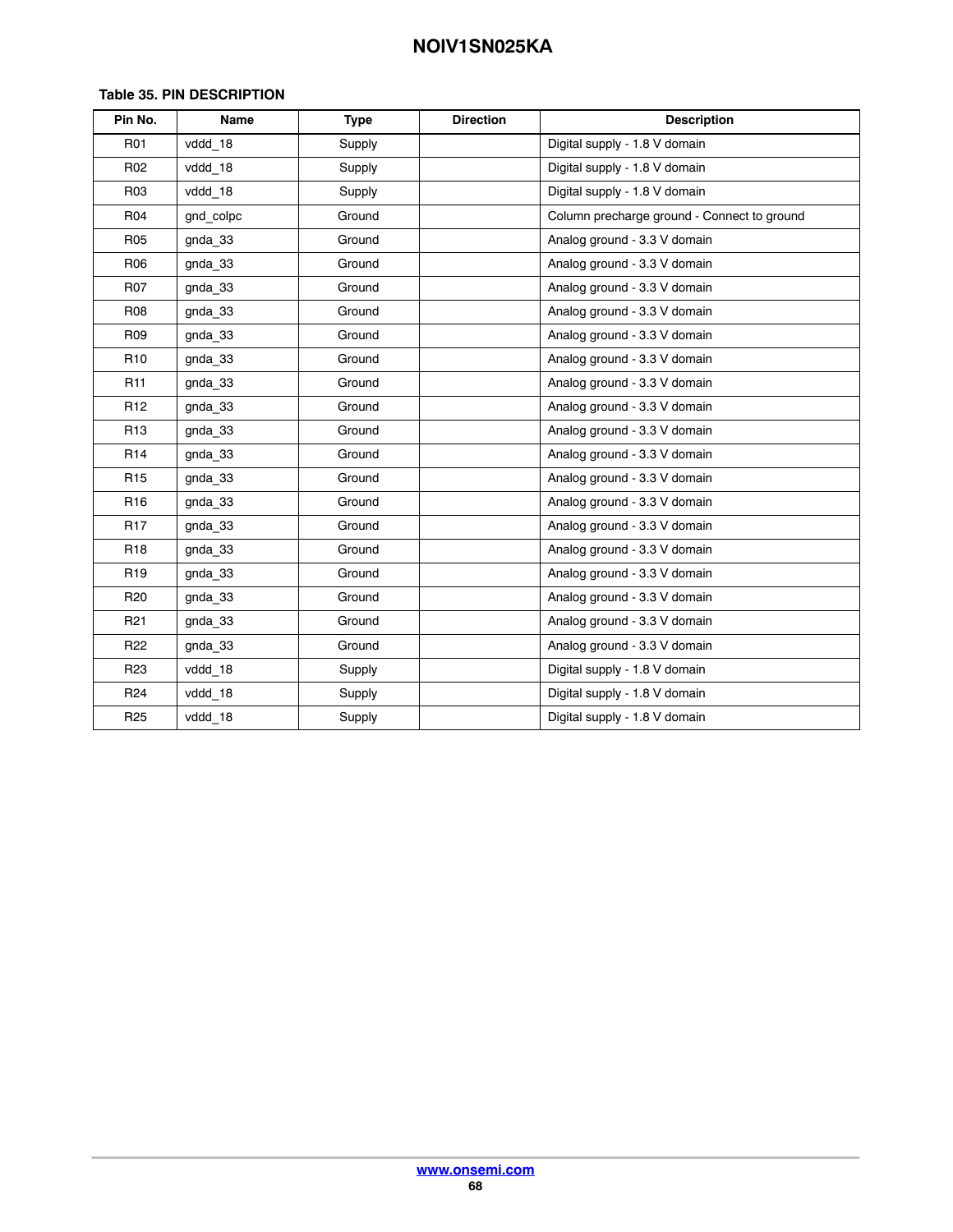**Table 35. PIN DESCRIPTION**

| Pin No. | Name | Type | Direction | Description |
|---|---|---|---|---|
| R01 | vddd_18 | Supply | | Digital supply - 1.8 V domain |
| R02 | vddd_18 | Supply | | Digital supply - 1.8 V domain |
| R03 | vddd_18 | Supply | | Digital supply - 1.8 V domain |
| R04 | gnd_colpc | Ground | | Column precharge ground - Connect to ground |
| R05 | gnda_33 | Ground | | Analog ground - 3.3 V domain |
| R06 | gnda_33 | Ground | | Analog ground - 3.3 V domain |
| R07 | gnda_33 | Ground | | Analog ground - 3.3 V domain |
| R08 | gnda_33 | Ground | | Analog ground - 3.3 V domain |
| R09 | gnda_33 | Ground | | Analog ground - 3.3 V domain |
| R10 | gnda_33 | Ground | | Analog ground - 3.3 V domain |
| R11 | gnda_33 | Ground | | Analog ground - 3.3 V domain |
| R12 | gnda_33 | Ground | | Analog ground - 3.3 V domain |
| R13 | gnda_33 | Ground | | Analog ground - 3.3 V domain |
| R14 | gnda_33 | Ground | | Analog ground - 3.3 V domain |
| R15 | gnda_33 | Ground | | Analog ground - 3.3 V domain |
| R16 | gnda_33 | Ground | | Analog ground - 3.3 V domain |
| R17 | gnda_33 | Ground | | Analog ground - 3.3 V domain |
| R18 | gnda_33 | Ground | | Analog ground - 3.3 V domain |
| R19 | gnda_33 | Ground | | Analog ground - 3.3 V domain |
| R20 | gnda_33 | Ground | | Analog ground - 3.3 V domain |
| R21 | gnda_33 | Ground | | Analog ground - 3.3 V domain |
| R22 | gnda_33 | Ground | | Analog ground - 3.3 V domain |
| R23 | vddd_18 | Supply | | Digital supply - 1.8 V domain |
| R24 | vddd_18 | Supply | | Digital supply - 1.8 V domain |
| R25 | vddd_18 | Supply | | Digital supply - 1.8 V domain |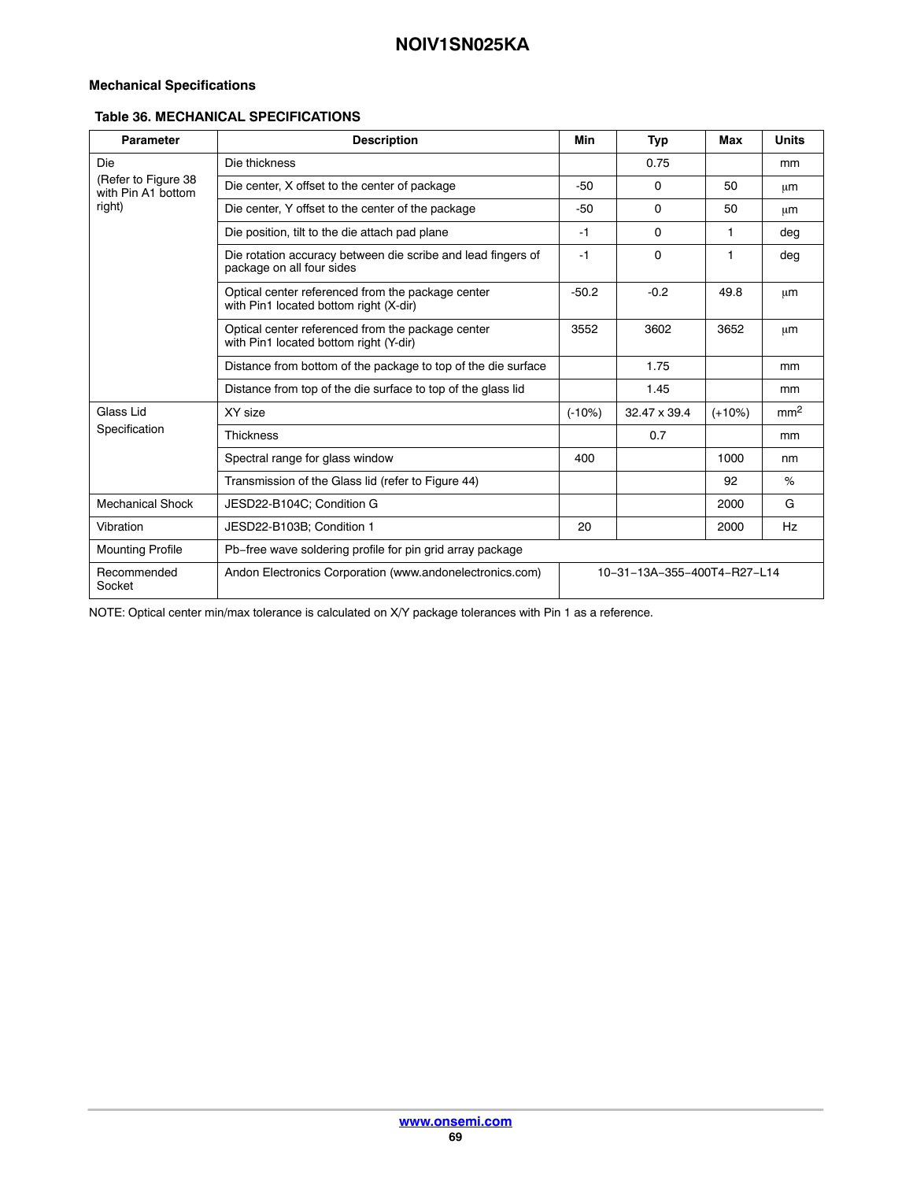### Mechanical Specifications

**Table 36. MECHANICAL SPECIFICATIONS**

| Parameter | Description | Min | Typ | Max | Units |
|---|---|---|---|---|---|
| Die<br>(Refer to Figure 38 with Pin A1 bottom right) | Die thickness | | 0.75 | | mm |
| | Die center, X offset to the center of package | -50 | 0 | 50 | μm |
| | Die center, Y offset to the center of the package | -50 | 0 | 50 | μm |
| | Die position, tilt to the die attach pad plane | -1 | 0 | 1 | deg |
| | Die rotation accuracy between die scribe and lead fingers of package on all four sides | -1 | 0 | 1 | deg |
| | Optical center referenced from the package center with Pin1 located bottom right (X-dir) | -50.2 | -0.2 | 49.8 | μm |
| | Optical center referenced from the package center with Pin1 located bottom right (Y-dir) | 3552 | 3602 | 3652 | μm |
| | Distance from bottom of the package to top of the die surface | | 1.75 | | mm |
| | Distance from top of the die surface to top of the glass lid | | 1.45 | | mm |
| Glass Lid Specification | XY size | (-10%) | 32.47 x 39.4 | (+10%) | $mm^2$ |
| | Thickness | | 0.7 | | mm |
| | Spectral range for glass window | 400 | | 1000 | nm |
| | Transmission of the Glass lid (refer to Figure 44) | | | 92 | % |
| Mechanical Shock | JESD22-B104C; Condition G | | | 2000 | G |
| Vibration | JESD22-B103B; Condition 1 | 20 | | 2000 | Hz |
| Mounting Profile | Pb−free wave soldering profile for pin grid array package | | | | |
| Recommended Socket | Andon Electronics Corporation (www.andonelectronics.com) | 10−31−13A−355−400T4−R27−L14 | | | |

NOTE: Optical center min/max tolerance is calculated on X/Y package tolerances with Pin 1 as a reference.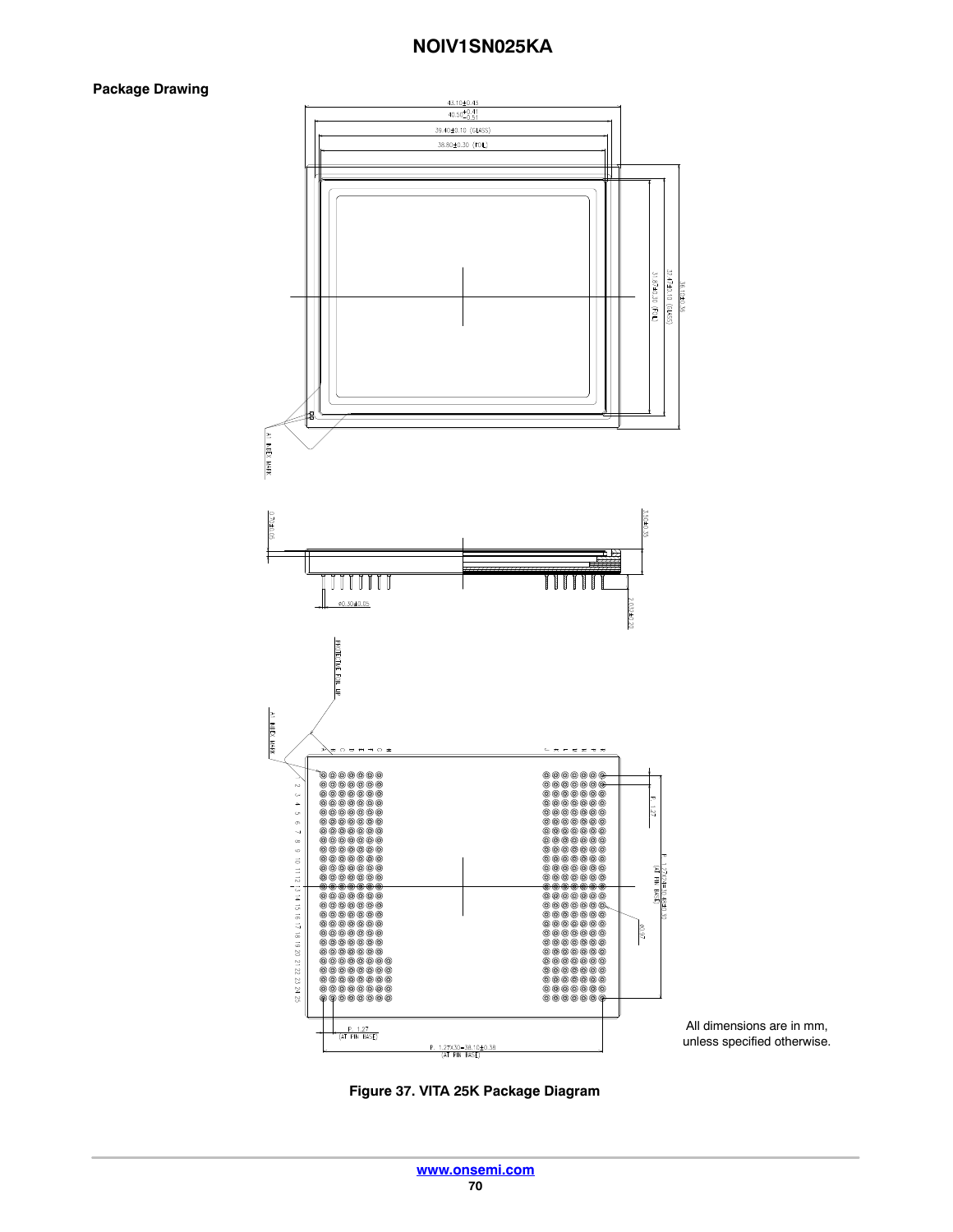## Package Drawing

All dimensions are in mm, unless specified otherwise.

**Figure 37. VITA 25K Package Diagram**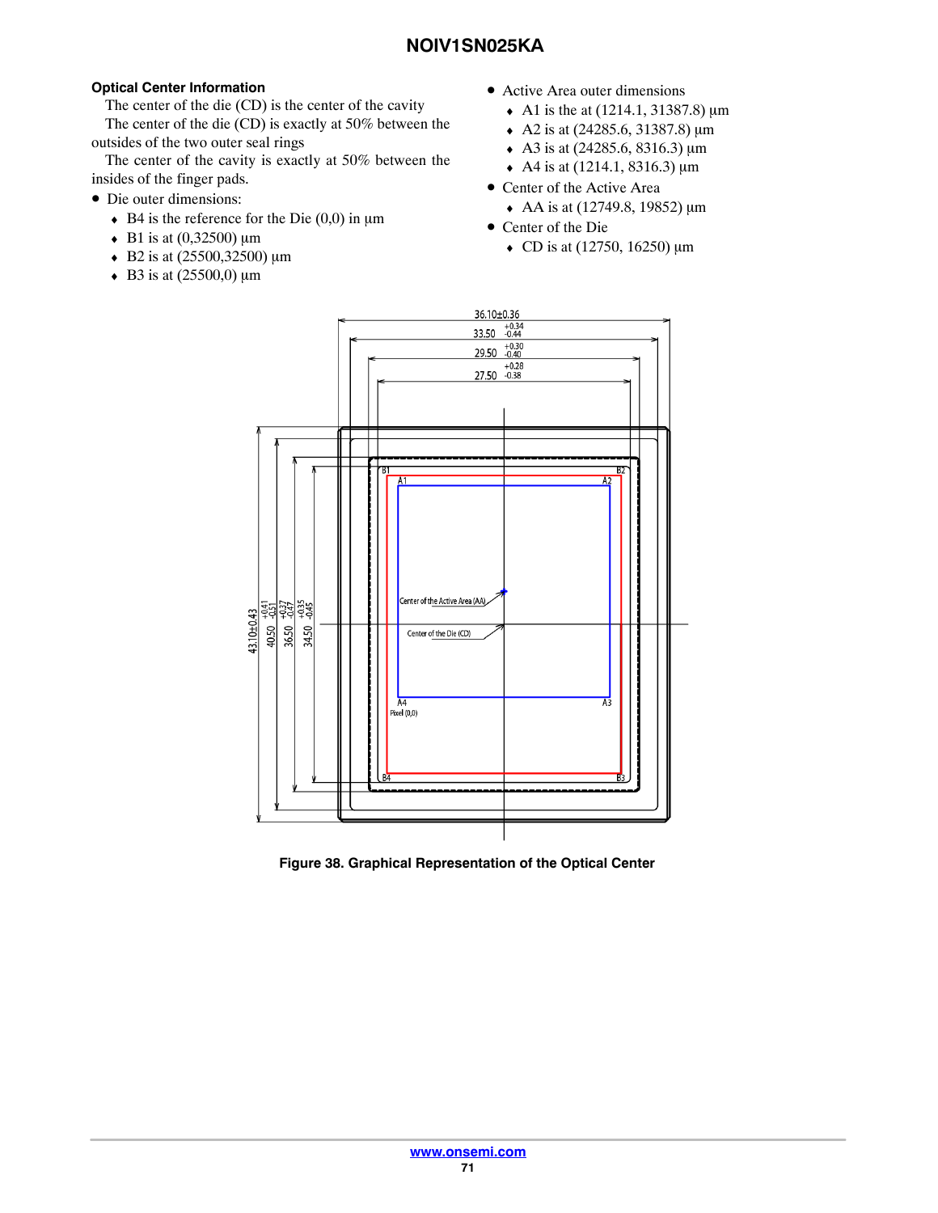### Optical Center Information

The center of the die (CD) is the center of the cavity

The center of the die (CD) is exactly at 50% between the outsides of the two outer seal rings

The center of the cavity is exactly at 50% between the insides of the finger pads.

- Die outer dimensions:
  - B4 is the reference for the Die (0,0) in µm
  - B1 is at (0,32500) µm
  - B2 is at (25500,32500) µm
  - B3 is at (25500,0) µm
- Active Area outer dimensions
  - A1 is the at (1214.1, 31387.8) µm
  - A2 is at (24285.6, 31387.8) µm
  - A3 is at (24285.6, 8316.3) µm
  - A4 is at (1214.1, 8316.3) µm
- Center of the Active Area
  - AA is at (12749.8, 19852) µm
- Center of the Die
  - CD is at (12750, 16250) µm

**Figure 38. Graphical Representation of the Optical Center**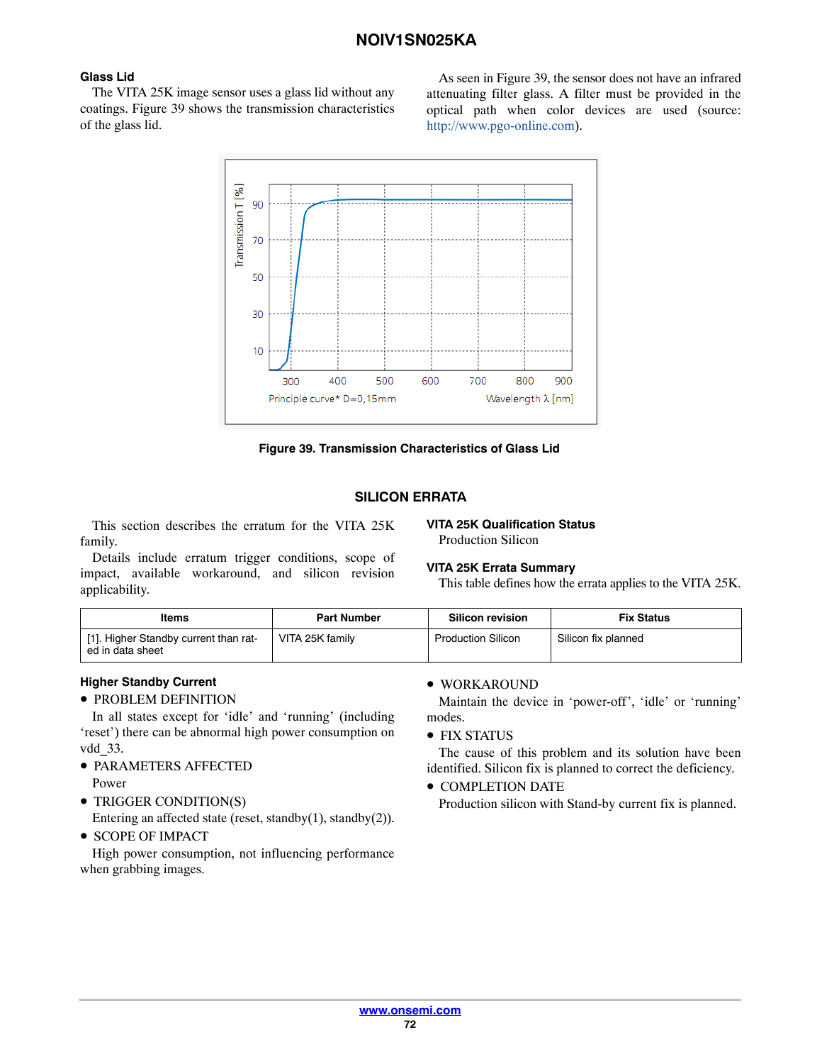### Glass Lid

The VITA 25K image sensor uses a glass lid without any coatings. Figure 39 shows the transmission characteristics of the glass lid.

As seen in Figure 39, the sensor does not have an infrared attenuating filter glass. A filter must be provided in the optical path when color devices are used (source: http://www.pgo-online.com).

Figure 39. Transmission Characteristics of Glass Lid

## SILICON ERRATA

This section describes the erratum for the VITA 25K family.

Details include erratum trigger conditions, scope of impact, available workaround, and silicon revision applicability.

### VITA 25K Qualification Status

Production Silicon

### VITA 25K Errata Summary

This table defines how the errata applies to the VITA 25K.

| Items | Part Number | Silicon revision | Fix Status |
|---|---|---|---|
| [1]. Higher Standby current than rated in data sheet | VITA 25K family | Production Silicon | Silicon fix planned |

### Higher Standby Current

- PROBLEM DEFINITION

  In all states except for ‘idle’ and ‘running’ (including ‘reset’) there can be abnormal high power consumption on vdd_33.
- PARAMETERS AFFECTED

  Power
- TRIGGER CONDITION(S)

  Entering an affected state (reset, standby(1), standby(2)).
- SCOPE OF IMPACT

  High power consumption, not influencing performance when grabbing images.
- WORKAROUND

  Maintain the device in ‘power-off’, ‘idle’ or ‘running’ modes.
- FIX STATUS

  The cause of this problem and its solution have been identified. Silicon fix is planned to correct the deficiency.
- COMPLETION DATE

  Production silicon with Stand-by current fix is planned.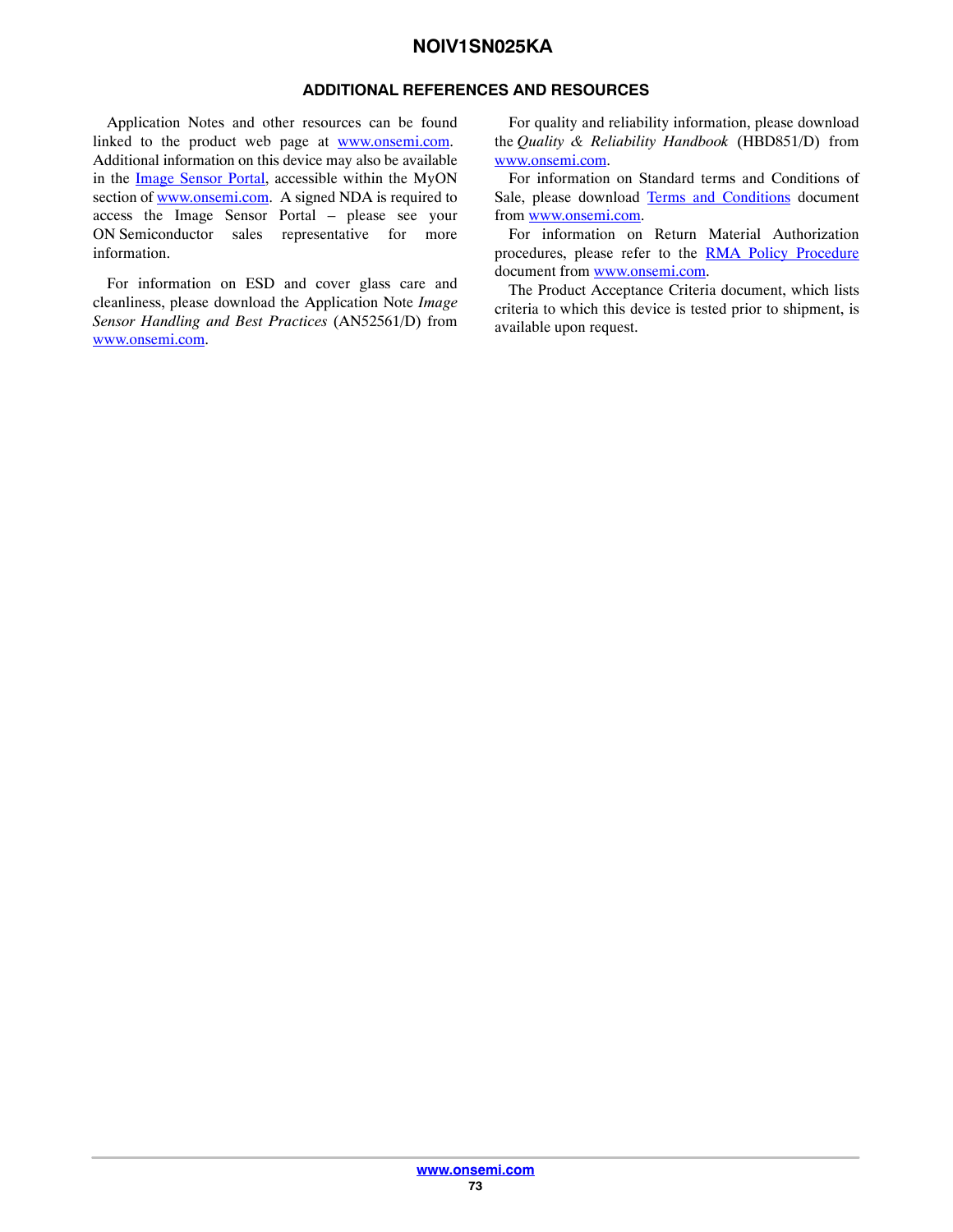## ADDITIONAL REFERENCES AND RESOURCES

Application Notes and other resources can be found linked to the product web page at www.onsemi.com. Additional information on this device may also be available in the Image Sensor Portal, accessible within the MyON section of www.onsemi.com. A signed NDA is required to access the Image Sensor Portal – please see your ON Semiconductor sales representative for more information.

For information on ESD and cover glass care and cleanliness, please download the Application Note *Image Sensor Handling and Best Practices* (AN52561/D) from www.onsemi.com.

For quality and reliability information, please download the *Quality & Reliability Handbook* (HBD851/D) from www.onsemi.com.

For information on Standard terms and Conditions of Sale, please download Terms and Conditions document from www.onsemi.com.

For information on Return Material Authorization procedures, please refer to the RMA Policy Procedure document from www.onsemi.com.

The Product Acceptance Criteria document, which lists criteria to which this device is tested prior to shipment, is available upon request.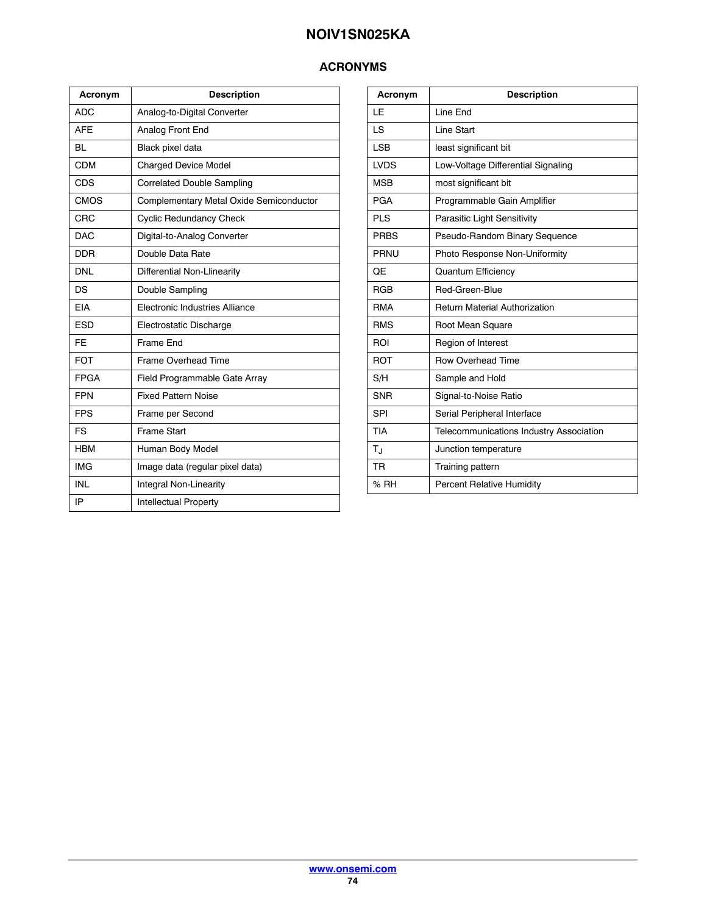## ACRONYMS

| Acronym | Description |
| --- | --- |
| ADC | Analog-to-Digital Converter |
| AFE | Analog Front End |
| BL | Black pixel data |
| CDM | Charged Device Model |
| CDS | Correlated Double Sampling |
| CMOS | Complementary Metal Oxide Semiconductor |
| CRC | Cyclic Redundancy Check |
| DAC | Digital-to-Analog Converter |
| DDR | Double Data Rate |
| DNL | Differential Non-Llinearity |
| DS | Double Sampling |
| EIA | Electronic Industries Alliance |
| ESD | Electrostatic Discharge |
| FE | Frame End |
| FOT | Frame Overhead Time |
| FPGA | Field Programmable Gate Array |
| FPN | Fixed Pattern Noise |
| FPS | Frame per Second |
| FS | Frame Start |
| HBM | Human Body Model |
| IMG | Image data (regular pixel data) |
| INL | Integral Non-Linearity |
| IP | Intellectual Property |
| LE | Line End |
| LS | Line Start |
| LSB | least significant bit |
| LVDS | Low-Voltage Differential Signaling |
| MSB | most significant bit |
| PGA | Programmable Gain Amplifier |
| PLS | Parasitic Light Sensitivity |
| PRBS | Pseudo-Random Binary Sequence |
| PRNU | Photo Response Non-Uniformity |
| QE | Quantum Efficiency |
| RGB | Red-Green-Blue |
| RMA | Return Material Authorization |
| RMS | Root Mean Square |
| ROI | Region of Interest |
| ROT | Row Overhead Time |
| S/H | Sample and Hold |
| SNR | Signal-to-Noise Ratio |
| SPI | Serial Peripheral Interface |
| TIA | Telecommunications Industry Association |
| $T_J$ | Junction temperature |
| TR | Training pattern |
| % RH | Percent Relative Humidity |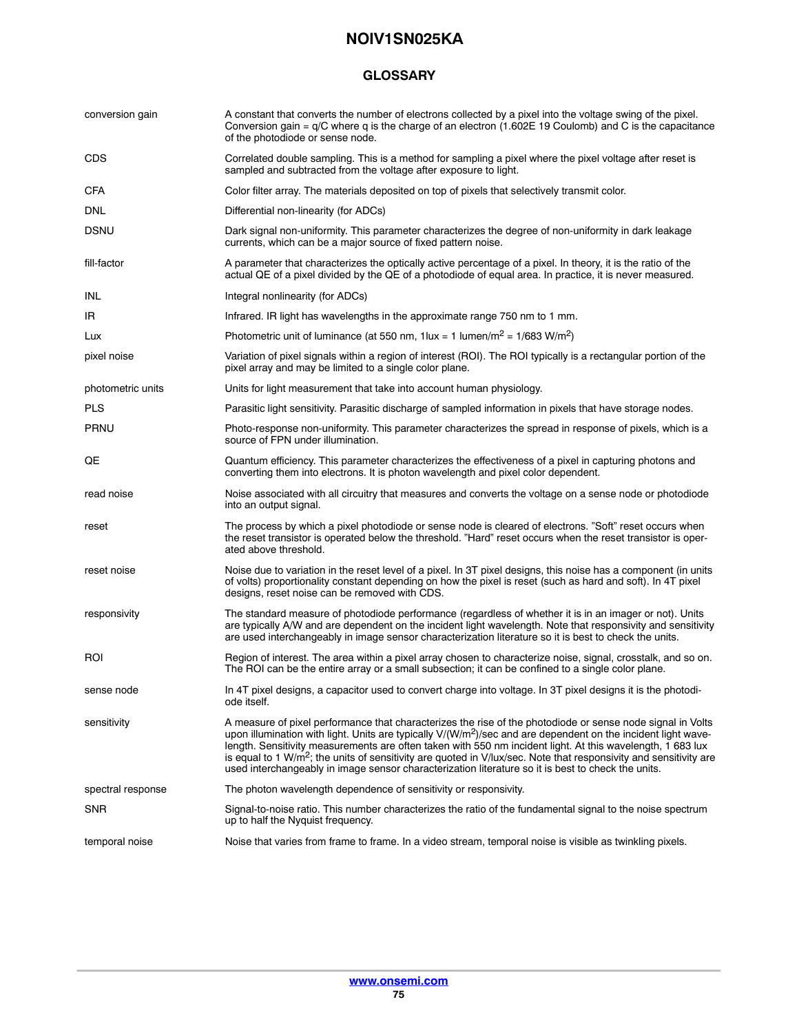## GLOSSARY

| | |
|---|---|
| conversion gain | A constant that converts the number of electrons collected by a pixel into the voltage swing of the pixel. Conversion gain = q/C where q is the charge of an electron (1.602E 19 Coulomb) and C is the capacitance of the photodiode or sense node. |
| CDS | Correlated double sampling. This is a method for sampling a pixel where the pixel voltage after reset is sampled and subtracted from the voltage after exposure to light. |
| CFA | Color filter array. The materials deposited on top of pixels that selectively transmit color. |
| DNL | Differential non-linearity (for ADCs) |
| DSNU | Dark signal non-uniformity. This parameter characterizes the degree of non-uniformity in dark leakage currents, which can be a major source of fixed pattern noise. |
| fill-factor | A parameter that characterizes the optically active percentage of a pixel. In theory, it is the ratio of the actual QE of a pixel divided by the QE of a photodiode of equal area. In practice, it is never measured. |
| INL | Integral nonlinearity (for ADCs) |
| IR | Infrared. IR light has wavelengths in the approximate range 750 nm to 1 mm. |
| Lux | Photometric unit of luminance (at 550 nm, 1lux = 1 lumen/$m^2$ = 1/683 W/$m^2$) |
| pixel noise | Variation of pixel signals within a region of interest (ROI). The ROI typically is a rectangular portion of the pixel array and may be limited to a single color plane. |
| photometric units | Units for light measurement that take into account human physiology. |
| PLS | Parasitic light sensitivity. Parasitic discharge of sampled information in pixels that have storage nodes. |
| PRNU | Photo-response non-uniformity. This parameter characterizes the spread in response of pixels, which is a source of FPN under illumination. |
| QE | Quantum efficiency. This parameter characterizes the effectiveness of a pixel in capturing photons and converting them into electrons. It is photon wavelength and pixel color dependent. |
| read noise | Noise associated with all circuitry that measures and converts the voltage on a sense node or photodiode into an output signal. |
| reset | The process by which a pixel photodiode or sense node is cleared of electrons. "Soft" reset occurs when the reset transistor is operated below the threshold. "Hard" reset occurs when the reset transistor is operated above threshold. |
| reset noise | Noise due to variation in the reset level of a pixel. In 3T pixel designs, this noise has a component (in units of volts) proportionality constant depending on how the pixel is reset (such as hard and soft). In 4T pixel designs, reset noise can be removed with CDS. |
| responsivity | The standard measure of photodiode performance (regardless of whether it is in an imager or not). Units are typically A/W and are dependent on the incident light wavelength. Note that responsivity and sensitivity are used interchangeably in image sensor characterization literature so it is best to check the units. |
| ROI | Region of interest. The area within a pixel array chosen to characterize noise, signal, crosstalk, and so on. The ROI can be the entire array or a small subsection; it can be confined to a single color plane. |
| sense node | In 4T pixel designs, a capacitor used to convert charge into voltage. In 3T pixel designs it is the photodiode itself. |
| sensitivity | A measure of pixel performance that characterizes the rise of the photodiode or sense node signal in Volts upon illumination with light. Units are typically V/(W/$m^2$)/sec and are dependent on the incident light wavelength. Sensitivity measurements are often taken with 550 nm incident light. At this wavelength, 1 683 lux is equal to 1 W/$m^2$; the units of sensitivity are quoted in V/lux/sec. Note that responsivity and sensitivity are used interchangeably in image sensor characterization literature so it is best to check the units. |
| spectral response | The photon wavelength dependence of sensitivity or responsivity. |
| SNR | Signal-to-noise ratio. This number characterizes the ratio of the fundamental signal to the noise spectrum up to half the Nyquist frequency. |
| temporal noise | Noise that varies from frame to frame. In a video stream, temporal noise is visible as twinkling pixels. |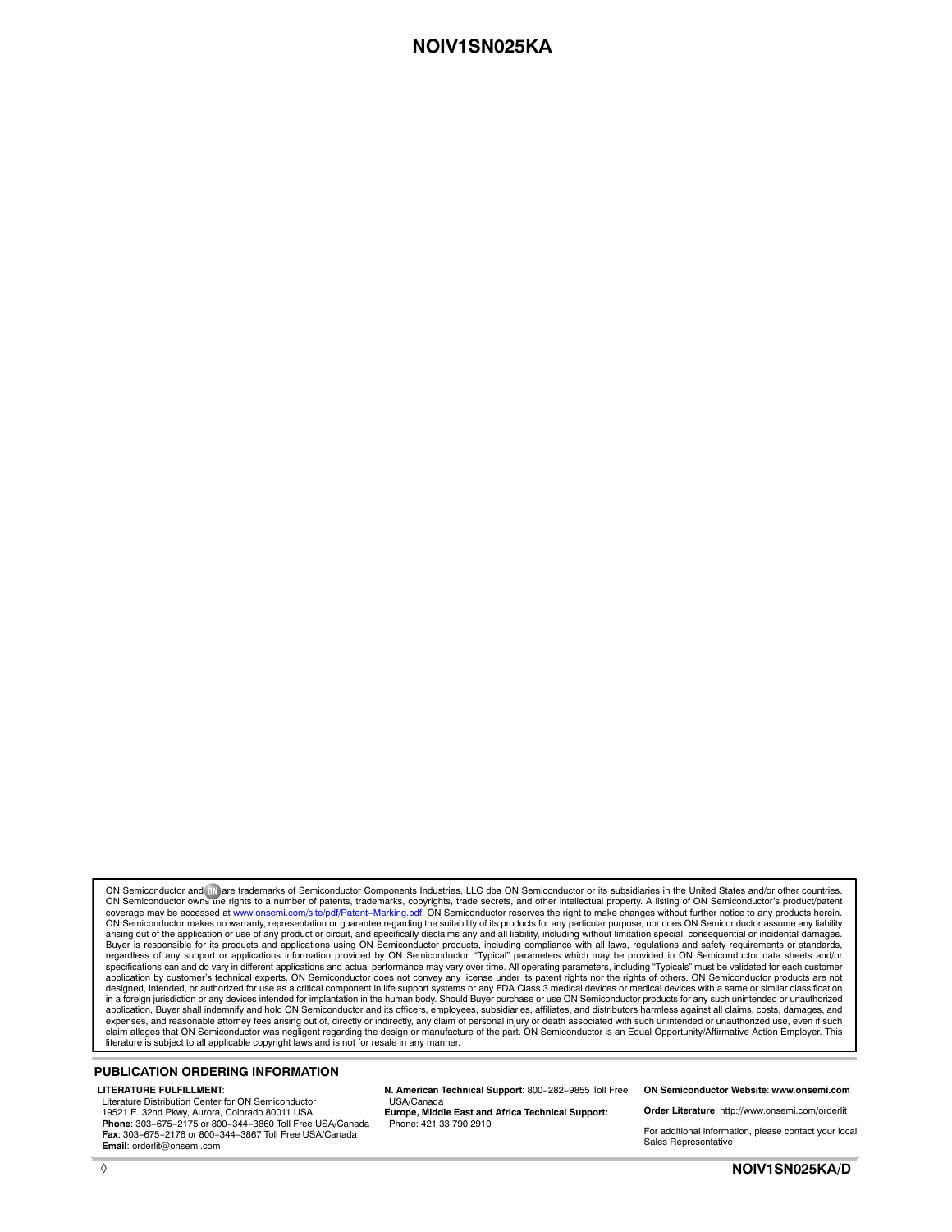ON Semiconductor and ON are trademarks of Semiconductor Components Industries, LLC dba ON Semiconductor or its subsidiaries in the United States and/or other countries. ON Semiconductor owns the rights to a number of patents, trademarks, copyrights, trade secrets, and other intellectual property. A listing of ON Semiconductor's product/patent coverage may be accessed at www.onsemi.com/site/pdf/Patent−Marking.pdf. ON Semiconductor reserves the right to make changes without further notice to any products herein. ON Semiconductor makes no warranty, representation or guarantee regarding the suitability of its products for any particular purpose, nor does ON Semiconductor assume any liability arising out of the application or use of any product or circuit, and specifically disclaims any and all liability, including without limitation special, consequential or incidental damages. Buyer is responsible for its products and applications using ON Semiconductor products, including compliance with all laws, regulations and safety requirements or standards, regardless of any support or applications information provided by ON Semiconductor. "Typical" parameters which may be provided in ON Semiconductor data sheets and/or specifications can and do vary in different applications and actual performance may vary over time. All operating parameters, including "Typicals" must be validated for each customer application by customer's technical experts. ON Semiconductor does not convey any license under its patent rights nor the rights of others. ON Semiconductor products are not designed, intended, or authorized for use as a critical component in life support systems or any FDA Class 3 medical devices or medical devices with a same or similar classification in a foreign jurisdiction or any devices intended for implantation in the human body. Should Buyer purchase or use ON Semiconductor products for any such unintended or unauthorized application, Buyer shall indemnify and hold ON Semiconductor and its officers, employees, subsidiaries, affiliates, and distributors harmless against all claims, costs, damages, and expenses, and reasonable attorney fees arising out of, directly or indirectly, any claim of personal injury or death associated with such unintended or unauthorized use, even if such claim alleges that ON Semiconductor was negligent regarding the design or manufacture of the part. ON Semiconductor is an Equal Opportunity/Affirmative Action Employer. This literature is subject to all applicable copyright laws and is not for resale in any manner.

## PUBLICATION ORDERING INFORMATION

**LITERATURE FULFILLMENT**:
Literature Distribution Center for ON Semiconductor
19521 E. 32nd Pkwy, Aurora, Colorado 80011 USA
**Phone**: 303−675−2175 or 800−344−3860 Toll Free USA/Canada
**Fax**: 303−675−2176 or 800−344−3867 Toll Free USA/Canada
**Email**: orderlit@onsemi.com

**N. American Technical Support**: 800−282−9855 Toll Free USA/Canada
**Europe, Middle East and Africa Technical Support:**
Phone: 421 33 790 2910

**ON Semiconductor Website**: **www.onsemi.com**

**Order Literature**: http://www.onsemi.com/orderlit

For additional information, please contact your local Sales Representative

NOIV1SN025KA/D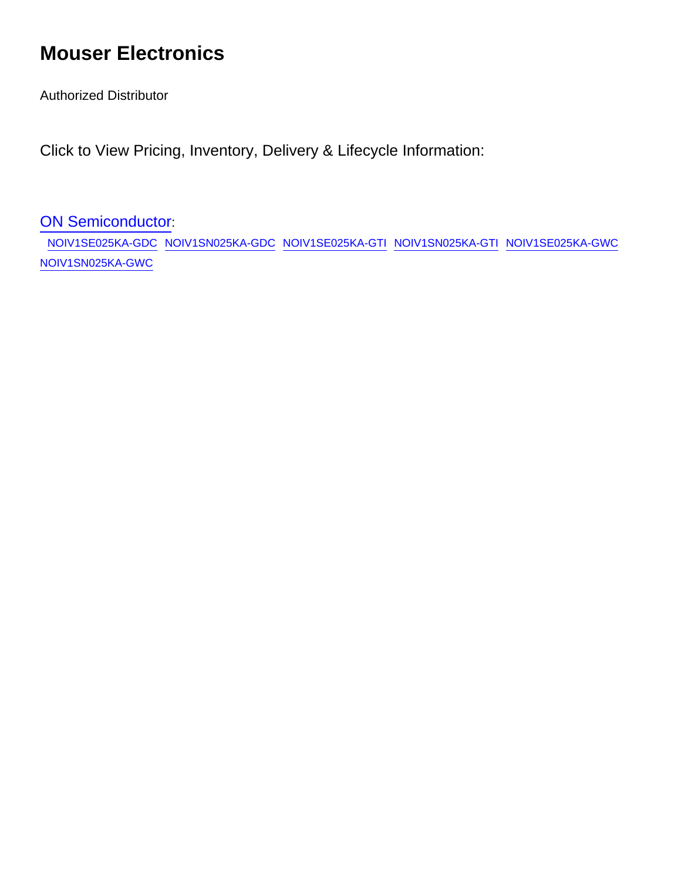# Mouser Electronics

Authorized Distributor

Click to View Pricing, Inventory, Delivery & Lifecycle Information:

ON Semiconductor:

NOIV1SE025KA-GDC NOIV1SN025KA-GDC NOIV1SE025KA-GTI NOIV1SN025KA-GTI NOIV1SE025KA-GWC NOIV1SN025KA-GWC